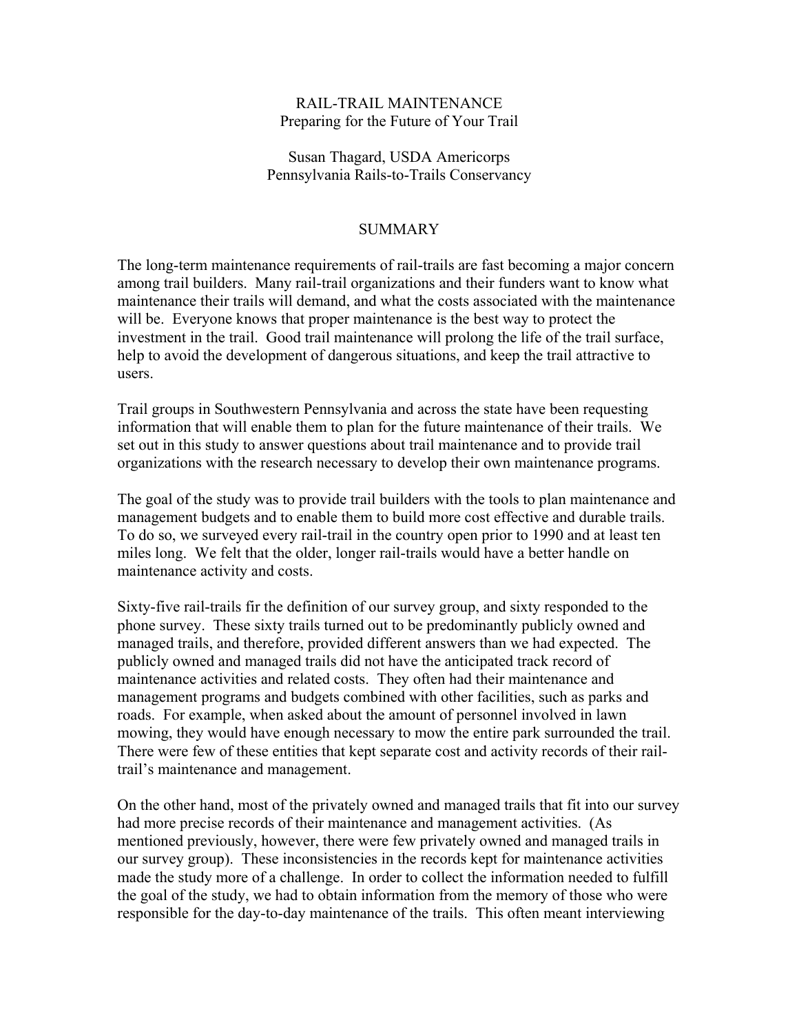# RAIL-TRAIL MAINTENANCE
## Preparing for the Future of Your Trail

Susan Thagard, USDA Americorps
Pennsylvania Rails-to-Trails Conservancy

## SUMMARY

The long-term maintenance requirements of rail-trails are fast becoming a major concern among trail builders. Many rail-trail organizations and their funders want to know what maintenance their trails will demand, and what the costs associated with the maintenance will be. Everyone knows that proper maintenance is the best way to protect the investment in the trail. Good trail maintenance will prolong the life of the trail surface, help to avoid the development of dangerous situations, and keep the trail attractive to users.

Trail groups in Southwestern Pennsylvania and across the state have been requesting information that will enable them to plan for the future maintenance of their trails. We set out in this study to answer questions about trail maintenance and to provide trail organizations with the research necessary to develop their own maintenance programs.

The goal of the study was to provide trail builders with the tools to plan maintenance and management budgets and to enable them to build more cost effective and durable trails. To do so, we surveyed every rail-trail in the country open prior to 1990 and at least ten miles long. We felt that the older, longer rail-trails would have a better handle on maintenance activity and costs.

Sixty-five rail-trails fir the definition of our survey group, and sixty responded to the phone survey. These sixty trails turned out to be predominantly publicly owned and managed trails, and therefore, provided different answers than we had expected. The publicly owned and managed trails did not have the anticipated track record of maintenance activities and related costs. They often had their maintenance and management programs and budgets combined with other facilities, such as parks and roads. For example, when asked about the amount of personnel involved in lawn mowing, they would have enough necessary to mow the entire park surrounded the trail. There were few of these entities that kept separate cost and activity records of their rail-trail's maintenance and management.

On the other hand, most of the privately owned and managed trails that fit into our survey had more precise records of their maintenance and management activities. (As mentioned previously, however, there were few privately owned and managed trails in our survey group). These inconsistencies in the records kept for maintenance activities made the study more of a challenge. In order to collect the information needed to fulfill the goal of the study, we had to obtain information from the memory of those who were responsible for the day-to-day maintenance of the trails. This often meant interviewing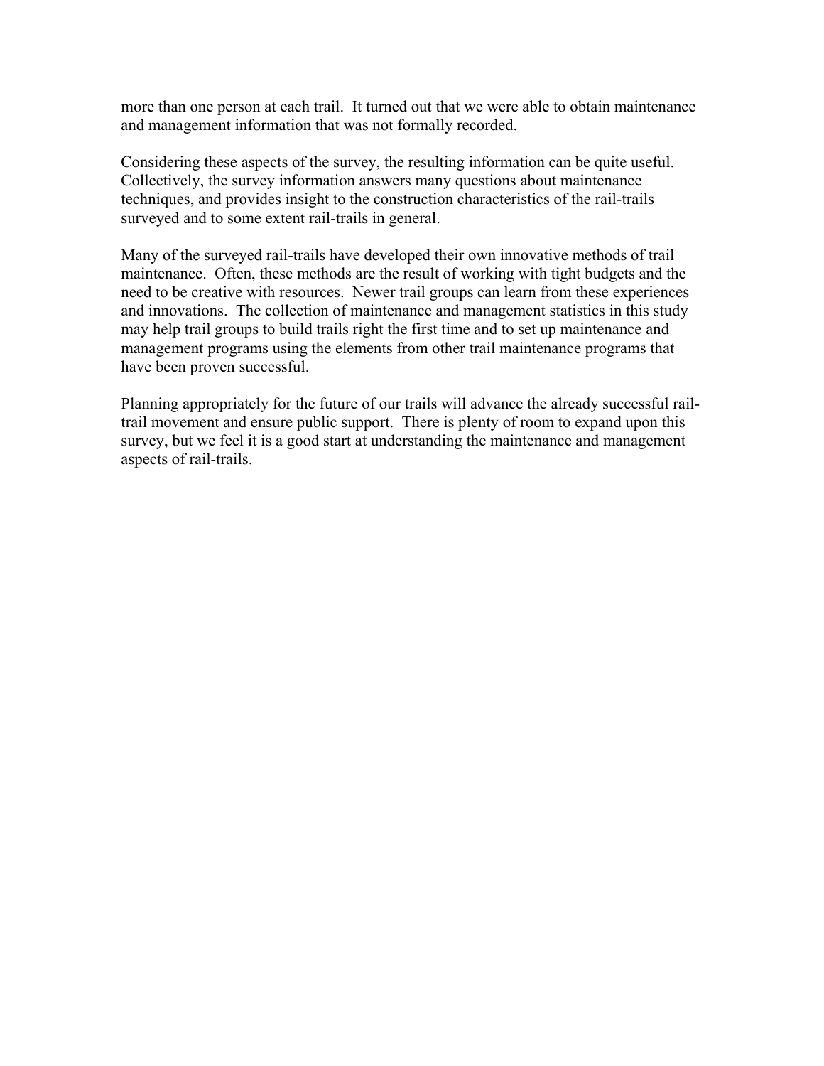more than one person at each trail. It turned out that we were able to obtain maintenance and management information that was not formally recorded.

Considering these aspects of the survey, the resulting information can be quite useful. Collectively, the survey information answers many questions about maintenance techniques, and provides insight to the construction characteristics of the rail-trails surveyed and to some extent rail-trails in general.

Many of the surveyed rail-trails have developed their own innovative methods of trail maintenance. Often, these methods are the result of working with tight budgets and the need to be creative with resources. Newer trail groups can learn from these experiences and innovations. The collection of maintenance and management statistics in this study may help trail groups to build trails right the first time and to set up maintenance and management programs using the elements from other trail maintenance programs that have been proven successful.

Planning appropriately for the future of our trails will advance the already successful rail-trail movement and ensure public support. There is plenty of room to expand upon this survey, but we feel it is a good start at understanding the maintenance and management aspects of rail-trails.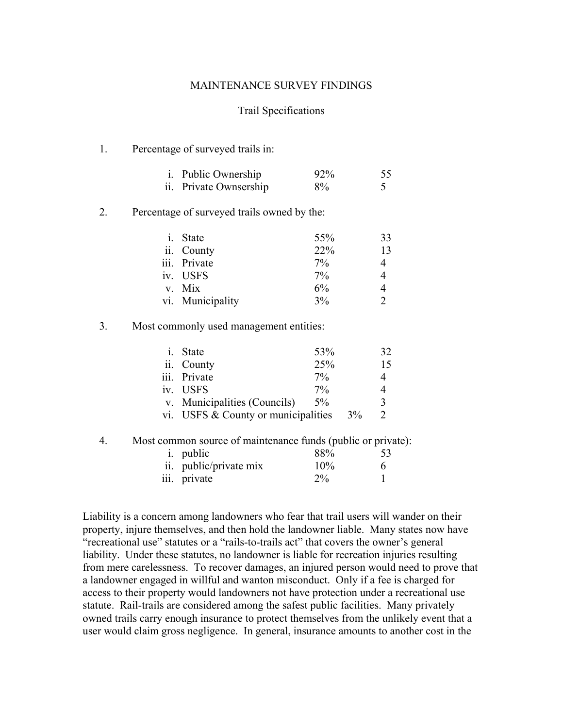# MAINTENANCE SURVEY FINDINGS

## Trail Specifications

1. Percentage of surveyed trails in:

| | | |
|---|---|---|
| i. Public Ownership | 92% | 55 |
| ii. Private Ownsership | 8% | 5 |

2. Percentage of surveyed trails owned by the:

| | | |
|---|---|---|
| i. State | 55% | 33 |
| ii. County | 22% | 13 |
| iii. Private | 7% | 4 |
| iv. USFS | 7% | 4 |
| v. Mix | 6% | 4 |
| vi. Municipality | 3% | 2 |

3. Most commonly used management entities:

| | | |
|---|---|---|
| i. State | 53% | 32 |
| ii. County | 25% | 15 |
| iii. Private | 7% | 4 |
| iv. USFS | 7% | 4 |
| v. Municipalities (Councils) | 5% | 3 |
| vi. USFS & County or municipalities | 3% | 2 |

4. Most common source of maintenance funds (public or private):

| | | |
|---|---|---|
| i. public | 88% | 53 |
| ii. public/private mix | 10% | 6 |
| iii. private | 2% | 1 |

Liability is a concern among landowners who fear that trail users will wander on their property, injure themselves, and then hold the landowner liable. Many states now have "recreational use" statutes or a "rails-to-trails act" that covers the owner's general liability. Under these statutes, no landowner is liable for recreation injuries resulting from mere carelessness. To recover damages, an injured person would need to prove that a landowner engaged in willful and wanton misconduct. Only if a fee is charged for access to their property would landowners not have protection under a recreational use statute. Rail-trails are considered among the safest public facilities. Many privately owned trails carry enough insurance to protect themselves from the unlikely event that a user would claim gross negligence. In general, insurance amounts to another cost in the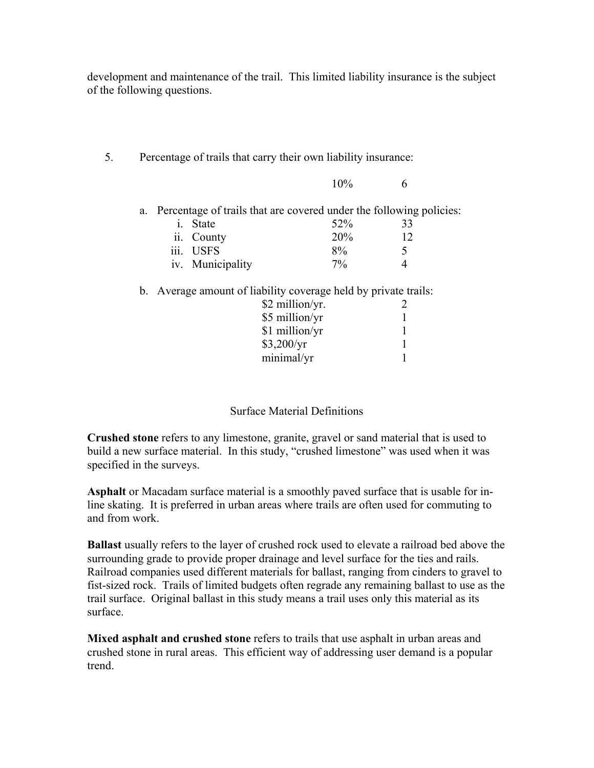development and maintenance of the trail. This limited liability insurance is the subject of the following questions.

5. Percentage of trails that carry their own liability insurance:

| | | |
|---|---|---|
| | 10% | 6 |

a. Percentage of trails that are covered under the following policies:

| | | |
|---|---|---|
| i. State | 52% | 33 |
| ii. County | 20% | 12 |
| iii. USFS | 8% | 5 |
| iv. Municipality | 7% | 4 |

b. Average amount of liability coverage held by private trails:

| | |
|---|---|
| $2 million/yr. | 2 |
| $5 million/yr | 1 |
| $1 million/yr | 1 |
| $3,200/yr | 1 |
| minimal/yr | 1 |

## Surface Material Definitions

**Crushed stone** refers to any limestone, granite, gravel or sand material that is used to build a new surface material. In this study, "crushed limestone" was used when it was specified in the surveys.

**Asphalt** or Macadam surface material is a smoothly paved surface that is usable for in-line skating. It is preferred in urban areas where trails are often used for commuting to and from work.

**Ballast** usually refers to the layer of crushed rock used to elevate a railroad bed above the surrounding grade to provide proper drainage and level surface for the ties and rails. Railroad companies used different materials for ballast, ranging from cinders to gravel to fist-sized rock. Trails of limited budgets often regrade any remaining ballast to use as the trail surface. Original ballast in this study means a trail uses only this material as its surface.

**Mixed asphalt and crushed stone** refers to trails that use asphalt in urban areas and crushed stone in rural areas. This efficient way of addressing user demand is a popular trend.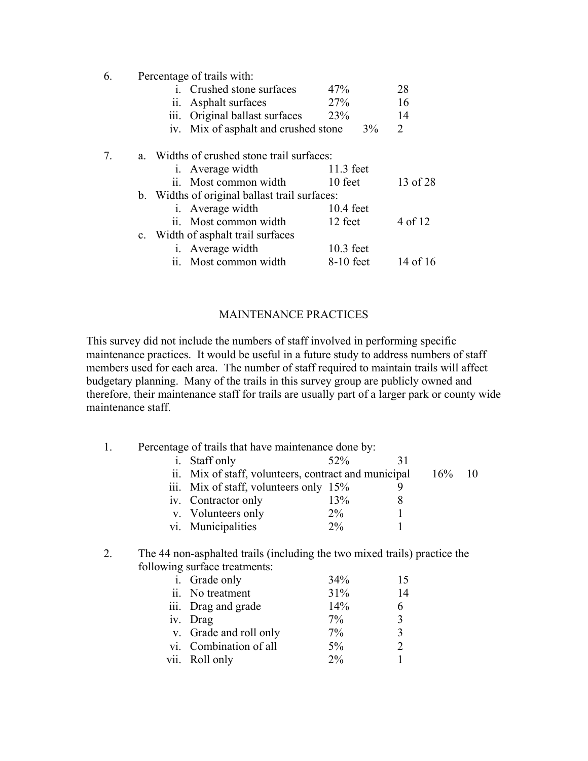6. Percentage of trails with:

| | | |
|---|---|---|
| i. Crushed stone surfaces | 47% | 28 |
| ii. Asphalt surfaces | 27% | 16 |
| iii. Original ballast surfaces | 23% | 14 |
| iv. Mix of asphalt and crushed stone | 3% | 2 |

7. a. Widths of crushed stone trail surfaces:

| | | |
|---|---|---|
| i. Average width | 11.3 feet | |
| ii. Most common width | 10 feet | 13 of 28 |

b. Widths of original ballast trail surfaces:

| | | |
|---|---|---|
| i. Average width | 10.4 feet | |
| ii. Most common width | 12 feet | 4 of 12 |

c. Width of asphalt trail surfaces

| | | |
|---|---|---|
| i. Average width | 10.3 feet | |
| ii. Most common width | 8-10 feet | 14 of 16 |

## MAINTENANCE PRACTICES

This survey did not include the numbers of staff involved in performing specific maintenance practices. It would be useful in a future study to address numbers of staff members used for each area. The number of staff required to maintain trails will affect budgetary planning. Many of the trails in this survey group are publicly owned and therefore, their maintenance staff for trails are usually part of a larger park or county wide maintenance staff.

1. Percentage of trails that have maintenance done by:

| | | |
|---|---|---|
| i. Staff only | 52% | 31 |
| ii. Mix of staff, volunteers, contract and municipal | 16% | 10 |
| iii. Mix of staff, volunteers only | 15% | 9 |
| iv. Contractor only | 13% | 8 |
| v. Volunteers only | 2% | 1 |
| vi. Municipalities | 2% | 1 |

2. The 44 non-asphalted trails (including the two mixed trails) practice the following surface treatments:

| | | |
|---|---|---|
| i. Grade only | 34% | 15 |
| ii. No treatment | 31% | 14 |
| iii. Drag and grade | 14% | 6 |
| iv. Drag | 7% | 3 |
| v. Grade and roll only | 7% | 3 |
| vi. Combination of all | 5% | 2 |
| vii. Roll only | 2% | 1 |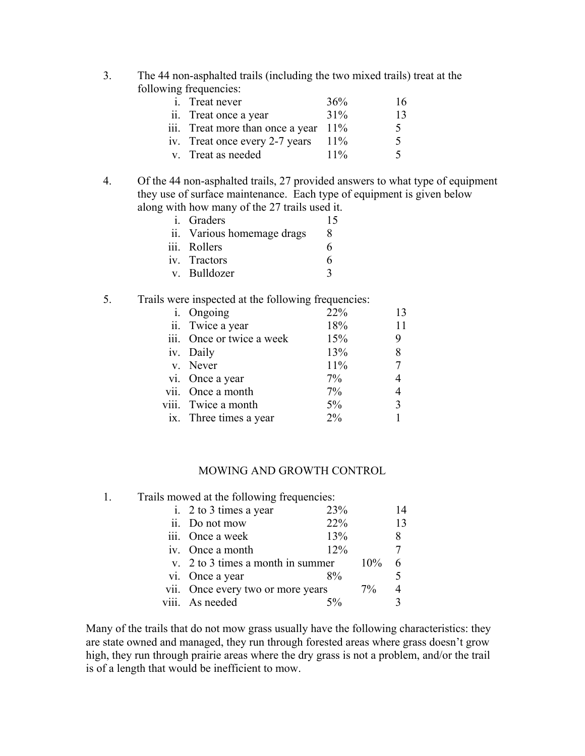3. The 44 non-asphalted trails (including the two mixed trails) treat at the following frequencies:

| | | |
|---|---|---|
| i. Treat never | 36% | 16 |
| ii. Treat once a year | 31% | 13 |
| iii. Treat more than once a year | 11% | 5 |
| iv. Treat once every 2-7 years | 11% | 5 |
| v. Treat as needed | 11% | 5 |

4. Of the 44 non-asphalted trails, 27 provided answers to what type of equipment they use of surface maintenance. Each type of equipment is given below along with how many of the 27 trails used it.

| | |
|---|---|
| i. Graders | 15 |
| ii. Various homemage drags | 8 |
| iii. Rollers | 6 |
| iv. Tractors | 6 |
| v. Bulldozer | 3 |

5. Trails were inspected at the following frequencies:

| | | |
|---|---|---|
| i. Ongoing | 22% | 13 |
| ii. Twice a year | 18% | 11 |
| iii. Once or twice a week | 15% | 9 |
| iv. Daily | 13% | 8 |
| v. Never | 11% | 7 |
| vi. Once a year | 7% | 4 |
| vii. Once a month | 7% | 4 |
| viii. Twice a month | 5% | 3 |
| ix. Three times a year | 2% | 1 |

## MOWING AND GROWTH CONTROL

1. Trails mowed at the following frequencies:

| | | |
|---|---|---|
| i. 2 to 3 times a year | 23% | 14 |
| ii. Do not mow | 22% | 13 |
| iii. Once a week | 13% | 8 |
| iv. Once a month | 12% | 7 |
| v. 2 to 3 times a month in summer | 10% | 6 |
| vi. Once a year | 8% | 5 |
| vii. Once every two or more years | 7% | 4 |
| viii. As needed | 5% | 3 |

Many of the trails that do not mow grass usually have the following characteristics: they are state owned and managed, they run through forested areas where grass doesn't grow high, they run through prairie areas where the dry grass is not a problem, and/or the trail is of a length that would be inefficient to mow.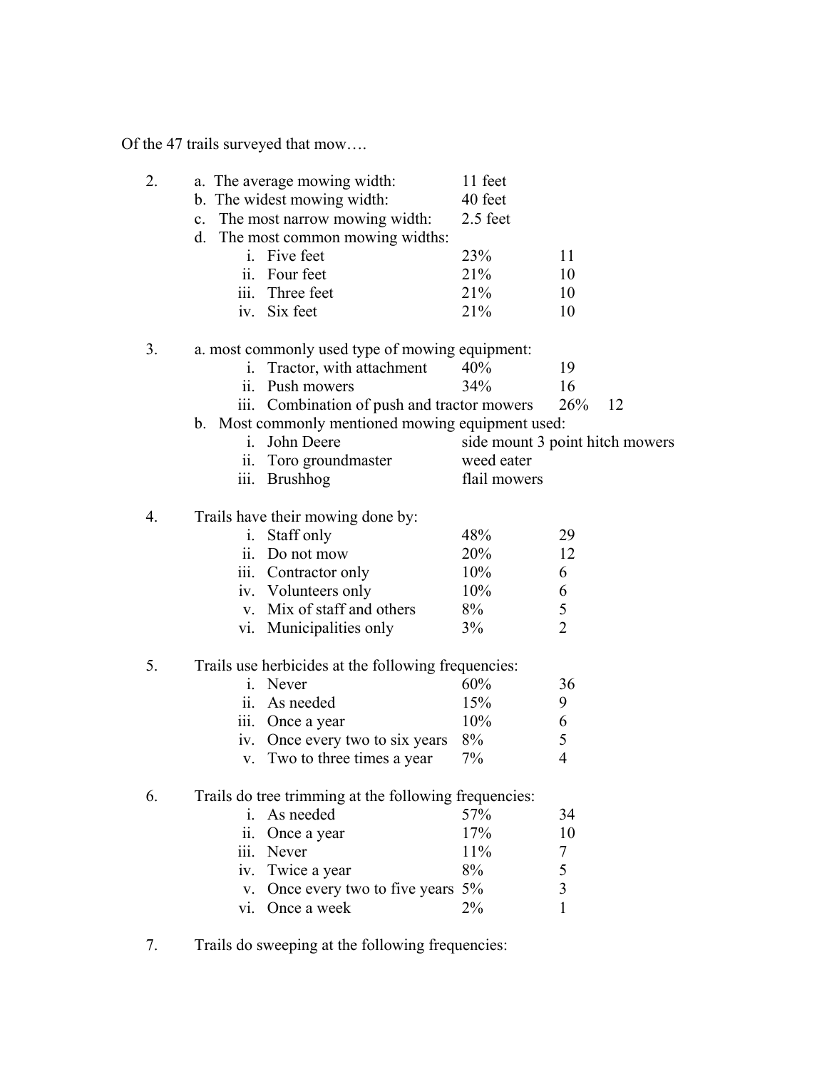Of the 47 trails surveyed that mow….

2. a. The average mowing width: 11 feet
   b. The widest mowing width: 40 feet
   c. The most narrow mowing width: 2.5 feet
   d. The most common mowing widths:
      i. Five feet 23% 11
      ii. Four feet 21% 10
      iii. Three feet 21% 10
      iv. Six feet 21% 10

3. a. most commonly used type of mowing equipment:
      i. Tractor, with attachment 40% 19
      ii. Push mowers 34% 16
      iii. Combination of push and tractor mowers 26% 12
   b. Most commonly mentioned mowing equipment used:
      i. John Deere side mount 3 point hitch mowers
      ii. Toro groundmaster weed eater
      iii. Brushhog flail mowers

4. Trails have their mowing done by:
      i. Staff only 48% 29
      ii. Do not mow 20% 12
      iii. Contractor only 10% 6
      iv. Volunteers only 10% 6
      v. Mix of staff and others 8% 5
      vi. Municipalities only 3% 2

5. Trails use herbicides at the following frequencies:
      i. Never 60% 36
      ii. As needed 15% 9
      iii. Once a year 10% 6
      iv. Once every two to six years 8% 5
      v. Two to three times a year 7% 4

6. Trails do tree trimming at the following frequencies:
      i. As needed 57% 34
      ii. Once a year 17% 10
      iii. Never 11% 7
      iv. Twice a year 8% 5
      v. Once every two to five years 5% 3
      vi. Once a week 2% 1

7. Trails do sweeping at the following frequencies: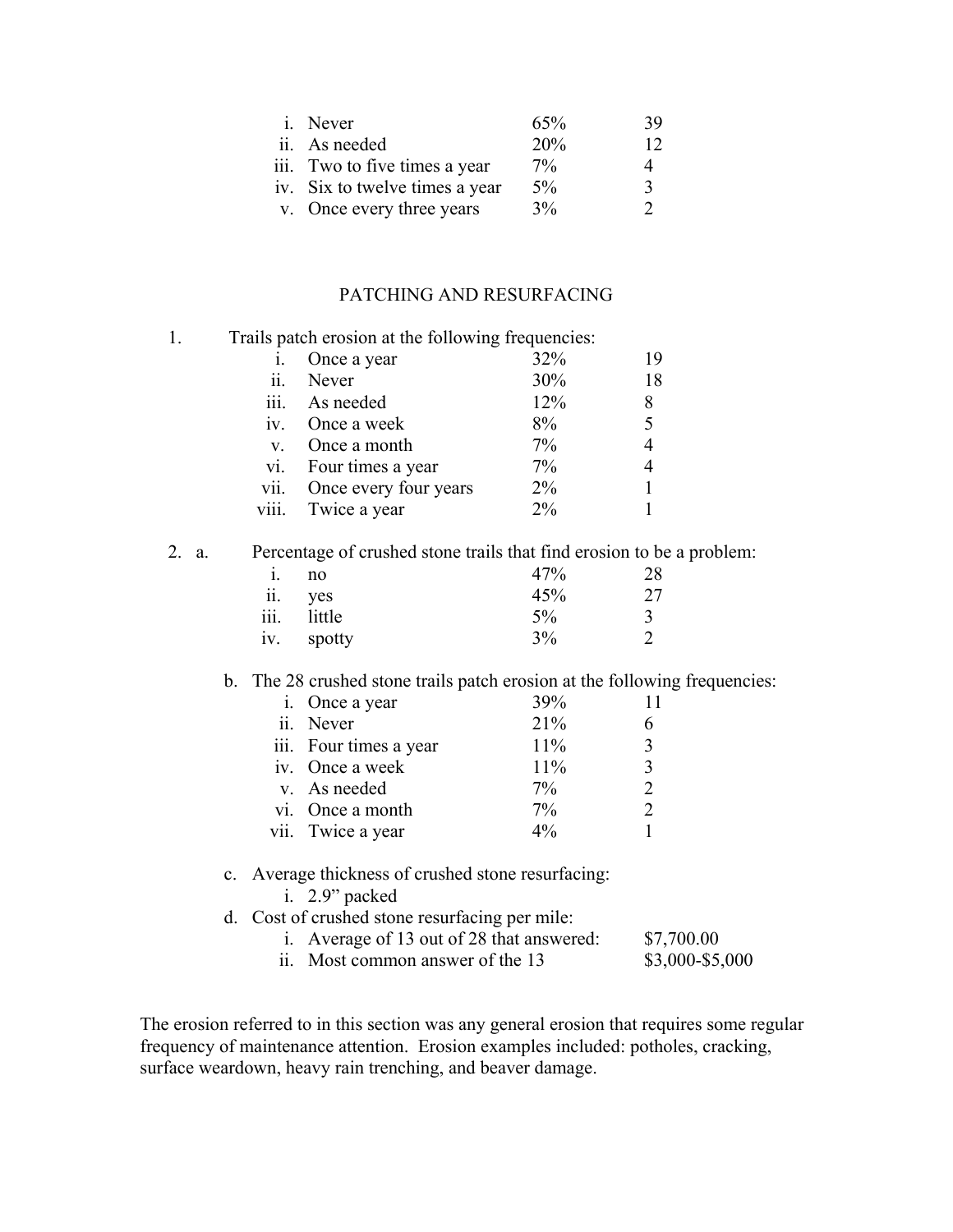| | | |
|---|---|---|
| i. Never | 65% | 39 |
| ii. As needed | 20% | 12 |
| iii. Two to five times a year | 7% | 4 |
| iv. Six to twelve times a year | 5% | 3 |
| v. Once every three years | 3% | 2 |

## PATCHING AND RESURFACING

1. Trails patch erosion at the following frequencies:

| | | |
|---|---|---|
| i. Once a year | 32% | 19 |
| ii. Never | 30% | 18 |
| iii. As needed | 12% | 8 |
| iv. Once a week | 8% | 5 |
| v. Once a month | 7% | 4 |
| vi. Four times a year | 7% | 4 |
| vii. Once every four years | 2% | 1 |
| viii. Twice a year | 2% | 1 |

2. a. Percentage of crushed stone trails that find erosion to be a problem:

| | | |
|---|---|---|
| i. no | 47% | 28 |
| ii. yes | 45% | 27 |
| iii. little | 5% | 3 |
| iv. spotty | 3% | 2 |

b. The 28 crushed stone trails patch erosion at the following frequencies:

| | | |
|---|---|---|
| i. Once a year | 39% | 11 |
| ii. Never | 21% | 6 |
| iii. Four times a year | 11% | 3 |
| iv. Once a week | 11% | 3 |
| v. As needed | 7% | 2 |
| vi. Once a month | 7% | 2 |
| vii. Twice a year | 4% | 1 |

c. Average thickness of crushed stone resurfacing:

i. 2.9" packed

d. Cost of crushed stone resurfacing per mile:

| | |
|---|---|
| i. Average of 13 out of 28 that answered: | $7,700.00 |
| ii. Most common answer of the 13 | $3,000-$5,000 |

The erosion referred to in this section was any general erosion that requires some regular frequency of maintenance attention. Erosion examples included: potholes, cracking, surface weardown, heavy rain trenching, and beaver damage.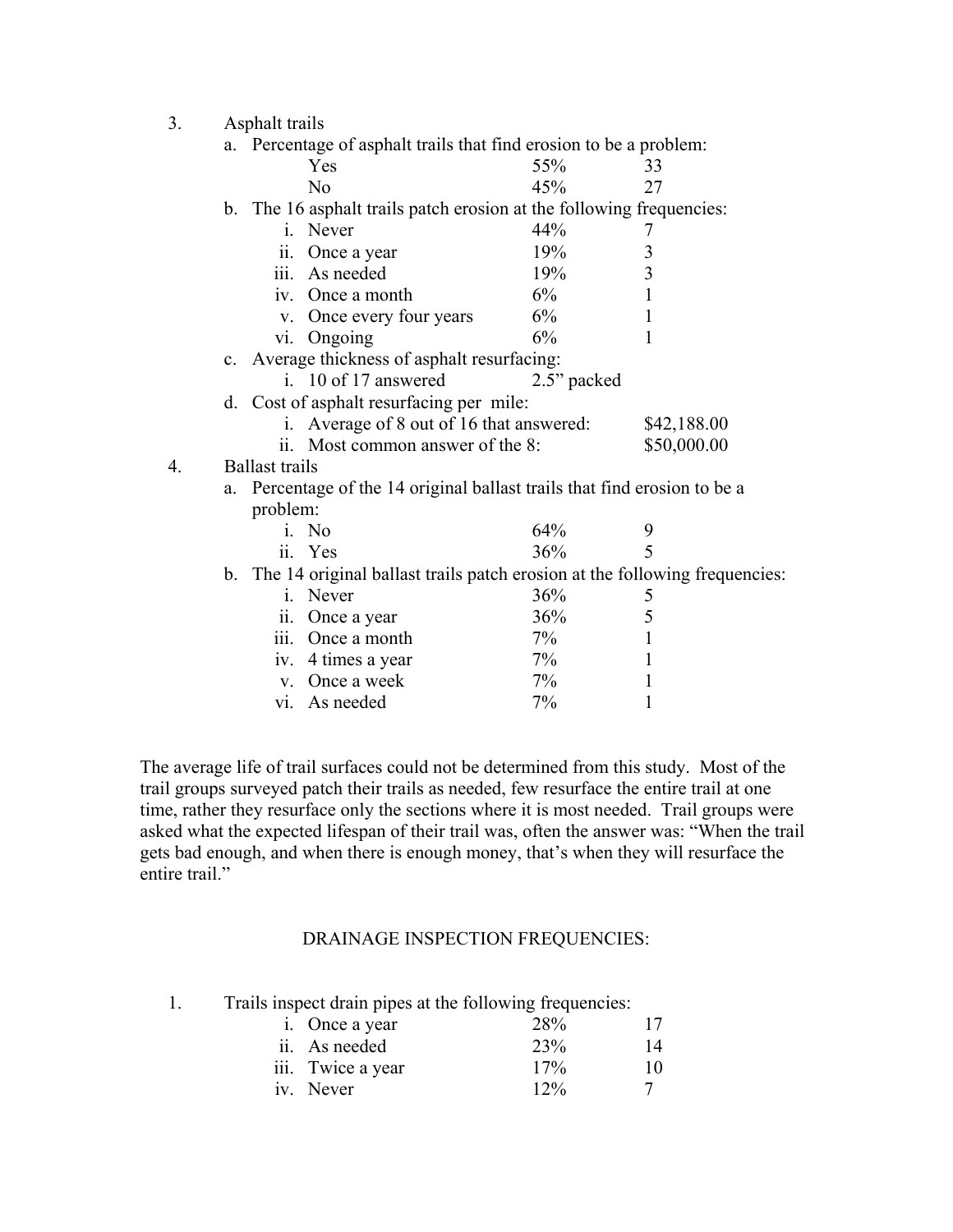3. Asphalt trails
   a. Percentage of asphalt trails that find erosion to be a problem:

| | | |
|---|---|---|
| Yes | 55% | 33 |
| No | 45% | 27 |

   b. The 16 asphalt trails patch erosion at the following frequencies:

| | | |
|---|---|---|
| i. Never | 44% | 7 |
| ii. Once a year | 19% | 3 |
| iii. As needed | 19% | 3 |
| iv. Once a month | 6% | 1 |
| v. Once every four years | 6% | 1 |
| vi. Ongoing | 6% | 1 |

   c. Average thickness of asphalt resurfacing:
      i. 10 of 17 answered 2.5" packed
   d. Cost of asphalt resurfacing per mile:
      i. Average of 8 out of 16 that answered: $42,188.00
      ii. Most common answer of the 8: $50,000.00

4. Ballast trails
   a. Percentage of the 14 original ballast trails that find erosion to be a problem:

| | | |
|---|---|---|
| i. No | 64% | 9 |
| ii. Yes | 36% | 5 |

   b. The 14 original ballast trails patch erosion at the following frequencies:

| | | |
|---|---|---|
| i. Never | 36% | 5 |
| ii. Once a year | 36% | 5 |
| iii. Once a month | 7% | 1 |
| iv. 4 times a year | 7% | 1 |
| v. Once a week | 7% | 1 |
| vi. As needed | 7% | 1 |

The average life of trail surfaces could not be determined from this study. Most of the trail groups surveyed patch their trails as needed, few resurface the entire trail at one time, rather they resurface only the sections where it is most needed. Trail groups were asked what the expected lifespan of their trail was, often the answer was: "When the trail gets bad enough, and when there is enough money, that's when they will resurface the entire trail."

## DRAINAGE INSPECTION FREQUENCIES:

1. Trails inspect drain pipes at the following frequencies:

| | | |
|---|---|---|
| i. Once a year | 28% | 17 |
| ii. As needed | 23% | 14 |
| iii. Twice a year | 17% | 10 |
| iv. Never | 12% | 7 |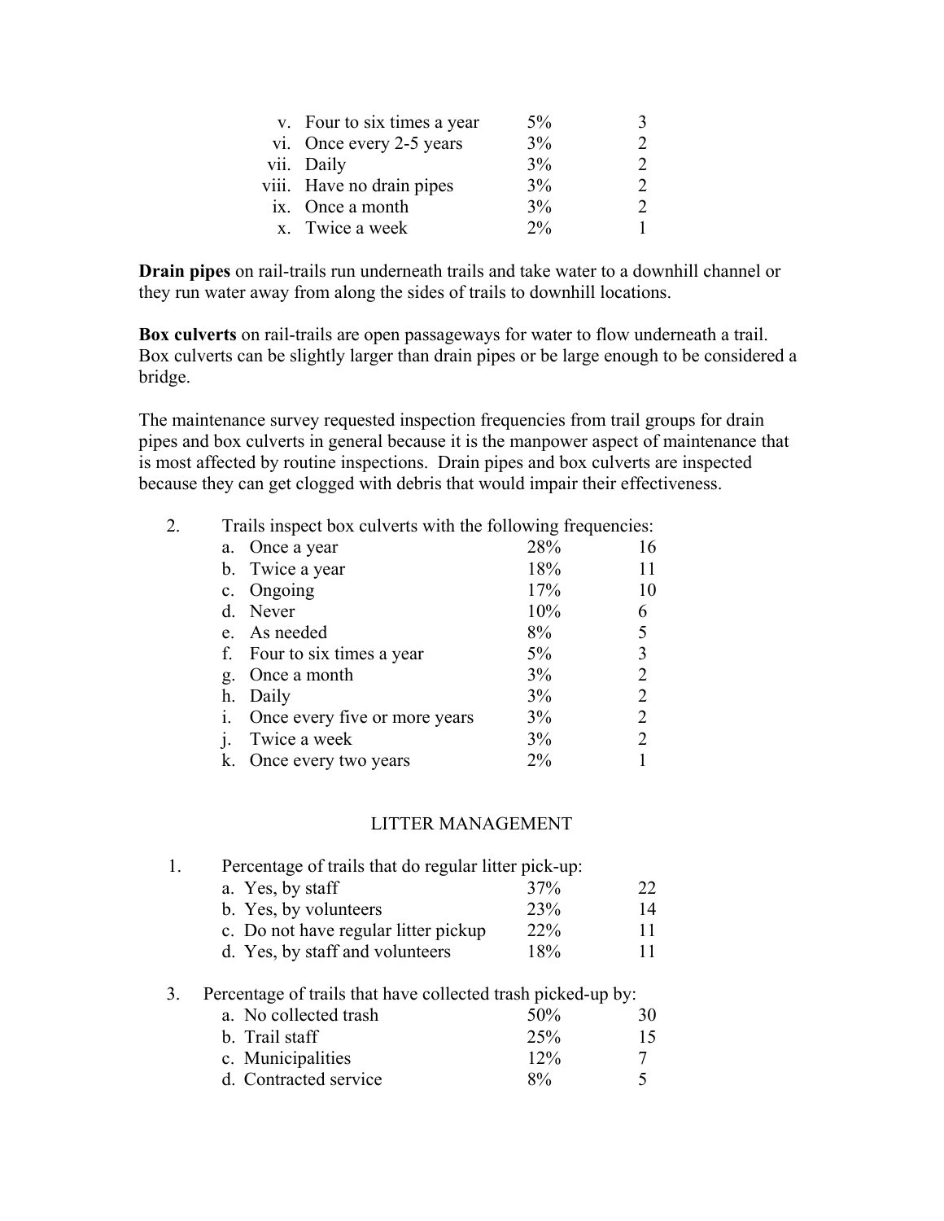| | | |
|---|---|---|
| v. Four to six times a year | 5% | 3 |
| vi. Once every 2-5 years | 3% | 2 |
| vii. Daily | 3% | 2 |
| viii. Have no drain pipes | 3% | 2 |
| ix. Once a month | 3% | 2 |
| x. Twice a week | 2% | 1 |

**Drain pipes** on rail-trails run underneath trails and take water to a downhill channel or they run water away from along the sides of trails to downhill locations.

**Box culverts** on rail-trails are open passageways for water to flow underneath a trail. Box culverts can be slightly larger than drain pipes or be large enough to be considered a bridge.

The maintenance survey requested inspection frequencies from trail groups for drain pipes and box culverts in general because it is the manpower aspect of maintenance that is most affected by routine inspections. Drain pipes and box culverts are inspected because they can get clogged with debris that would impair their effectiveness.

2. Trails inspect box culverts with the following frequencies:

| | | |
|---|---|---|
| a. Once a year | 28% | 16 |
| b. Twice a year | 18% | 11 |
| c. Ongoing | 17% | 10 |
| d. Never | 10% | 6 |
| e. As needed | 8% | 5 |
| f. Four to six times a year | 5% | 3 |
| g. Once a month | 3% | 2 |
| h. Daily | 3% | 2 |
| i. Once every five or more years | 3% | 2 |
| j. Twice a week | 3% | 2 |
| k. Once every two years | 2% | 1 |

## LITTER MANAGEMENT

1. Percentage of trails that do regular litter pick-up:

| | | |
|---|---|---|
| a. Yes, by staff | 37% | 22 |
| b. Yes, by volunteers | 23% | 14 |
| c. Do not have regular litter pickup | 22% | 11 |
| d. Yes, by staff and volunteers | 18% | 11 |

3. Percentage of trails that have collected trash picked-up by:

| | | |
|---|---|---|
| a. No collected trash | 50% | 30 |
| b. Trail staff | 25% | 15 |
| c. Municipalities | 12% | 7 |
| d. Contracted service | 8% | 5 |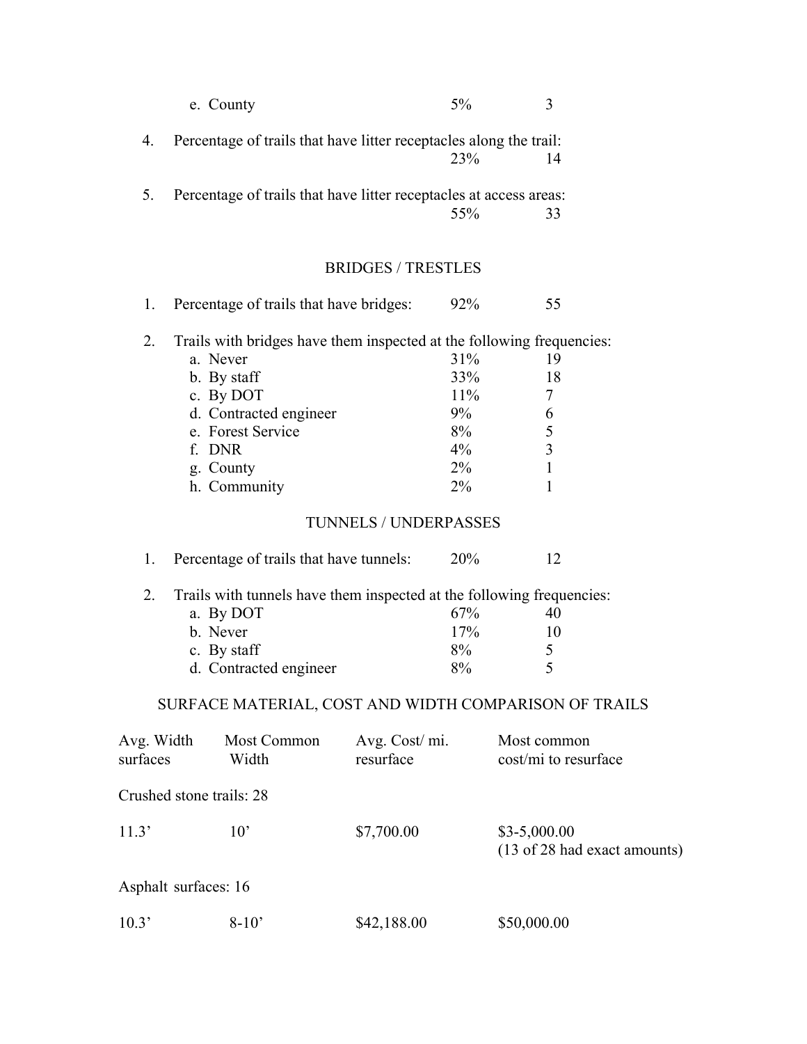| | | |
|---|---|---|
| e. County | 5% | 3 |

4. Percentage of trails that have litter receptacles along the trail:

| | | |
|---|---|---|
| | 23% | 14 |

5. Percentage of trails that have litter receptacles at access areas:

| | | |
|---|---|---|
| | 55% | 33 |

## BRIDGES / TRESTLES

1. Percentage of trails that have bridges: 92% 55

2. Trails with bridges have them inspected at the following frequencies:

| | | |
|---|---|---|
| a. Never | 31% | 19 |
| b. By staff | 33% | 18 |
| c. By DOT | 11% | 7 |
| d. Contracted engineer | 9% | 6 |
| e. Forest Service | 8% | 5 |
| f. DNR | 4% | 3 |
| g. County | 2% | 1 |
| h. Community | 2% | 1 |

## TUNNELS / UNDERPASSES

1. Percentage of trails that have tunnels: 20% 12

2. Trails with tunnels have them inspected at the following frequencies:

| | | |
|---|---|---|
| a. By DOT | 67% | 40 |
| b. Never | 17% | 10 |
| c. By staff | 8% | 5 |
| d. Contracted engineer | 8% | 5 |

## SURFACE MATERIAL, COST AND WIDTH COMPARISON OF TRAILS

| Avg. Width surfaces | Most Common Width | Avg. Cost/ mi. resurface | Most common cost/mi to resurface |
|---|---|---|---|
| Crushed stone trails: 28 | | | |
| 11.3' | 10' | $7,700.00 | $3-5,000.00 (13 of 28 had exact amounts) |
| Asphalt surfaces: 16 | | | |
| 10.3' | 8-10' | $42,188.00 | $50,000.00 |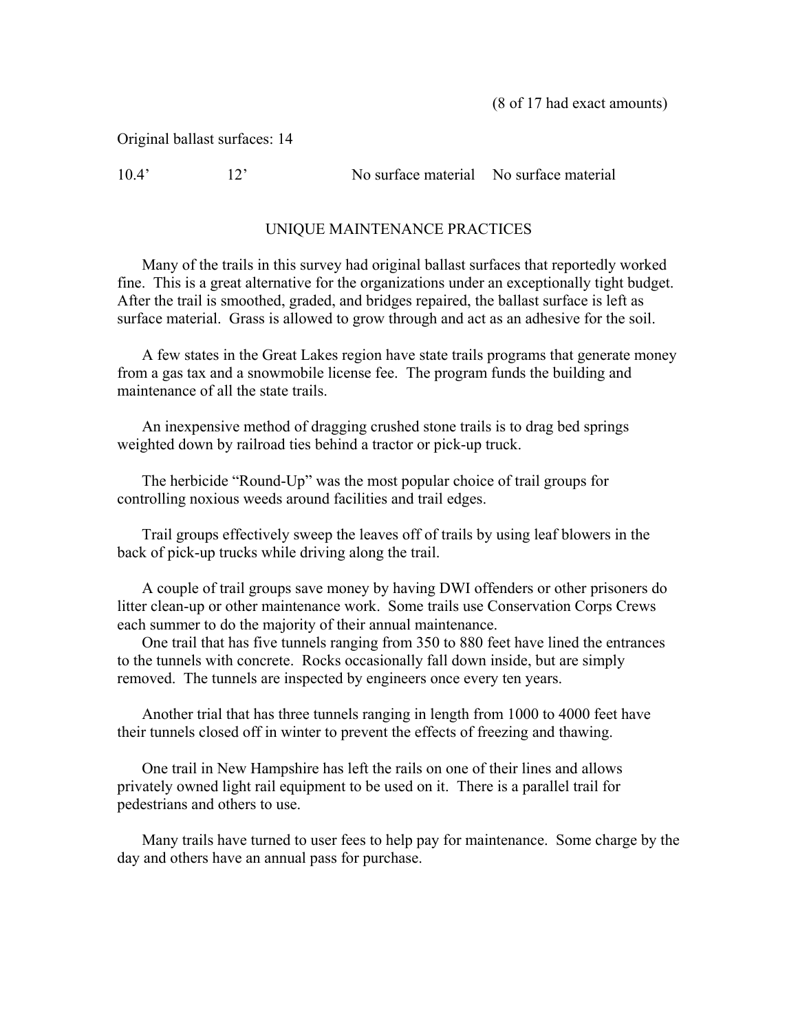(8 of 17 had exact amounts)

Original ballast surfaces: 14

| 10.4’ | 12’ | No surface material | No surface material |
|---|---|---|---|

## UNIQUE MAINTENANCE PRACTICES

Many of the trails in this survey had original ballast surfaces that reportedly worked fine. This is a great alternative for the organizations under an exceptionally tight budget. After the trail is smoothed, graded, and bridges repaired, the ballast surface is left as surface material. Grass is allowed to grow through and act as an adhesive for the soil.

A few states in the Great Lakes region have state trails programs that generate money from a gas tax and a snowmobile license fee. The program funds the building and maintenance of all the state trails.

An inexpensive method of dragging crushed stone trails is to drag bed springs weighted down by railroad ties behind a tractor or pick-up truck.

The herbicide “Round-Up” was the most popular choice of trail groups for controlling noxious weeds around facilities and trail edges.

Trail groups effectively sweep the leaves off of trails by using leaf blowers in the back of pick-up trucks while driving along the trail.

A couple of trail groups save money by having DWI offenders or other prisoners do litter clean-up or other maintenance work. Some trails use Conservation Corps Crews each summer to do the majority of their annual maintenance.

One trail that has five tunnels ranging from 350 to 880 feet have lined the entrances to the tunnels with concrete. Rocks occasionally fall down inside, but are simply removed. The tunnels are inspected by engineers once every ten years.

Another trial that has three tunnels ranging in length from 1000 to 4000 feet have their tunnels closed off in winter to prevent the effects of freezing and thawing.

One trail in New Hampshire has left the rails on one of their lines and allows privately owned light rail equipment to be used on it. There is a parallel trail for pedestrians and others to use.

Many trails have turned to user fees to help pay for maintenance. Some charge by the day and others have an annual pass for purchase.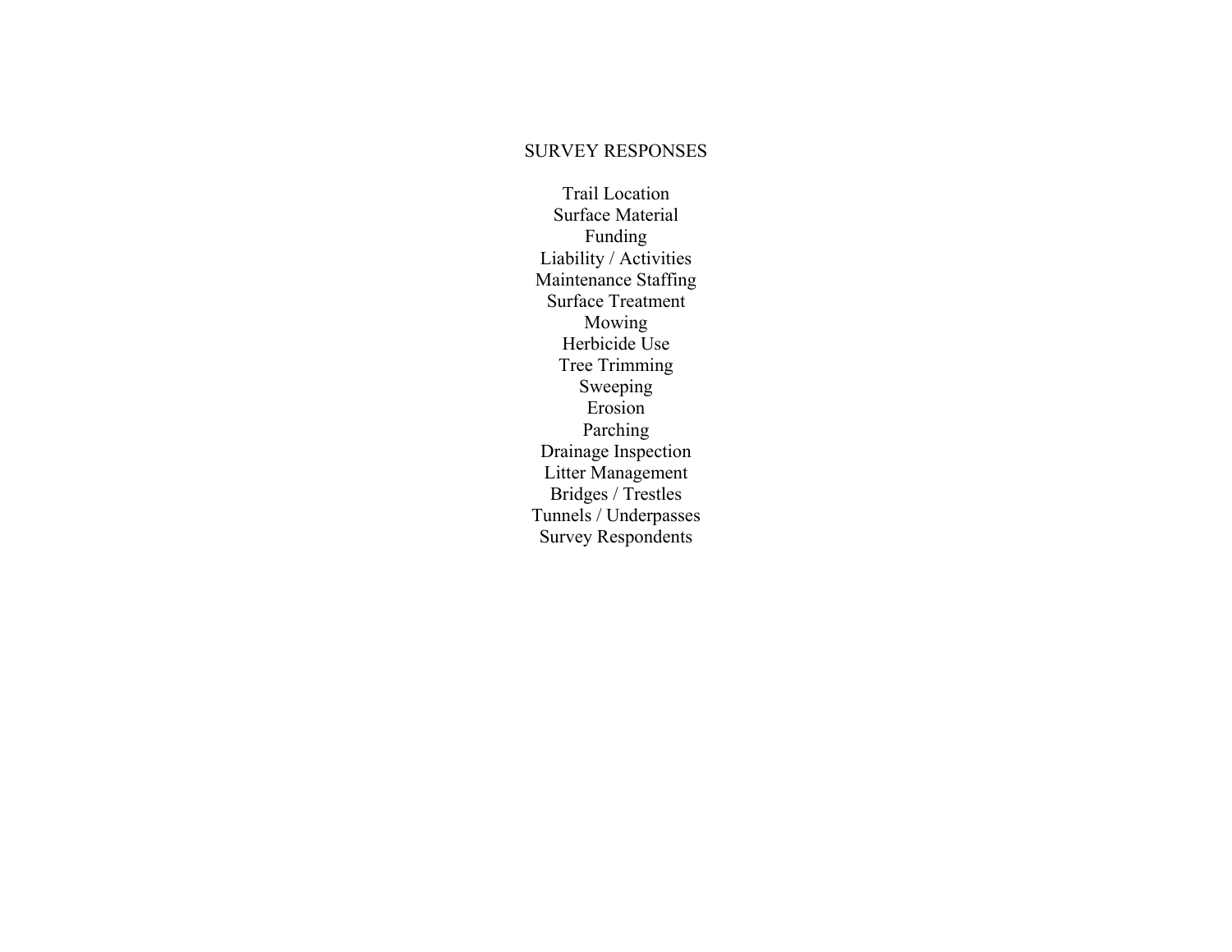# SURVEY RESPONSES

Trail Location
Surface Material
Funding
Liability / Activities
Maintenance Staffing
Surface Treatment
Mowing
Herbicide Use
Tree Trimming
Sweeping
Erosion
Parching
Drainage Inspection
Litter Management
Bridges / Trestles
Tunnels / Underpasses
Survey Respondents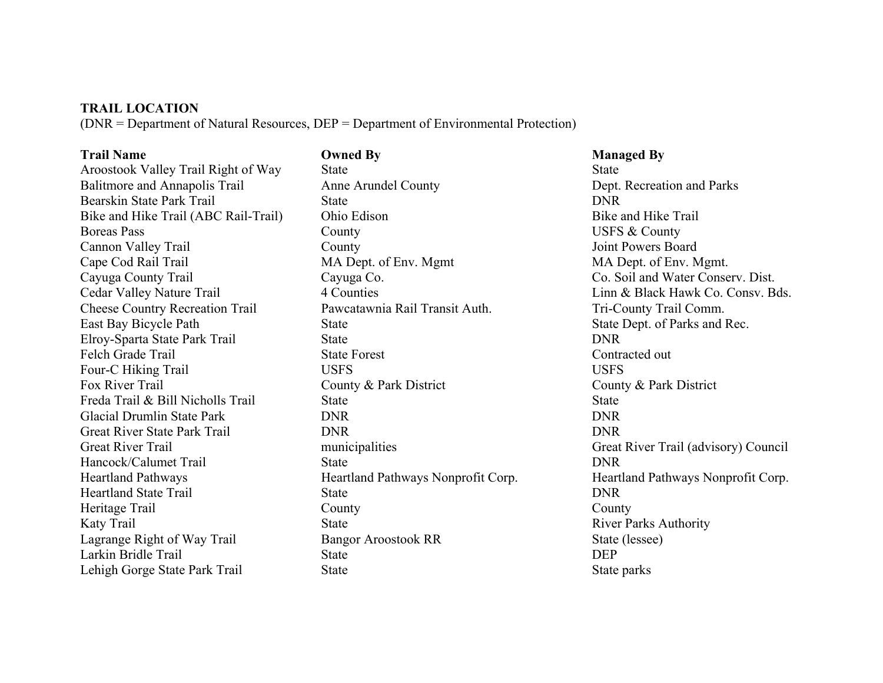**TRAIL LOCATION**

(DNR = Department of Natural Resources, DEP = Department of Environmental Protection)

| Trail Name | Owned By | Managed By |
|---|---|---|
| Aroostook Valley Trail Right of Way | State | State |
| Balitmore and Annapolis Trail | Anne Arundel County | Dept. Recreation and Parks |
| Bearskin State Park Trail | State | DNR |
| Bike and Hike Trail (ABC Rail-Trail) | Ohio Edison | Bike and Hike Trail |
| Boreas Pass | County | USFS & County |
| Cannon Valley Trail | County | Joint Powers Board |
| Cape Cod Rail Trail | MA Dept. of Env. Mgmt | MA Dept. of Env. Mgmt. |
| Cayuga County Trail | Cayuga Co. | Co. Soil and Water Conserv. Dist. |
| Cedar Valley Nature Trail | 4 Counties | Linn & Black Hawk Co. Consv. Bds. |
| Cheese Country Recreation Trail | Pawcatawnia Rail Transit Auth. | Tri-County Trail Comm. |
| East Bay Bicycle Path | State | State Dept. of Parks and Rec. |
| Elroy-Sparta State Park Trail | State | DNR |
| Felch Grade Trail | State Forest | Contracted out |
| Four-C Hiking Trail | USFS | USFS |
| Fox River Trail | County & Park District | County & Park District |
| Freda Trail & Bill Nicholls Trail | State | State |
| Glacial Drumlin State Park | DNR | DNR |
| Great River State Park Trail | DNR | DNR |
| Great River Trail | municipalities | Great River Trail (advisory) Council |
| Hancock/Calumet Trail | State | DNR |
| Heartland Pathways | Heartland Pathways Nonprofit Corp. | Heartland Pathways Nonprofit Corp. |
| Heartland State Trail | State | DNR |
| Heritage Trail | County | County |
| Katy Trail | State | River Parks Authority |
| Lagrange Right of Way Trail | Bangor Aroostook RR | State (lessee) |
| Larkin Bridle Trail | State | DEP |
| Lehigh Gorge State Park Trail | State | State parks |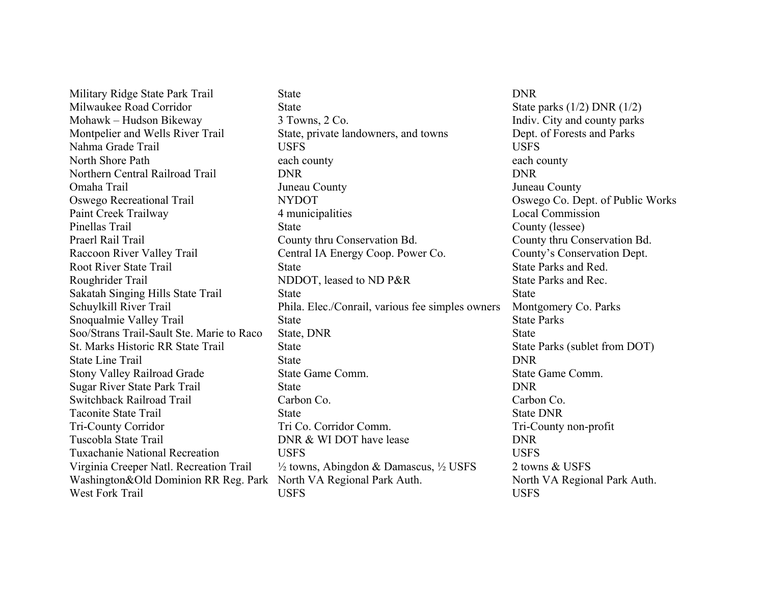| | | |
|---|---|---|
| Military Ridge State Park Trail | State | DNR |
| Milwaukee Road Corridor | State | State parks (1/2) DNR (1/2) |
| Mohawk – Hudson Bikeway | 3 Towns, 2 Co. | Indiv. City and county parks |
| Montpelier and Wells River Trail | State, private landowners, and towns | Dept. of Forests and Parks |
| Nahma Grade Trail | USFS | USFS |
| North Shore Path | each county | each county |
| Northern Central Railroad Trail | DNR | DNR |
| Omaha Trail | Juneau County | Juneau County |
| Oswego Recreational Trail | NYDOT | Oswego Co. Dept. of Public Works |
| Paint Creek Trailway | 4 municipalities | Local Commission |
| Pinellas Trail | State | County (lessee) |
| Praerl Rail Trail | County thru Conservation Bd. | County thru Conservation Bd. |
| Raccoon River Valley Trail | Central IA Energy Coop. Power Co. | County's Conservation Dept. |
| Root River State Trail | State | State Parks and Red. |
| Roughrider Trail | NDDOT, leased to ND P&R | State Parks and Rec. |
| Sakatah Singing Hills State Trail | State | State |
| Schuylkill River Trail | Phila. Elec./Conrail, various fee simples owners | Montgomery Co. Parks |
| Snoqualmie Valley Trail | State | State Parks |
| Soo/Strans Trail-Sault Ste. Marie to Raco | State, DNR | State |
| St. Marks Historic RR State Trail | State | State Parks (sublet from DOT) |
| State Line Trail | State | DNR |
| Stony Valley Railroad Grade | State Game Comm. | State Game Comm. |
| Sugar River State Park Trail | State | DNR |
| Switchback Railroad Trail | Carbon Co. | Carbon Co. |
| Taconite State Trail | State | State DNR |
| Tri-County Corridor | Tri Co. Corridor Comm. | Tri-County non-profit |
| Tuscobla State Trail | DNR & WI DOT have lease | DNR |
| Tuxachanie National Recreation | USFS | USFS |
| Virginia Creeper Natl. Recreation Trail | ½ towns, Abingdon & Damascus, ½ USFS | 2 towns & USFS |
| Washington&Old Dominion RR Reg. Park | North VA Regional Park Auth. | North VA Regional Park Auth. |
| West Fork Trail | USFS | USFS |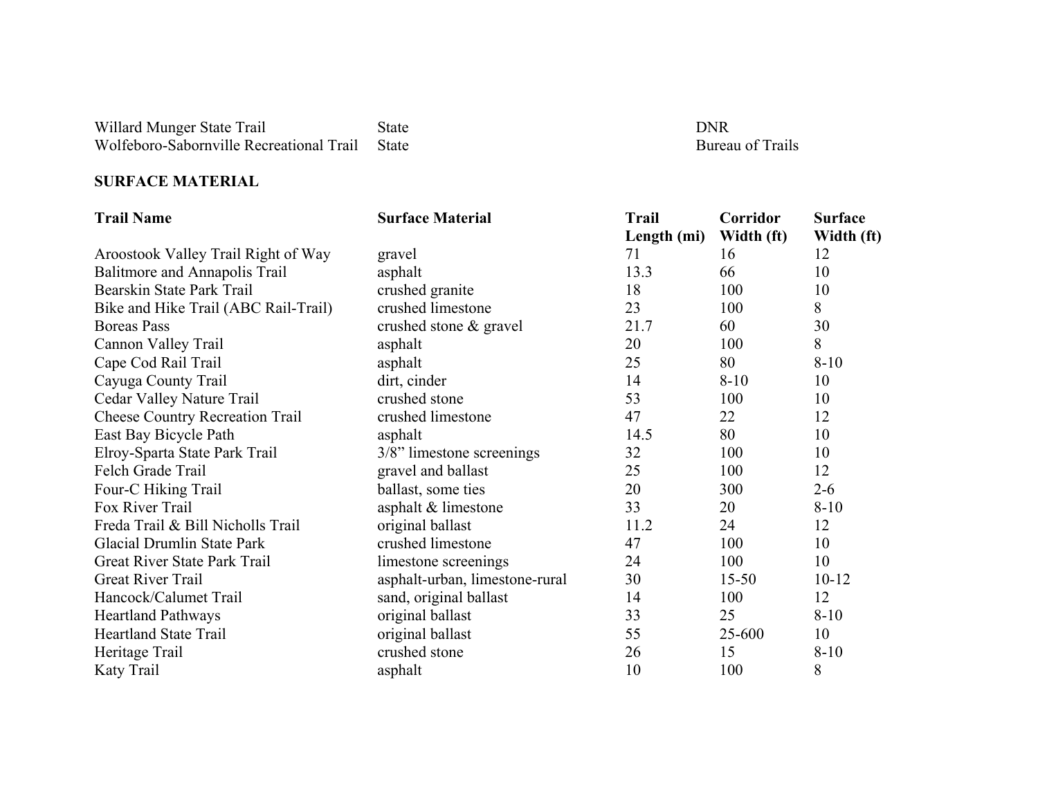| | | |
|---|---|---|
| Willard Munger State Trail | State | DNR |
| Wolfeboro-Sabornville Recreational Trail | State | Bureau of Trails |

**SURFACE MATERIAL**

| Trail Name | Surface Material | Trail Length (mi) | Corridor Width (ft) | Surface Width (ft) |
|---|---|---|---|---|
| Aroostook Valley Trail Right of Way | gravel | 71 | 16 | 12 |
| Balitmore and Annapolis Trail | asphalt | 13.3 | 66 | 10 |
| Bearskin State Park Trail | crushed granite | 18 | 100 | 10 |
| Bike and Hike Trail (ABC Rail-Trail) | crushed limestone | 23 | 100 | 8 |
| Boreas Pass | crushed stone & gravel | 21.7 | 60 | 30 |
| Cannon Valley Trail | asphalt | 20 | 100 | 8 |
| Cape Cod Rail Trail | asphalt | 25 | 80 | 8-10 |
| Cayuga County Trail | dirt, cinder | 14 | 8-10 | 10 |
| Cedar Valley Nature Trail | crushed stone | 53 | 100 | 10 |
| Cheese Country Recreation Trail | crushed limestone | 47 | 22 | 12 |
| East Bay Bicycle Path | asphalt | 14.5 | 80 | 10 |
| Elroy-Sparta State Park Trail | 3/8" limestone screenings | 32 | 100 | 10 |
| Felch Grade Trail | gravel and ballast | 25 | 100 | 12 |
| Four-C Hiking Trail | ballast, some ties | 20 | 300 | 2-6 |
| Fox River Trail | asphalt & limestone | 33 | 20 | 8-10 |
| Freda Trail & Bill Nicholls Trail | original ballast | 11.2 | 24 | 12 |
| Glacial Drumlin State Park | crushed limestone | 47 | 100 | 10 |
| Great River State Park Trail | limestone screenings | 24 | 100 | 10 |
| Great River Trail | asphalt-urban, limestone-rural | 30 | 15-50 | 10-12 |
| Hancock/Calumet Trail | sand, original ballast | 14 | 100 | 12 |
| Heartland Pathways | original ballast | 33 | 25 | 8-10 |
| Heartland State Trail | original ballast | 55 | 25-600 | 10 |
| Heritage Trail | crushed stone | 26 | 15 | 8-10 |
| Katy Trail | asphalt | 10 | 100 | 8 |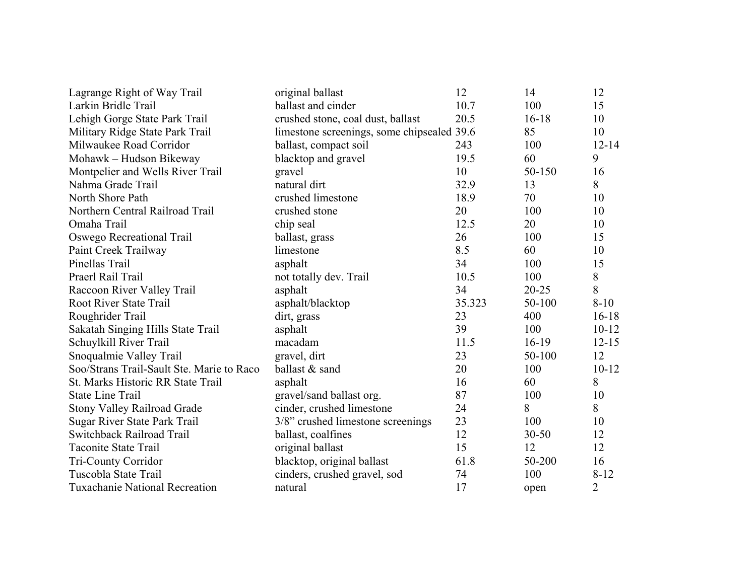| | | | | |
|---|---|---|---|---|
| Lagrange Right of Way Trail | original ballast | 12 | 14 | 12 |
| Larkin Bridle Trail | ballast and cinder | 10.7 | 100 | 15 |
| Lehigh Gorge State Park Trail | crushed stone, coal dust, ballast | 20.5 | 16-18 | 10 |
| Military Ridge State Park Trail | limestone screenings, some chipsealed | 39.6 | 85 | 10 |
| Milwaukee Road Corridor | ballast, compact soil | 243 | 100 | 12-14 |
| Mohawk – Hudson Bikeway | blacktop and gravel | 19.5 | 60 | 9 |
| Montpelier and Wells River Trail | gravel | 10 | 50-150 | 16 |
| Nahma Grade Trail | natural dirt | 32.9 | 13 | 8 |
| North Shore Path | crushed limestone | 18.9 | 70 | 10 |
| Northern Central Railroad Trail | crushed stone | 20 | 100 | 10 |
| Omaha Trail | chip seal | 12.5 | 20 | 10 |
| Oswego Recreational Trail | ballast, grass | 26 | 100 | 15 |
| Paint Creek Trailway | limestone | 8.5 | 60 | 10 |
| Pinellas Trail | asphalt | 34 | 100 | 15 |
| Praerl Rail Trail | not totally dev. Trail | 10.5 | 100 | 8 |
| Raccoon River Valley Trail | asphalt | 34 | 20-25 | 8 |
| Root River State Trail | asphalt/blacktop | 35.323 | 50-100 | 8-10 |
| Roughrider Trail | dirt, grass | 23 | 400 | 16-18 |
| Sakatah Singing Hills State Trail | asphalt | 39 | 100 | 10-12 |
| Schuylkill River Trail | macadam | 11.5 | 16-19 | 12-15 |
| Snoqualmie Valley Trail | gravel, dirt | 23 | 50-100 | 12 |
| Soo/Strans Trail-Sault Ste. Marie to Raco | ballast & sand | 20 | 100 | 10-12 |
| St. Marks Historic RR State Trail | asphalt | 16 | 60 | 8 |
| State Line Trail | gravel/sand ballast org. | 87 | 100 | 10 |
| Stony Valley Railroad Grade | cinder, crushed limestone | 24 | 8 | 8 |
| Sugar River State Park Trail | 3/8" crushed limestone screenings | 23 | 100 | 10 |
| Switchback Railroad Trail | ballast, coalfines | 12 | 30-50 | 12 |
| Taconite State Trail | original ballast | 15 | 12 | 12 |
| Tri-County Corridor | blacktop, original ballast | 61.8 | 50-200 | 16 |
| Tuscobla State Trail | cinders, crushed gravel, sod | 74 | 100 | 8-12 |
| Tuxachanie National Recreation | natural | 17 | open | 2 |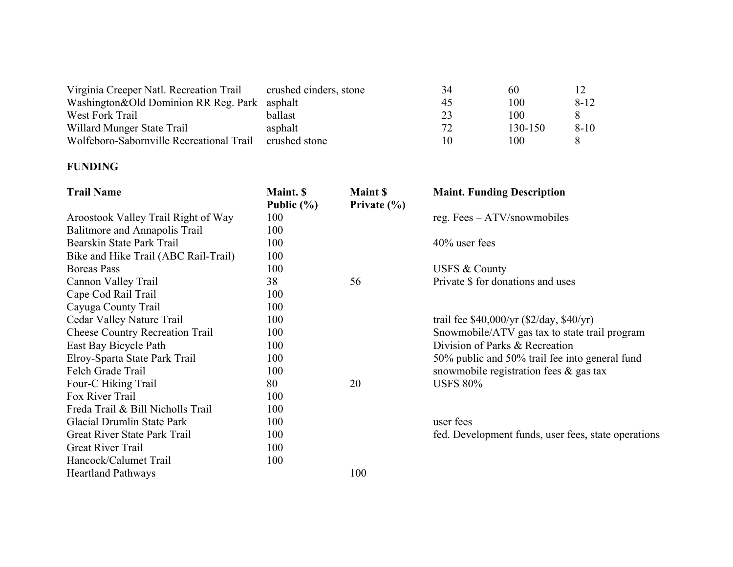| | | | | |
|---|---|---|---|---|
| Virginia Creeper Natl. Recreation Trail | crushed cinders, stone | 34 | 60 | 12 |
| Washington&Old Dominion RR Reg. Park | asphalt | 45 | 100 | 8-12 |
| West Fork Trail | ballast | 23 | 100 | 8 |
| Willard Munger State Trail | asphalt | 72 | 130-150 | 8-10 |
| Wolfeboro-Sabornville Recreational Trail | crushed stone | 10 | 100 | 8 |

**FUNDING**

| **Trail Name** | **Maint. $ Public (%)** | **Maint $ Private (%)** | **Maint. Funding Description** |
|---|---|---|---|
| Aroostook Valley Trail Right of Way | 100 | | reg. Fees – ATV/snowmobiles |
| Balitmore and Annapolis Trail | 100 | | |
| Bearskin State Park Trail | 100 | | 40% user fees |
| Bike and Hike Trail (ABC Rail-Trail) | 100 | | |
| Boreas Pass | 100 | | USFS & County |
| Cannon Valley Trail | 38 | 56 | Private $ for donations and uses |
| Cape Cod Rail Trail | 100 | | |
| Cayuga County Trail | 100 | | |
| Cedar Valley Nature Trail | 100 | | trail fee $40,000/yr ($2/day, $40/yr) |
| Cheese Country Recreation Trail | 100 | | Snowmobile/ATV gas tax to state trail program |
| East Bay Bicycle Path | 100 | | Division of Parks & Recreation |
| Elroy-Sparta State Park Trail | 100 | | 50% public and 50% trail fee into general fund |
| Felch Grade Trail | 100 | | snowmobile registration fees & gas tax |
| Four-C Hiking Trail | 80 | 20 | USFS 80% |
| Fox River Trail | 100 | | |
| Freda Trail & Bill Nicholls Trail | 100 | | |
| Glacial Drumlin State Park | 100 | | user fees |
| Great River State Park Trail | 100 | | fed. Development funds, user fees, state operations |
| Great River Trail | 100 | | |
| Hancock/Calumet Trail | 100 | | |
| Heartland Pathways | | 100 | |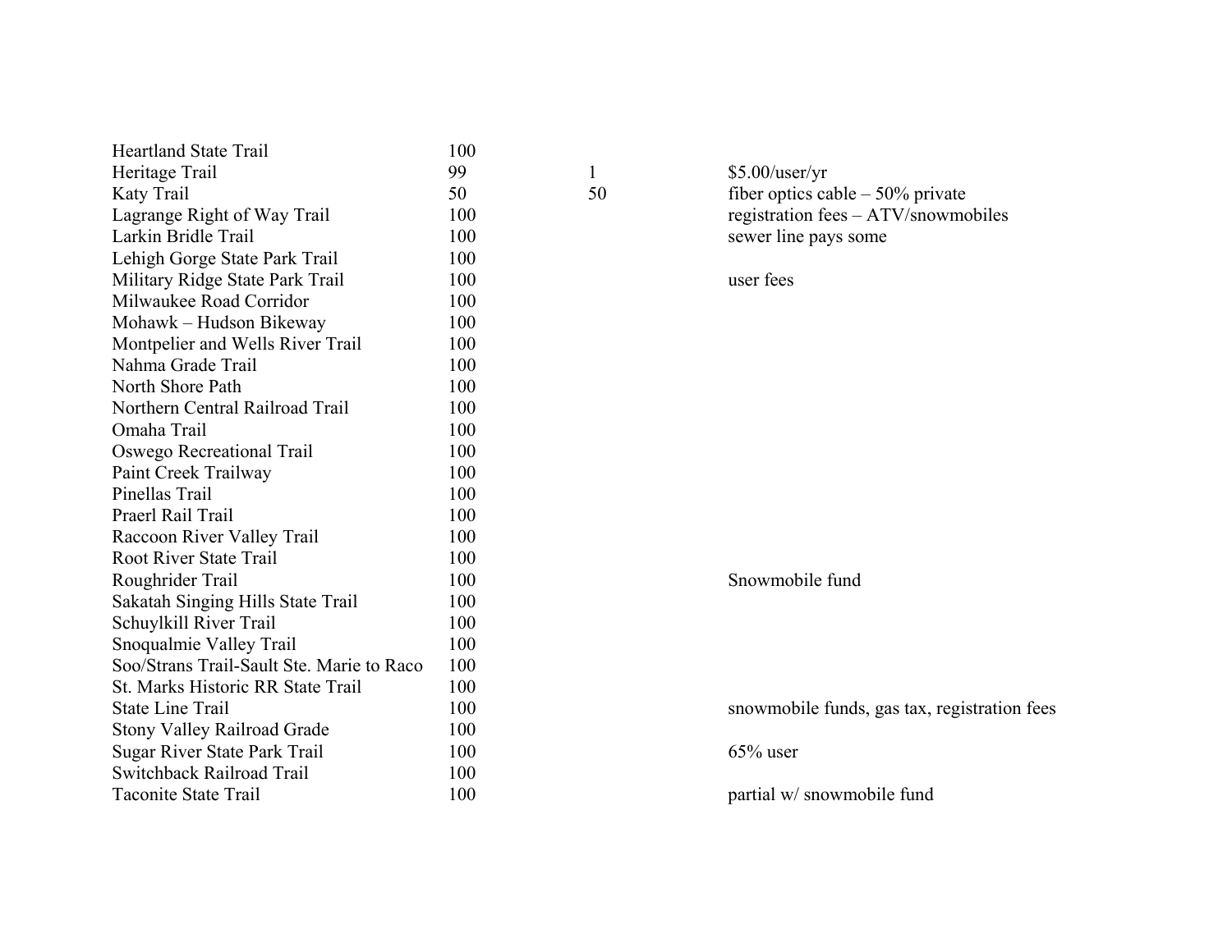| | | | |
|---|---|---|---|
| Heartland State Trail | 100 | | |
| Heritage Trail | 99 | 1 | $5.00/user/yr |
| Katy Trail | 50 | 50 | fiber optics cable – 50% private |
| Lagrange Right of Way Trail | 100 | | registration fees – ATV/snowmobiles |
| Larkin Bridle Trail | 100 | | sewer line pays some |
| Lehigh Gorge State Park Trail | 100 | | |
| Military Ridge State Park Trail | 100 | | user fees |
| Milwaukee Road Corridor | 100 | | |
| Mohawk – Hudson Bikeway | 100 | | |
| Montpelier and Wells River Trail | 100 | | |
| Nahma Grade Trail | 100 | | |
| North Shore Path | 100 | | |
| Northern Central Railroad Trail | 100 | | |
| Omaha Trail | 100 | | |
| Oswego Recreational Trail | 100 | | |
| Paint Creek Trailway | 100 | | |
| Pinellas Trail | 100 | | |
| Praerl Rail Trail | 100 | | |
| Raccoon River Valley Trail | 100 | | |
| Root River State Trail | 100 | | |
| Roughrider Trail | 100 | | Snowmobile fund |
| Sakatah Singing Hills State Trail | 100 | | |
| Schuylkill River Trail | 100 | | |
| Snoqualmie Valley Trail | 100 | | |
| Soo/Strans Trail-Sault Ste. Marie to Raco | 100 | | |
| St. Marks Historic RR State Trail | 100 | | |
| State Line Trail | 100 | | snowmobile funds, gas tax, registration fees |
| Stony Valley Railroad Grade | 100 | | |
| Sugar River State Park Trail | 100 | | 65% user |
| Switchback Railroad Trail | 100 | | |
| Taconite State Trail | 100 | | partial w/ snowmobile fund |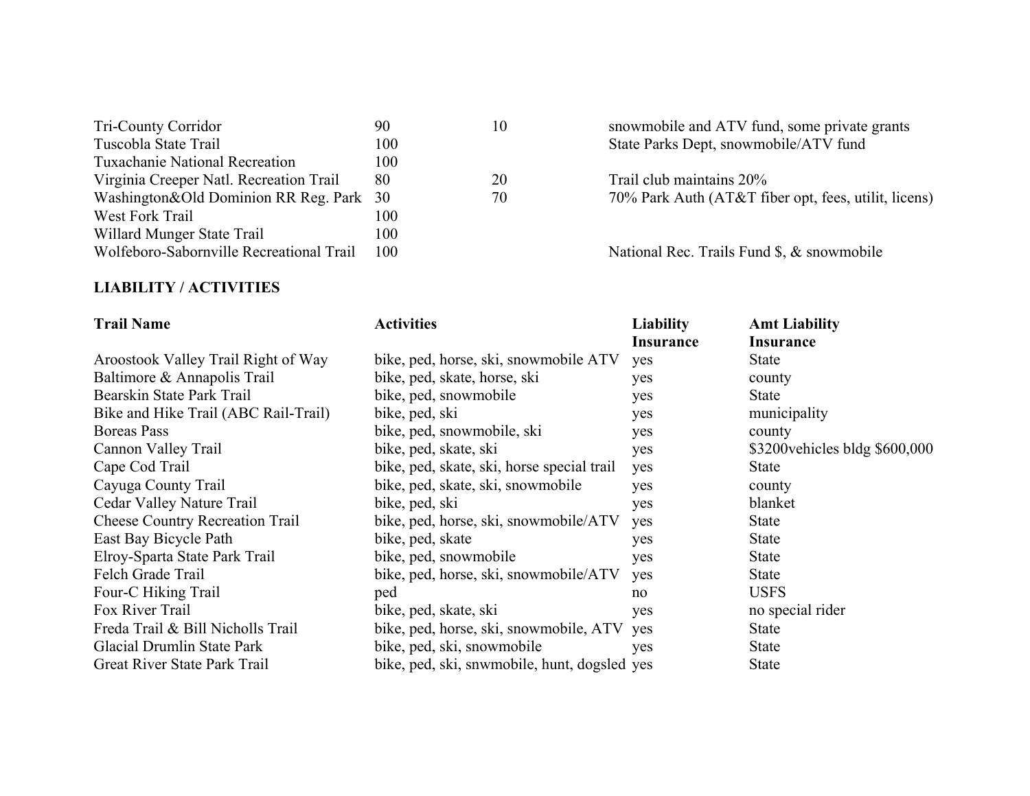| | | | |
|---|---|---|---|
| Tri-County Corridor | 90 | 10 | snowmobile and ATV fund, some private grants |
| Tuscobla State Trail | 100 | | State Parks Dept, snowmobile/ATV fund |
| Tuxachanie National Recreation | 100 | | |
| Virginia Creeper Natl. Recreation Trail | 80 | 20 | Trail club maintains 20% |
| Washington&Old Dominion RR Reg. Park | 30 | 70 | 70% Park Auth (AT&T fiber opt, fees, utilit, licens) |
| West Fork Trail | 100 | | |
| Willard Munger State Trail | 100 | | |
| Wolfeboro-Sabornville Recreational Trail | 100 | | National Rec. Trails Fund $, & snowmobile |

**LIABILITY / ACTIVITIES**

| Trail Name | Activities | Liability Insurance | Amt Liability Insurance |
|---|---|---|---|
| Aroostook Valley Trail Right of Way | bike, ped, horse, ski, snowmobile ATV | yes | State |
| Baltimore & Annapolis Trail | bike, ped, skate, horse, ski | yes | county |
| Bearskin State Park Trail | bike, ped, snowmobile | yes | State |
| Bike and Hike Trail (ABC Rail-Trail) | bike, ped, ski | yes | municipality |
| Boreas Pass | bike, ped, snowmobile, ski | yes | county |
| Cannon Valley Trail | bike, ped, skate, ski | yes | $3200vehicles bldg $600,000 |
| Cape Cod Trail | bike, ped, skate, ski, horse special trail | yes | State |
| Cayuga County Trail | bike, ped, skate, ski, snowmobile | yes | county |
| Cedar Valley Nature Trail | bike, ped, ski | yes | blanket |
| Cheese Country Recreation Trail | bike, ped, horse, ski, snowmobile/ATV | yes | State |
| East Bay Bicycle Path | bike, ped, skate | yes | State |
| Elroy-Sparta State Park Trail | bike, ped, snowmobile | yes | State |
| Felch Grade Trail | bike, ped, horse, ski, snowmobile/ATV | yes | State |
| Four-C Hiking Trail | ped | no | USFS |
| Fox River Trail | bike, ped, skate, ski | yes | no special rider |
| Freda Trail & Bill Nicholls Trail | bike, ped, horse, ski, snowmobile, ATV | yes | State |
| Glacial Drumlin State Park | bike, ped, ski, snowmobile | yes | State |
| Great River State Park Trail | bike, ped, ski, snwmobile, hunt, dogsled | yes | State |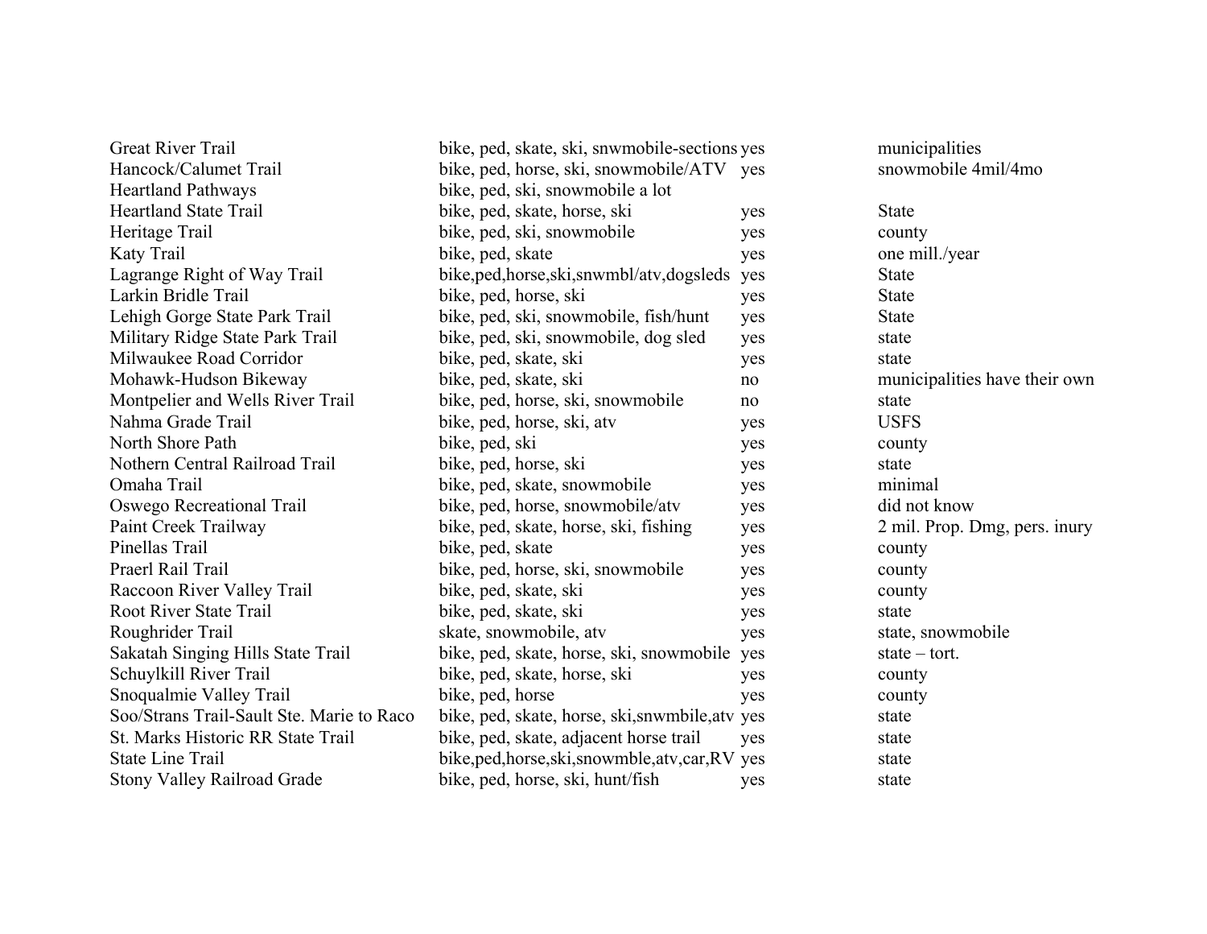| | | | |
|---|---|---|---|
| Great River Trail | bike, ped, skate, ski, snwmobile-sections | yes | municipalities |
| Hancock/Calumet Trail | bike, ped, horse, ski, snowmobile/ATV | yes | snowmobile 4mil/4mo |
| Heartland Pathways | bike, ped, ski, snowmobile a lot | | |
| Heartland State Trail | bike, ped, skate, horse, ski | yes | State |
| Heritage Trail | bike, ped, ski, snowmobile | yes | county |
| Katy Trail | bike, ped, skate | yes | one mill./year |
| Lagrange Right of Way Trail | bike,ped,horse,ski,snwmbl/atv,dogsleds | yes | State |
| Larkin Bridle Trail | bike, ped, horse, ski | yes | State |
| Lehigh Gorge State Park Trail | bike, ped, ski, snowmobile, fish/hunt | yes | State |
| Military Ridge State Park Trail | bike, ped, ski, snowmobile, dog sled | yes | state |
| Milwaukee Road Corridor | bike, ped, skate, ski | yes | state |
| Mohawk-Hudson Bikeway | bike, ped, skate, ski | no | municipalities have their own |
| Montpelier and Wells River Trail | bike, ped, horse, ski, snowmobile | no | state |
| Nahma Grade Trail | bike, ped, horse, ski, atv | yes | USFS |
| North Shore Path | bike, ped, ski | yes | county |
| Nothern Central Railroad Trail | bike, ped, horse, ski | yes | state |
| Omaha Trail | bike, ped, skate, snowmobile | yes | minimal |
| Oswego Recreational Trail | bike, ped, horse, snowmobile/atv | yes | did not know |
| Paint Creek Trailway | bike, ped, skate, horse, ski, fishing | yes | 2 mil. Prop. Dmg, pers. inury |
| Pinellas Trail | bike, ped, skate | yes | county |
| Praerl Rail Trail | bike, ped, horse, ski, snowmobile | yes | county |
| Raccoon River Valley Trail | bike, ped, skate, ski | yes | county |
| Root River State Trail | bike, ped, skate, ski | yes | state |
| Roughrider Trail | skate, snowmobile, atv | yes | state, snowmobile |
| Sakatah Singing Hills State Trail | bike, ped, skate, horse, ski, snowmobile | yes | state – tort. |
| Schuylkill River Trail | bike, ped, skate, horse, ski | yes | county |
| Snoqualmie Valley Trail | bike, ped, horse | yes | county |
| Soo/Strans Trail-Sault Ste. Marie to Raco | bike, ped, skate, horse, ski,snwmbile,atv | yes | state |
| St. Marks Historic RR State Trail | bike, ped, skate, adjacent horse trail | yes | state |
| State Line Trail | bike,ped,horse,ski,snowmble,atv,car,RV | yes | state |
| Stony Valley Railroad Grade | bike, ped, horse, ski, hunt/fish | yes | state |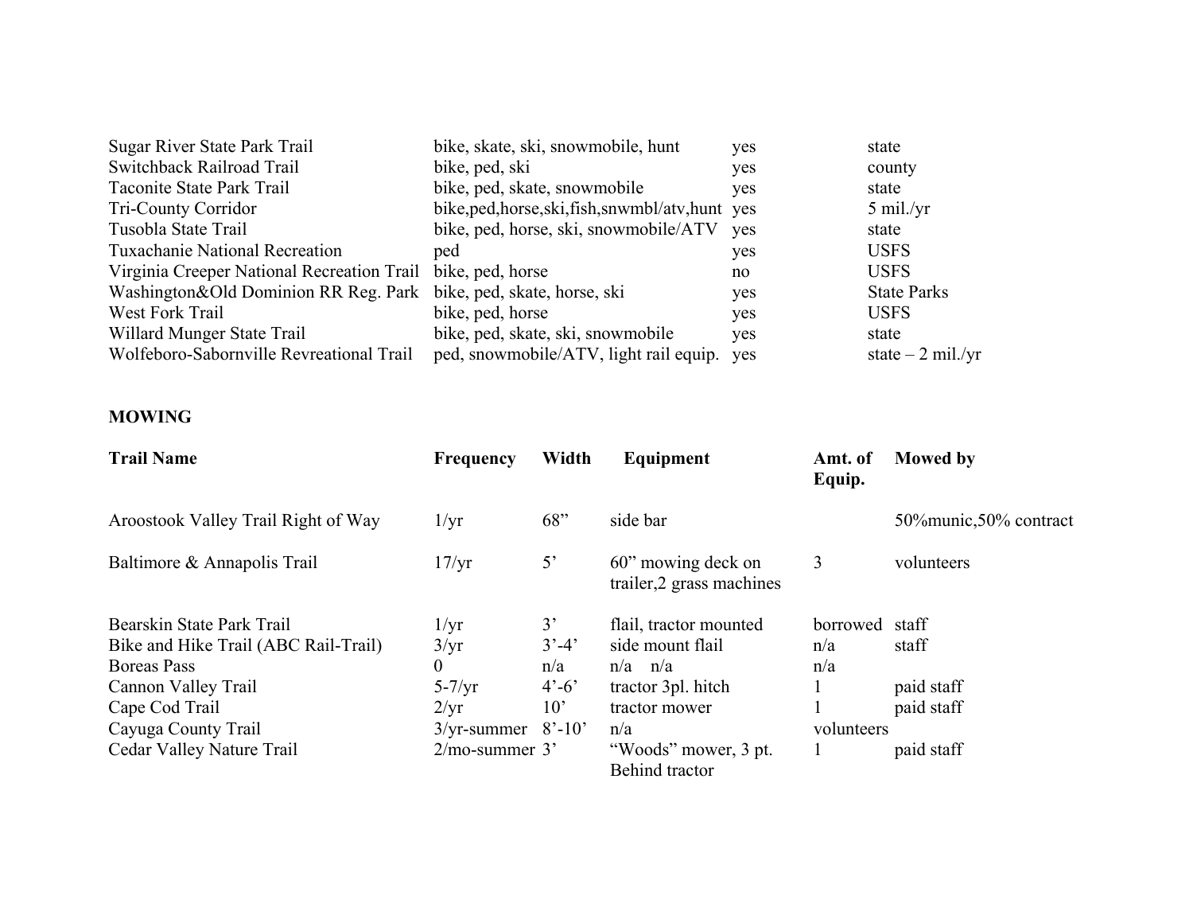| | | | |
|---|---|---|---|
| Sugar River State Park Trail | bike, skate, ski, snowmobile, hunt | yes | state |
| Switchback Railroad Trail | bike, ped, ski | yes | county |
| Taconite State Park Trail | bike, ped, skate, snowmobile | yes | state |
| Tri-County Corridor | bike,ped,horse,ski,fish,snwmbl/atv,hunt | yes | 5 mil./yr |
| Tusobla State Trail | bike, ped, horse, ski, snowmobile/ATV | yes | state |
| Tuxachanie National Recreation | ped | yes | USFS |
| Virginia Creeper National Recreation Trail | bike, ped, horse | no | USFS |
| Washington&Old Dominion RR Reg. Park | bike, ped, skate, horse, ski | yes | State Parks |
| West Fork Trail | bike, ped, horse | yes | USFS |
| Willard Munger State Trail | bike, ped, skate, ski, snowmobile | yes | state |
| Wolfeboro-Sabornville Revreational Trail | ped, snowmobile/ATV, light rail equip. | yes | state – 2 mil./yr |

**MOWING**

| Trail Name | Frequency | Width | Equipment | Amt. of Equip. | Mowed by |
|---|---|---|---|---|---|
| Aroostook Valley Trail Right of Way | 1/yr | 68” | side bar | | 50%munic,50% contract |
| Baltimore & Annapolis Trail | 17/yr | 5’ | 60” mowing deck on trailer,2 grass machines | 3 | volunteers |
| Bearskin State Park Trail | 1/yr | 3’ | flail, tractor mounted | borrowed | staff |
| Bike and Hike Trail (ABC Rail-Trail) | 3/yr | 3’-4’ | side mount flail | n/a | staff |
| Boreas Pass | 0 | n/a | n/a n/a | n/a | |
| Cannon Valley Trail | 5-7/yr | 4’-6’ | tractor 3pl. hitch | 1 | paid staff |
| Cape Cod Trail | 2/yr | 10’ | tractor mower | 1 | paid staff |
| Cayuga County Trail | 3/yr-summer | 8’-10’ | n/a | volunteers | |
| Cedar Valley Nature Trail | 2/mo-summer | 3’ | “Woods” mower, 3 pt. Behind tractor | 1 | paid staff |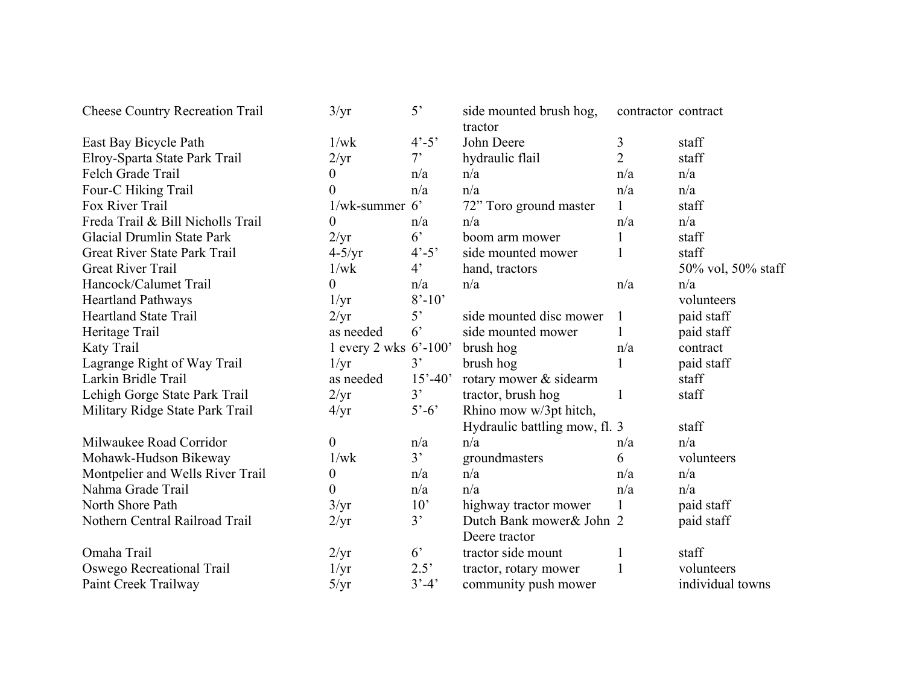| | | | | | |
|---|---|---|---|---|---|
| Cheese Country Recreation Trail | 3/yr | 5' | side mounted brush hog, tractor | contractor | contract |
| East Bay Bicycle Path | 1/wk | 4'-5' | John Deere | 3 | staff |
| Elroy-Sparta State Park Trail | 2/yr | 7' | hydraulic flail | 2 | staff |
| Felch Grade Trail | 0 | n/a | n/a | n/a | n/a |
| Four-C Hiking Trail | 0 | n/a | n/a | n/a | n/a |
| Fox River Trail | 1/wk-summer | 6' | 72" Toro ground master | 1 | staff |
| Freda Trail & Bill Nicholls Trail | 0 | n/a | n/a | n/a | n/a |
| Glacial Drumlin State Park | 2/yr | 6' | boom arm mower | 1 | staff |
| Great River State Park Trail | 4-5/yr | 4'-5' | side mounted mower | 1 | staff |
| Great River Trail | 1/wk | 4' | hand, tractors | | 50% vol, 50% staff |
| Hancock/Calumet Trail | 0 | n/a | n/a | n/a | n/a |
| Heartland Pathways | 1/yr | 8'-10' | | | volunteers |
| Heartland State Trail | 2/yr | 5' | side mounted disc mower | 1 | paid staff |
| Heritage Trail | as needed | 6' | side mounted mower | 1 | paid staff |
| Katy Trail | 1 every 2 wks | 6'-100' | brush hog | n/a | contract |
| Lagrange Right of Way Trail | 1/yr | 3' | brush hog | 1 | paid staff |
| Larkin Bridle Trail | as needed | 15'-40' | rotary mower & sidearm | | staff |
| Lehigh Gorge State Park Trail | 2/yr | 3' | tractor, brush hog | 1 | staff |
| Military Ridge State Park Trail | 4/yr | 5'-6' | Rhino mow w/3pt hitch, Hydraulic battling mow, fl. | 3 | staff |
| Milwaukee Road Corridor | 0 | n/a | n/a | n/a | n/a |
| Mohawk-Hudson Bikeway | 1/wk | 3' | groundmasters | 6 | volunteers |
| Montpelier and Wells River Trail | 0 | n/a | n/a | n/a | n/a |
| Nahma Grade Trail | 0 | n/a | n/a | n/a | n/a |
| North Shore Path | 3/yr | 10' | highway tractor mower | 1 | paid staff |
| Nothern Central Railroad Trail | 2/yr | 3' | Dutch Bank mower& John Deere tractor | 2 | paid staff |
| Omaha Trail | 2/yr | 6' | tractor side mount | 1 | staff |
| Oswego Recreational Trail | 1/yr | 2.5' | tractor, rotary mower | 1 | volunteers |
| Paint Creek Trailway | 5/yr | 3'-4' | community push mower | | individual towns |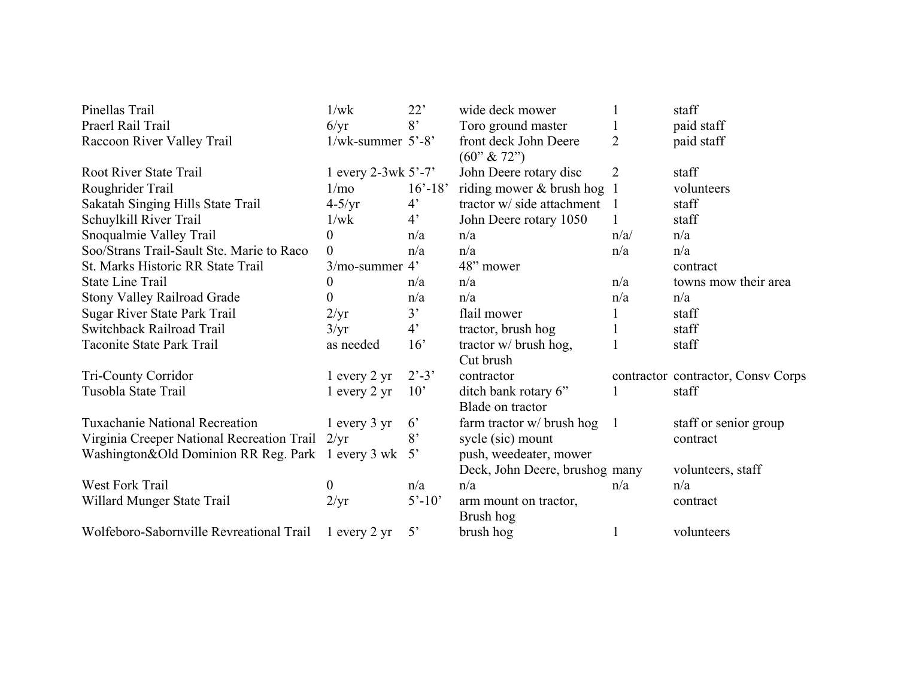| | | | | | |
|---|---|---|---|---|---|
| Pinellas Trail | 1/wk | 22’ | wide deck mower | 1 | staff |
| Praerl Rail Trail | 6/yr | 8’ | Toro ground master | 1 | paid staff |
| Raccoon River Valley Trail | 1/wk-summer | 5’-8’ | front deck John Deere (60” & 72”) | 2 | paid staff |
| Root River State Trail | 1 every 2-3wk | 5’-7’ | John Deere rotary disc | 2 | staff |
| Roughrider Trail | 1/mo | 16’-18’ | riding mower & brush hog | 1 | volunteers |
| Sakatah Singing Hills State Trail | 4-5/yr | 4’ | tractor w/ side attachment | 1 | staff |
| Schuylkill River Trail | 1/wk | 4’ | John Deere rotary 1050 | 1 | staff |
| Snoqualmie Valley Trail | 0 | n/a | n/a | n/a/ | n/a |
| Soo/Strans Trail-Sault Ste. Marie to Raco | 0 | n/a | n/a | n/a | n/a |
| St. Marks Historic RR State Trail | 3/mo-summer | 4’ | 48” mower | | contract |
| State Line Trail | 0 | n/a | n/a | n/a | towns mow their area |
| Stony Valley Railroad Grade | 0 | n/a | n/a | n/a | n/a |
| Sugar River State Park Trail | 2/yr | 3’ | flail mower | 1 | staff |
| Switchback Railroad Trail | 3/yr | 4’ | tractor, brush hog | 1 | staff |
| Taconite State Park Trail | as needed | 16’ | tractor w/ brush hog, Cut brush | 1 | staff |
| Tri-County Corridor | 1 every 2 yr | 2’-3’ | contractor | contractor | contractor, Consv Corps |
| Tusobla State Trail | 1 every 2 yr | 10’ | ditch bank rotary 6” Blade on tractor | 1 | staff |
| Tuxachanie National Recreation | 1 every 3 yr | 6’ | farm tractor w/ brush hog | 1 | staff or senior group |
| Virginia Creeper National Recreation Trail | 2/yr | 8’ | sycle (sic) mount | | contract |
| Washington&Old Dominion RR Reg. Park | 1 every 3 wk | 5’ | push, weedeater, mower Deck, John Deere, brushog | many | volunteers, staff |
| West Fork Trail | 0 | n/a | n/a | n/a | n/a |
| Willard Munger State Trail | 2/yr | 5’-10’ | arm mount on tractor, Brush hog | | contract |
| Wolfeboro-Sabornville Revreational Trail | 1 every 2 yr | 5’ | brush hog | 1 | volunteers |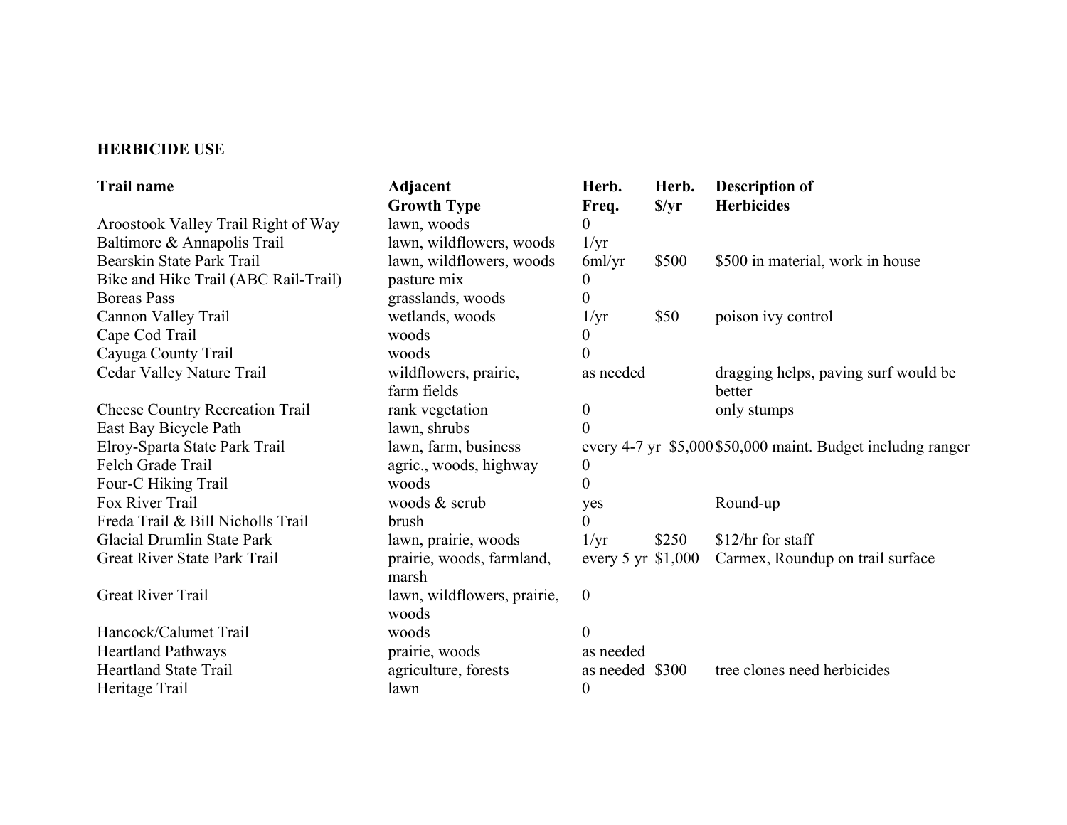**HERBICIDE USE**

| Trail name | Adjacent Growth Type | Herb. Freq. | Herb. $/yr | Description of Herbicides |
|---|---|---|---|---|
| Aroostook Valley Trail Right of Way | lawn, woods | 0 | | |
| Baltimore & Annapolis Trail | lawn, wildflowers, woods | 1/yr | | |
| Bearskin State Park Trail | lawn, wildflowers, woods | 6ml/yr | $500 | $500 in material, work in house |
| Bike and Hike Trail (ABC Rail-Trail) | pasture mix | 0 | | |
| Boreas Pass | grasslands, woods | 0 | | |
| Cannon Valley Trail | wetlands, woods | 1/yr | $50 | poison ivy control |
| Cape Cod Trail | woods | 0 | | |
| Cayuga County Trail | woods | 0 | | |
| Cedar Valley Nature Trail | wildflowers, prairie, farm fields | as needed | | dragging helps, paving surf would be better |
| Cheese Country Recreation Trail | rank vegetation | 0 | | only stumps |
| East Bay Bicycle Path | lawn, shrubs | 0 | | |
| Elroy-Sparta State Park Trail | lawn, farm, business | every 4-7 yr | $5,000 | $50,000 maint. Budget includng ranger |
| Felch Grade Trail | agric., woods, highway | 0 | | |
| Four-C Hiking Trail | woods | 0 | | |
| Fox River Trail | woods & scrub | yes | | Round-up |
| Freda Trail & Bill Nicholls Trail | brush | 0 | | |
| Glacial Drumlin State Park | lawn, prairie, woods | 1/yr | $250 | $12/hr for staff |
| Great River State Park Trail | prairie, woods, farmland, marsh | every 5 yr | $1,000 | Carmex, Roundup on trail surface |
| Great River Trail | lawn, wildflowers, prairie, woods | 0 | | |
| Hancock/Calumet Trail | woods | 0 | | |
| Heartland Pathways | prairie, woods | as needed | | |
| Heartland State Trail | agriculture, forests | as needed | $300 | tree clones need herbicides |
| Heritage Trail | lawn | 0 | | |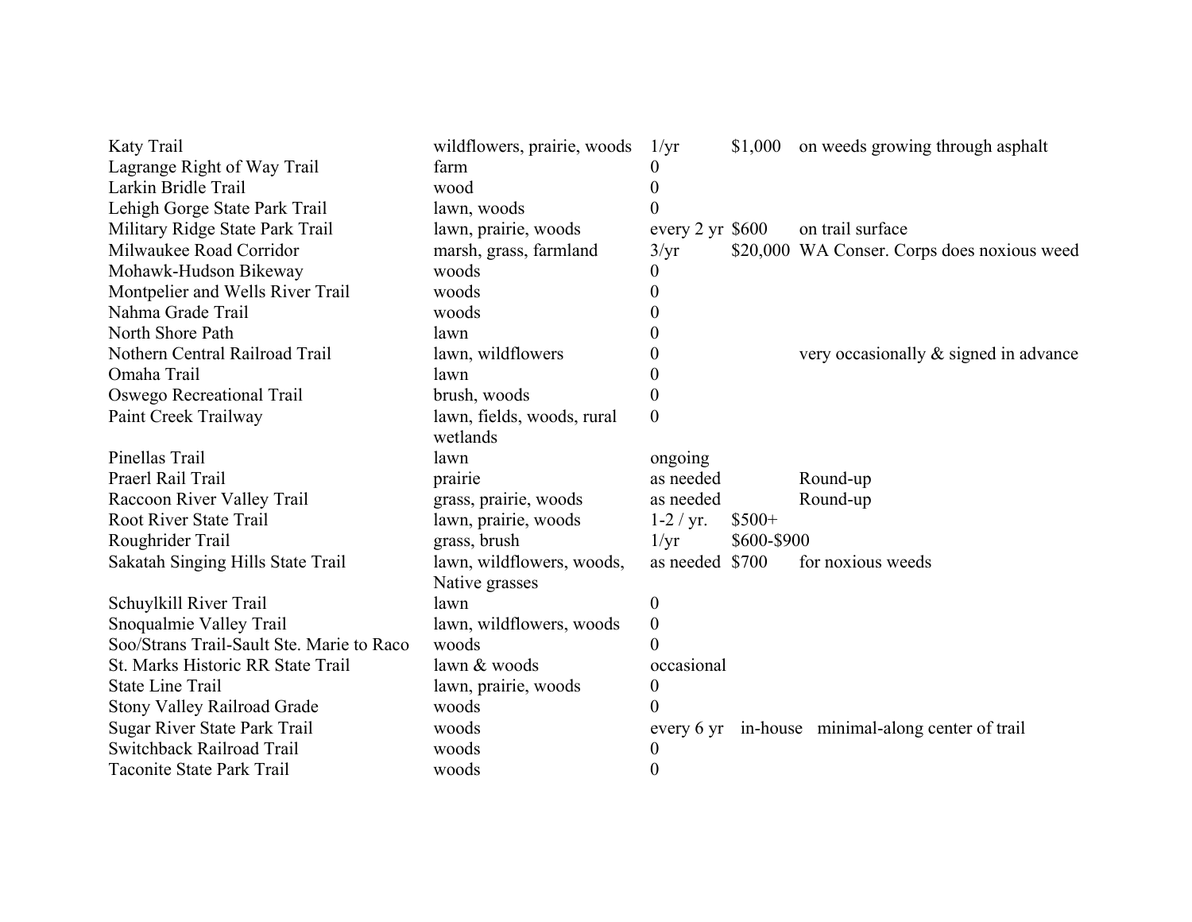| | | | | |
|---|---|---|---|---|
| Katy Trail | wildflowers, prairie, woods | 1/yr | $1,000 | on weeds growing through asphalt |
| Lagrange Right of Way Trail | farm | 0 | | |
| Larkin Bridle Trail | wood | 0 | | |
| Lehigh Gorge State Park Trail | lawn, woods | 0 | | |
| Military Ridge State Park Trail | lawn, prairie, woods | every 2 yr | $600 | on trail surface |
| Milwaukee Road Corridor | marsh, grass, farmland | 3/yr | $20,000 | WA Conser. Corps does noxious weed |
| Mohawk-Hudson Bikeway | woods | 0 | | |
| Montpelier and Wells River Trail | woods | 0 | | |
| Nahma Grade Trail | woods | 0 | | |
| North Shore Path | lawn | 0 | | |
| Nothern Central Railroad Trail | lawn, wildflowers | 0 | | very occasionally & signed in advance |
| Omaha Trail | lawn | 0 | | |
| Oswego Recreational Trail | brush, woods | 0 | | |
| Paint Creek Trailway | lawn, fields, woods, rural wetlands | 0 | | |
| Pinellas Trail | lawn | ongoing | | |
| Praerl Rail Trail | prairie | as needed | | Round-up |
| Raccoon River Valley Trail | grass, prairie, woods | as needed | | Round-up |
| Root River State Trail | lawn, prairie, woods | 1-2 / yr. | $500+ | |
| Roughrider Trail | grass, brush | 1/yr | $600-$900 | |
| Sakatah Singing Hills State Trail | lawn, wildflowers, woods, Native grasses | as needed | $700 | for noxious weeds |
| Schuylkill River Trail | lawn | 0 | | |
| Snoqualmie Valley Trail | lawn, wildflowers, woods | 0 | | |
| Soo/Strans Trail-Sault Ste. Marie to Raco | woods | 0 | | |
| St. Marks Historic RR State Trail | lawn & woods | occasional | | |
| State Line Trail | lawn, prairie, woods | 0 | | |
| Stony Valley Railroad Grade | woods | 0 | | |
| Sugar River State Park Trail | woods | every 6 yr | in-house | minimal-along center of trail |
| Switchback Railroad Trail | woods | 0 | | |
| Taconite State Park Trail | woods | 0 | | |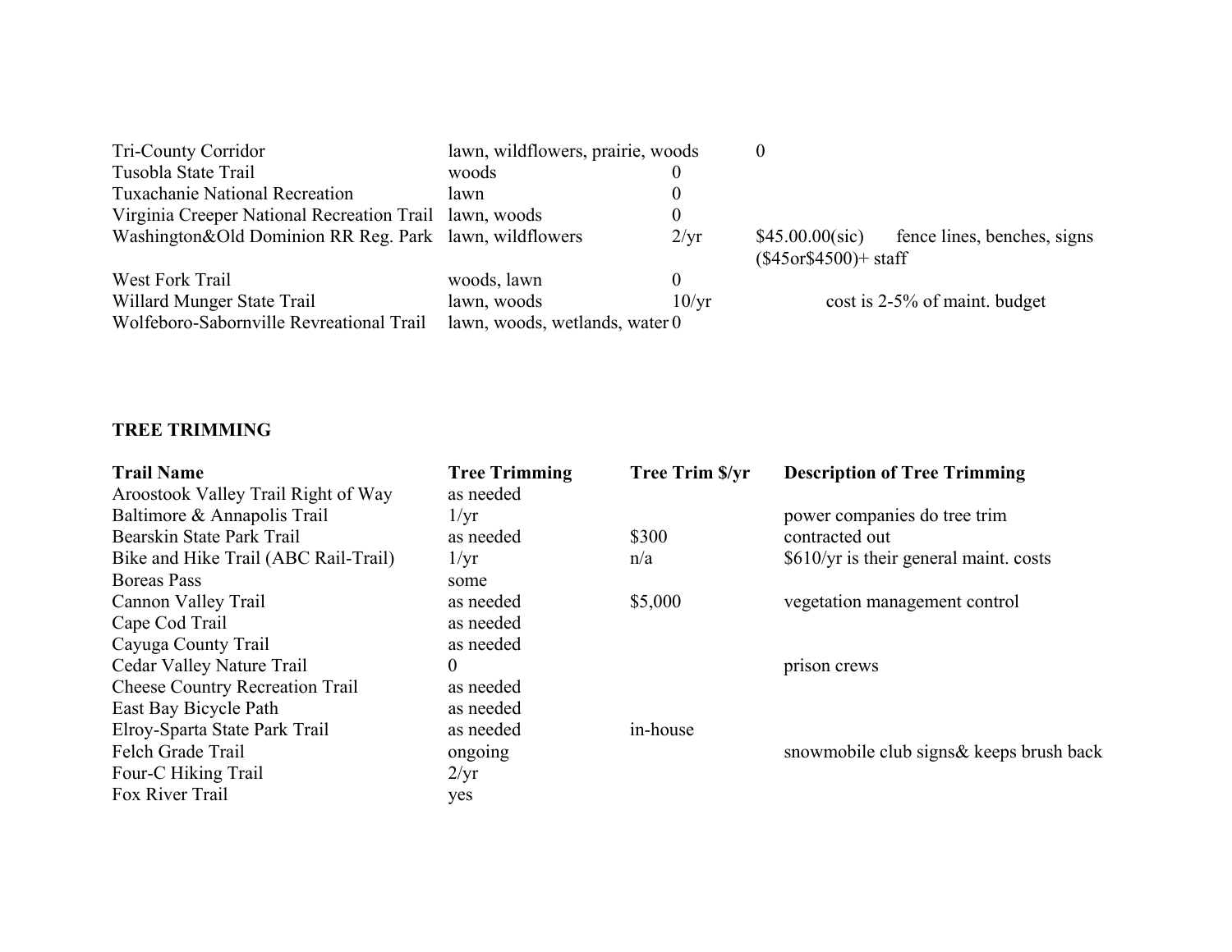| | | | | |
|---|---|---|---|---|
| Tri-County Corridor | lawn, wildflowers, prairie, woods | 0 | | |
| Tusobla State Trail | woods | 0 | | |
| Tuxachanie National Recreation | lawn | 0 | | |
| Virginia Creeper National Recreation Trail | lawn, woods | 0 | | |
| Washington&Old Dominion RR Reg. Park | lawn, wildflowers | 2/yr | $45.00.00(sic) ($45or$4500)+ staff | fence lines, benches, signs |
| West Fork Trail | woods, lawn | 0 | | |
| Willard Munger State Trail | lawn, woods | 10/yr | cost is 2-5% of maint. budget | |
| Wolfeboro-Sabornville Revreational Trail | lawn, woods, wetlands, water | 0 | | |

**TREE TRIMMING**

| Trail Name | Tree Trimming | Tree Trim $/yr | Description of Tree Trimming |
|---|---|---|---|
| Aroostook Valley Trail Right of Way | as needed | | |
| Baltimore & Annapolis Trail | 1/yr | | power companies do tree trim |
| Bearskin State Park Trail | as needed | $300 | contracted out |
| Bike and Hike Trail (ABC Rail-Trail) | 1/yr | n/a | $610/yr is their general maint. costs |
| Boreas Pass | some | | |
| Cannon Valley Trail | as needed | $5,000 | vegetation management control |
| Cape Cod Trail | as needed | | |
| Cayuga County Trail | as needed | | |
| Cedar Valley Nature Trail | 0 | | prison crews |
| Cheese Country Recreation Trail | as needed | | |
| East Bay Bicycle Path | as needed | | |
| Elroy-Sparta State Park Trail | as needed | in-house | |
| Felch Grade Trail | ongoing | | snowmobile club signs& keeps brush back |
| Four-C Hiking Trail | 2/yr | | |
| Fox River Trail | yes | | |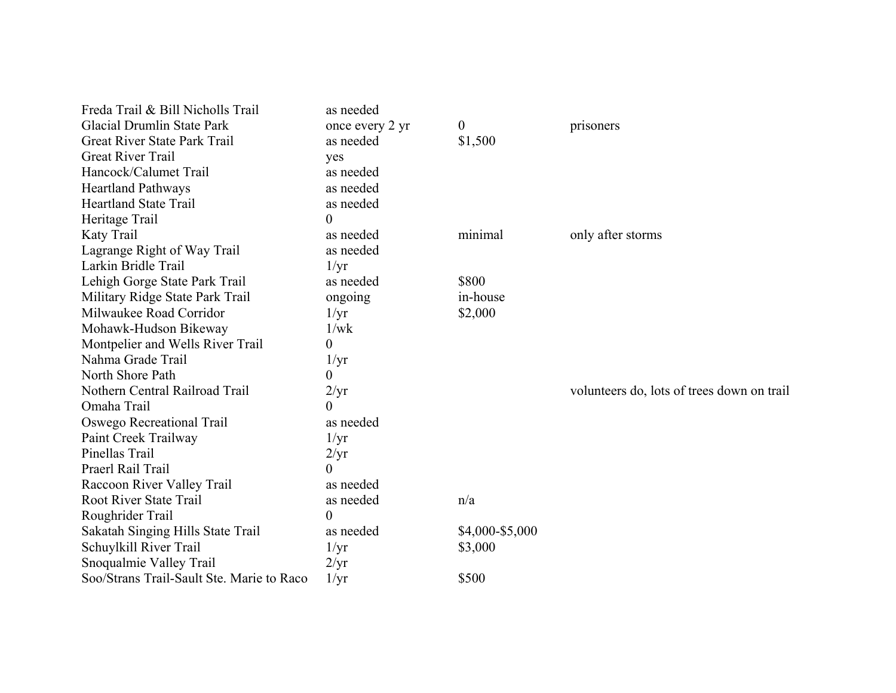| | | | |
|---|---|---|---|
| Freda Trail & Bill Nicholls Trail | as needed | | |
| Glacial Drumlin State Park | once every 2 yr | 0 | prisoners |
| Great River State Park Trail | as needed | $1,500 | |
| Great River Trail | yes | | |
| Hancock/Calumet Trail | as needed | | |
| Heartland Pathways | as needed | | |
| Heartland State Trail | as needed | | |
| Heritage Trail | 0 | | |
| Katy Trail | as needed | minimal | only after storms |
| Lagrange Right of Way Trail | as needed | | |
| Larkin Bridle Trail | 1/yr | | |
| Lehigh Gorge State Park Trail | as needed | $800 | |
| Military Ridge State Park Trail | ongoing | in-house | |
| Milwaukee Road Corridor | 1/yr | $2,000 | |
| Mohawk-Hudson Bikeway | 1/wk | | |
| Montpelier and Wells River Trail | 0 | | |
| Nahma Grade Trail | 1/yr | | |
| North Shore Path | 0 | | |
| Nothern Central Railroad Trail | 2/yr | | volunteers do, lots of trees down on trail |
| Omaha Trail | 0 | | |
| Oswego Recreational Trail | as needed | | |
| Paint Creek Trailway | 1/yr | | |
| Pinellas Trail | 2/yr | | |
| Praerl Rail Trail | 0 | | |
| Raccoon River Valley Trail | as needed | | |
| Root River State Trail | as needed | n/a | |
| Roughrider Trail | 0 | | |
| Sakatah Singing Hills State Trail | as needed | $4,000-$5,000 | |
| Schuylkill River Trail | 1/yr | $3,000 | |
| Snoqualmie Valley Trail | 2/yr | | |
| Soo/Strans Trail-Sault Ste. Marie to Raco | 1/yr | $500 | |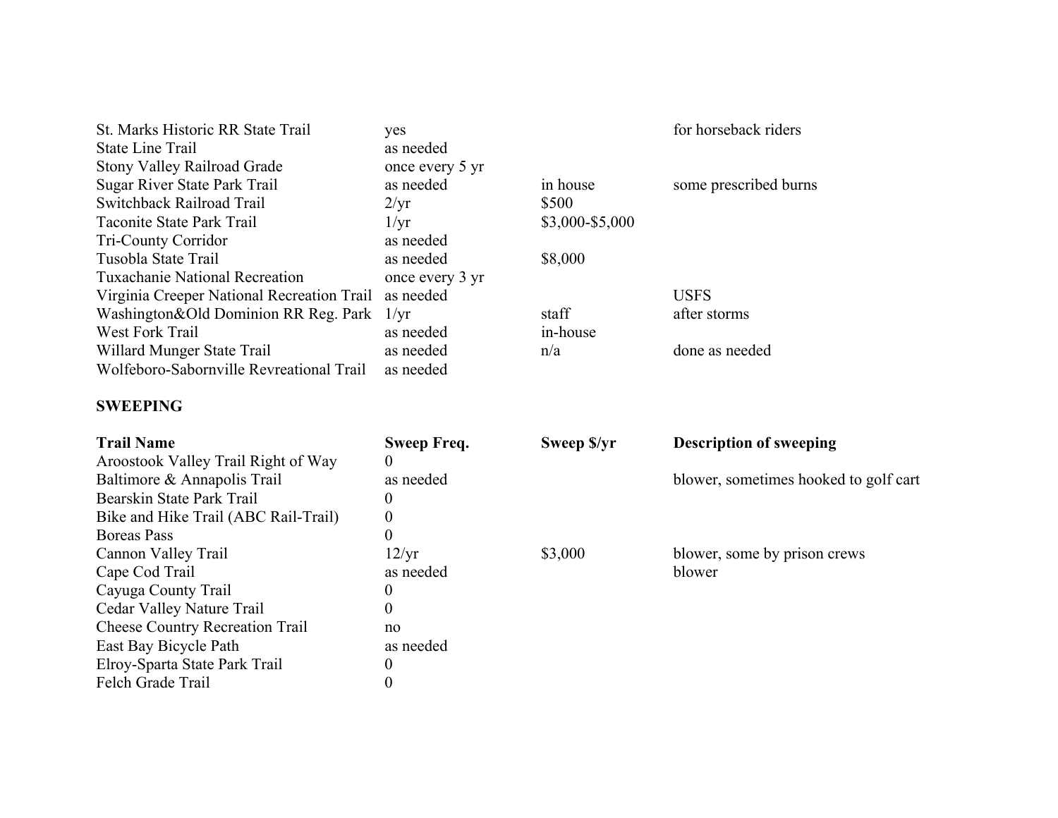| | | | |
|---|---|---|---|
| St. Marks Historic RR State Trail | yes | | for horseback riders |
| State Line Trail | as needed | | |
| Stony Valley Railroad Grade | once every 5 yr | | |
| Sugar River State Park Trail | as needed | in house | some prescribed burns |
| Switchback Railroad Trail | 2/yr | $500 | |
| Taconite State Park Trail | 1/yr | $3,000-$5,000 | |
| Tri-County Corridor | as needed | | |
| Tusobla State Trail | as needed | $8,000 | |
| Tuxachanie National Recreation | once every 3 yr | | |
| Virginia Creeper National Recreation Trail | as needed | | USFS |
| Washington&Old Dominion RR Reg. Park | 1/yr | staff | after storms |
| West Fork Trail | as needed | in-house | |
| Willard Munger State Trail | as needed | n/a | done as needed |
| Wolfeboro-Sabornville Revreational Trail | as needed | | |

**SWEEPING**

| Trail Name | Sweep Freq. | Sweep $/yr | Description of sweeping |
|---|---|---|---|
| Aroostook Valley Trail Right of Way | 0 | | |
| Baltimore & Annapolis Trail | as needed | | blower, sometimes hooked to golf cart |
| Bearskin State Park Trail | 0 | | |
| Bike and Hike Trail (ABC Rail-Trail) | 0 | | |
| Boreas Pass | 0 | | |
| Cannon Valley Trail | 12/yr | $3,000 | blower, some by prison crews |
| Cape Cod Trail | as needed | | blower |
| Cayuga County Trail | 0 | | |
| Cedar Valley Nature Trail | 0 | | |
| Cheese Country Recreation Trail | no | | |
| East Bay Bicycle Path | as needed | | |
| Elroy-Sparta State Park Trail | 0 | | |
| Felch Grade Trail | 0 | | |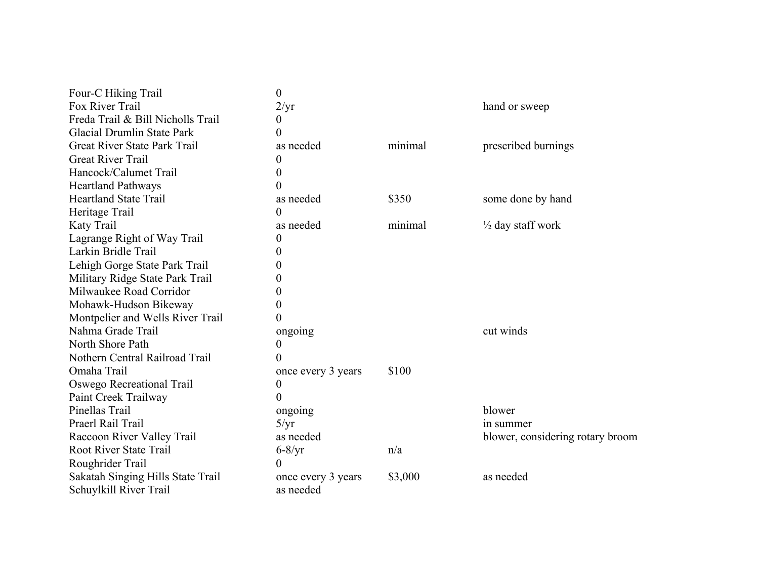| | | | |
|---|---|---|---|
| Four-C Hiking Trail | 0 | | |
| Fox River Trail | 2/yr | | hand or sweep |
| Freda Trail & Bill Nicholls Trail | 0 | | |
| Glacial Drumlin State Park | 0 | | |
| Great River State Park Trail | as needed | minimal | prescribed burnings |
| Great River Trail | 0 | | |
| Hancock/Calumet Trail | 0 | | |
| Heartland Pathways | 0 | | |
| Heartland State Trail | as needed | $350 | some done by hand |
| Heritage Trail | 0 | | |
| Katy Trail | as needed | minimal | ½ day staff work |
| Lagrange Right of Way Trail | 0 | | |
| Larkin Bridle Trail | 0 | | |
| Lehigh Gorge State Park Trail | 0 | | |
| Military Ridge State Park Trail | 0 | | |
| Milwaukee Road Corridor | 0 | | |
| Mohawk-Hudson Bikeway | 0 | | |
| Montpelier and Wells River Trail | 0 | | |
| Nahma Grade Trail | ongoing | | cut winds |
| North Shore Path | 0 | | |
| Nothern Central Railroad Trail | 0 | | |
| Omaha Trail | once every 3 years | $100 | |
| Oswego Recreational Trail | 0 | | |
| Paint Creek Trailway | 0 | | |
| Pinellas Trail | ongoing | | blower |
| Praerl Rail Trail | 5/yr | | in summer |
| Raccoon River Valley Trail | as needed | | blower, considering rotary broom |
| Root River State Trail | 6-8/yr | n/a | |
| Roughrider Trail | 0 | | |
| Sakatah Singing Hills State Trail | once every 3 years | $3,000 | as needed |
| Schuylkill River Trail | as needed | | |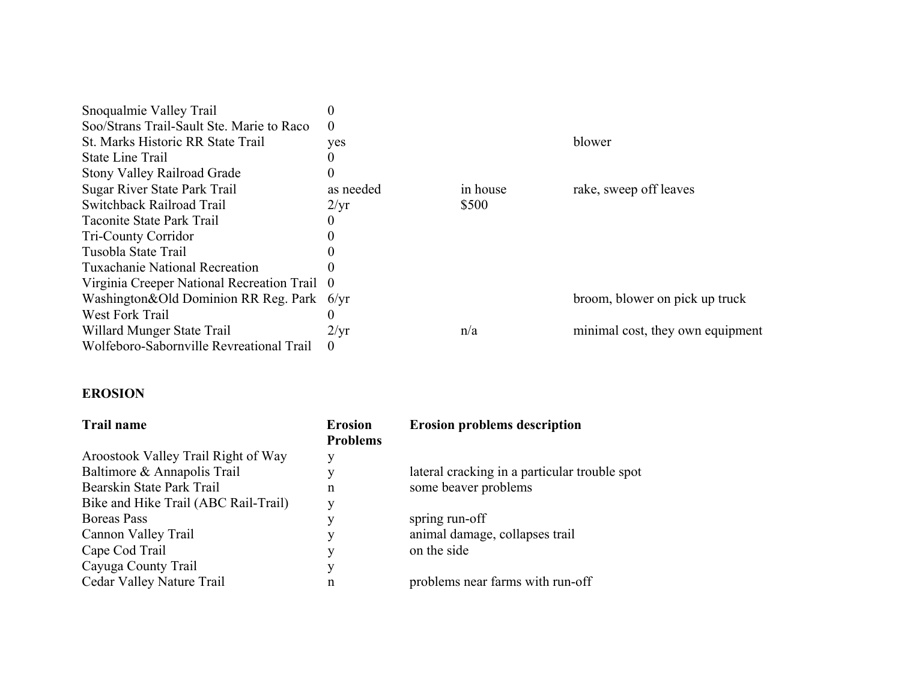| | | | |
|---|---|---|---|
| Snoqualmie Valley Trail | 0 | | |
| Soo/Strans Trail-Sault Ste. Marie to Raco | 0 | | |
| St. Marks Historic RR State Trail | yes | | blower |
| State Line Trail | 0 | | |
| Stony Valley Railroad Grade | 0 | | |
| Sugar River State Park Trail | as needed | in house | rake, sweep off leaves |
| Switchback Railroad Trail | 2/yr | $500 | |
| Taconite State Park Trail | 0 | | |
| Tri-County Corridor | 0 | | |
| Tusobla State Trail | 0 | | |
| Tuxachanie National Recreation | 0 | | |
| Virginia Creeper National Recreation Trail | 0 | | |
| Washington&Old Dominion RR Reg. Park | 6/yr | | broom, blower on pick up truck |
| West Fork Trail | 0 | | |
| Willard Munger State Trail | 2/yr | n/a | minimal cost, they own equipment |
| Wolfeboro-Sabornville Revreational Trail | 0 | | |

**EROSION**

| Trail name | Erosion Problems | Erosion problems description |
|---|---|---|
| Aroostook Valley Trail Right of Way | y | |
| Baltimore & Annapolis Trail | y | lateral cracking in a particular trouble spot |
| Bearskin State Park Trail | n | some beaver problems |
| Bike and Hike Trail (ABC Rail-Trail) | y | |
| Boreas Pass | y | spring run-off |
| Cannon Valley Trail | y | animal damage, collapses trail |
| Cape Cod Trail | y | on the side |
| Cayuga County Trail | y | |
| Cedar Valley Nature Trail | n | problems near farms with run-off |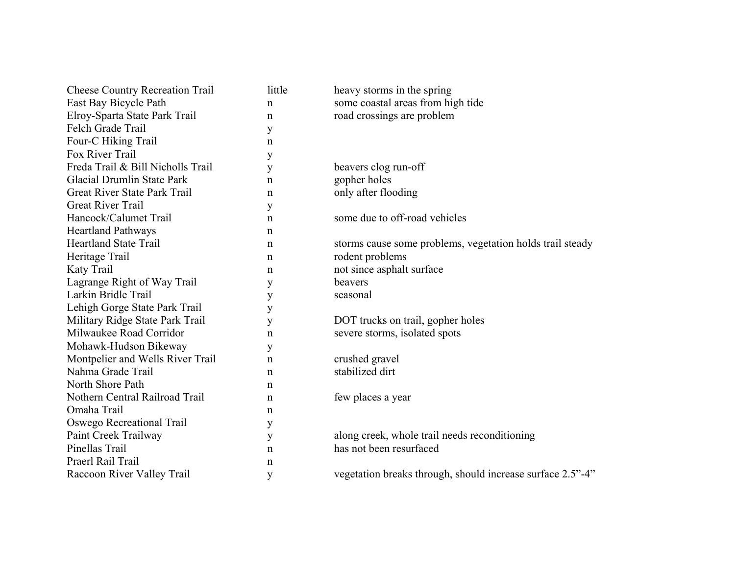| | | |
|---|---|---|
| Cheese Country Recreation Trail | little | heavy storms in the spring |
| East Bay Bicycle Path | n | some coastal areas from high tide |
| Elroy-Sparta State Park Trail | n | road crossings are problem |
| Felch Grade Trail | y | |
| Four-C Hiking Trail | n | |
| Fox River Trail | y | |
| Freda Trail & Bill Nicholls Trail | y | beavers clog run-off |
| Glacial Drumlin State Park | n | gopher holes |
| Great River State Park Trail | n | only after flooding |
| Great River Trail | y | |
| Hancock/Calumet Trail | n | some due to off-road vehicles |
| Heartland Pathways | n | |
| Heartland State Trail | n | storms cause some problems, vegetation holds trail steady |
| Heritage Trail | n | rodent problems |
| Katy Trail | n | not since asphalt surface |
| Lagrange Right of Way Trail | y | beavers |
| Larkin Bridle Trail | y | seasonal |
| Lehigh Gorge State Park Trail | y | |
| Military Ridge State Park Trail | y | DOT trucks on trail, gopher holes |
| Milwaukee Road Corridor | n | severe storms, isolated spots |
| Mohawk-Hudson Bikeway | y | |
| Montpelier and Wells River Trail | n | crushed gravel |
| Nahma Grade Trail | n | stabilized dirt |
| North Shore Path | n | |
| Nothern Central Railroad Trail | n | few places a year |
| Omaha Trail | n | |
| Oswego Recreational Trail | y | |
| Paint Creek Trailway | y | along creek, whole trail needs reconditioning |
| Pinellas Trail | n | has not been resurfaced |
| Praerl Rail Trail | n | |
| Raccoon River Valley Trail | y | vegetation breaks through, should increase surface 2.5”-4” |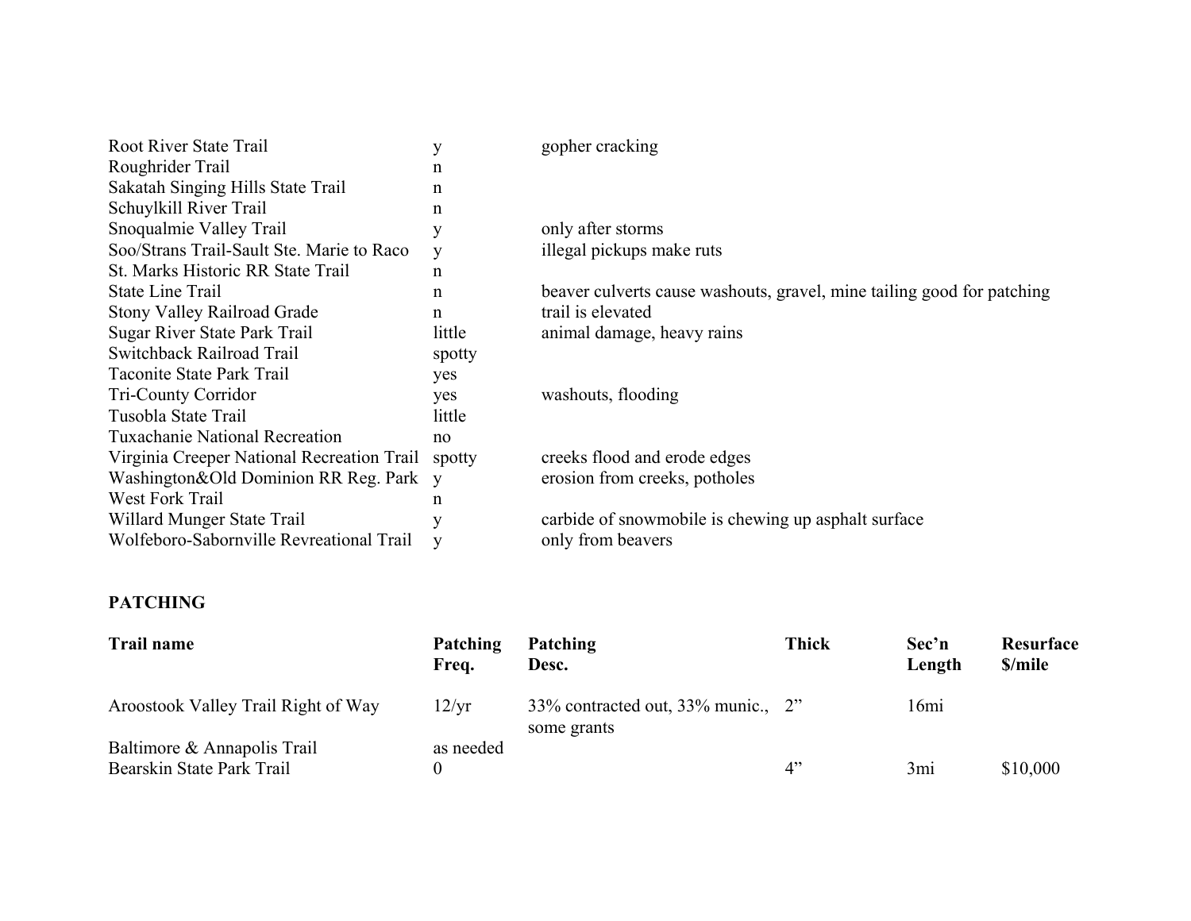| | | |
|---|---|---|
| Root River State Trail | y | gopher cracking |
| Roughrider Trail | n | |
| Sakatah Singing Hills State Trail | n | |
| Schuylkill River Trail | n | |
| Snoqualmie Valley Trail | y | only after storms |
| Soo/Strans Trail-Sault Ste. Marie to Raco | y | illegal pickups make ruts |
| St. Marks Historic RR State Trail | n | |
| State Line Trail | n | beaver culverts cause washouts, gravel, mine tailing good for patching |
| Stony Valley Railroad Grade | n | trail is elevated |
| Sugar River State Park Trail | little | animal damage, heavy rains |
| Switchback Railroad Trail | spotty | |
| Taconite State Park Trail | yes | |
| Tri-County Corridor | yes | washouts, flooding |
| Tusobla State Trail | little | |
| Tuxachanie National Recreation | no | |
| Virginia Creeper National Recreation Trail | spotty | creeks flood and erode edges |
| Washington&Old Dominion RR Reg. Park | y | erosion from creeks, potholes |
| West Fork Trail | n | |
| Willard Munger State Trail | y | carbide of snowmobile is chewing up asphalt surface |
| Wolfeboro-Sabornville Revreational Trail | y | only from beavers |

**PATCHING**

| Trail name | Patching Freq. | Patching Desc. | Thick | Sec'n Length | Resurface $/mile |
|---|---|---|---|---|---|
| Aroostook Valley Trail Right of Way | 12/yr | 33% contracted out, 33% munic., some grants | 2" | 16mi | |
| Baltimore & Annapolis Trail | as needed | | | | |
| Bearskin State Park Trail | 0 | | 4" | 3mi | $10,000 |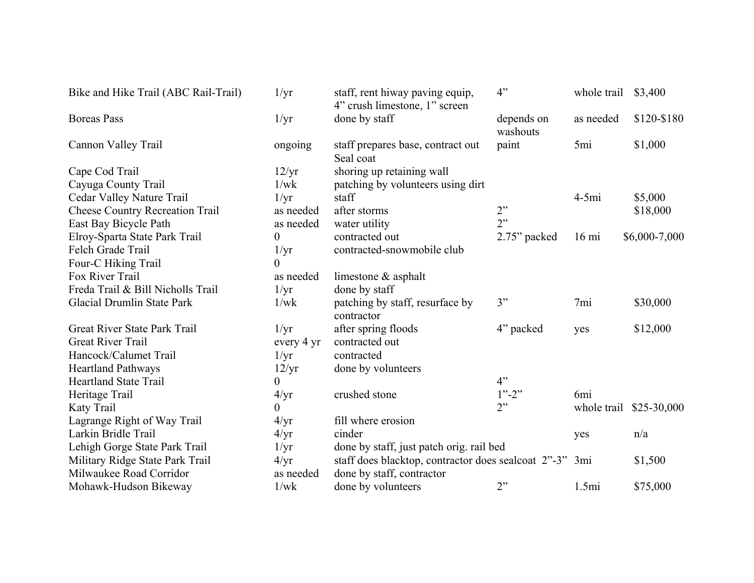| | | | | | |
|---|---|---|---|---|---|
| Bike and Hike Trail (ABC Rail-Trail) | 1/yr | staff, rent hiway paving equip, 4" crush limestone, 1" screen | 4" | whole trail | $3,400 |
| Boreas Pass | 1/yr | done by staff | depends on washouts | as needed | $120-$180 |
| Cannon Valley Trail | ongoing | staff prepares base, contract out Seal coat | paint | 5mi | $1,000 |
| Cape Cod Trail | 12/yr | shoring up retaining wall | | | |
| Cayuga County Trail | 1/wk | patching by volunteers using dirt | | | |
| Cedar Valley Nature Trail | 1/yr | staff | | 4-5mi | $5,000 |
| Cheese Country Recreation Trail | as needed | after storms | 2" | | $18,000 |
| East Bay Bicycle Path | as needed | water utility | 2" | | |
| Elroy-Sparta State Park Trail | 0 | contracted out | 2.75" packed | 16 mi | $6,000-7,000 |
| Felch Grade Trail | 1/yr | contracted-snowmobile club | | | |
| Four-C Hiking Trail | 0 | | | | |
| Fox River Trail | as needed | limestone & asphalt | | | |
| Freda Trail & Bill Nicholls Trail | 1/yr | done by staff | | | |
| Glacial Drumlin State Park | 1/wk | patching by staff, resurface by contractor | 3" | 7mi | $30,000 |
| Great River State Park Trail | 1/yr | after spring floods | 4" packed | yes | $12,000 |
| Great River Trail | every 4 yr | contracted out | | | |
| Hancock/Calumet Trail | 1/yr | contracted | | | |
| Heartland Pathways | 12/yr | done by volunteers | | | |
| Heartland State Trail | 0 | | 4" | | |
| Heritage Trail | 4/yr | crushed stone | 1"-2" | 6mi | |
| Katy Trail | 0 | | 2" | whole trail | $25-30,000 |
| Lagrange Right of Way Trail | 4/yr | fill where erosion | | | |
| Larkin Bridle Trail | 4/yr | cinder | | yes | n/a |
| Lehigh Gorge State Park Trail | 1/yr | done by staff, just patch orig. rail bed | | | |
| Military Ridge State Park Trail | 4/yr | staff does blacktop, contractor does sealcoat | 2"-3" | 3mi | $1,500 |
| Milwaukee Road Corridor | as needed | done by staff, contractor | | | |
| Mohawk-Hudson Bikeway | 1/wk | done by volunteers | 2" | 1.5mi | $75,000 |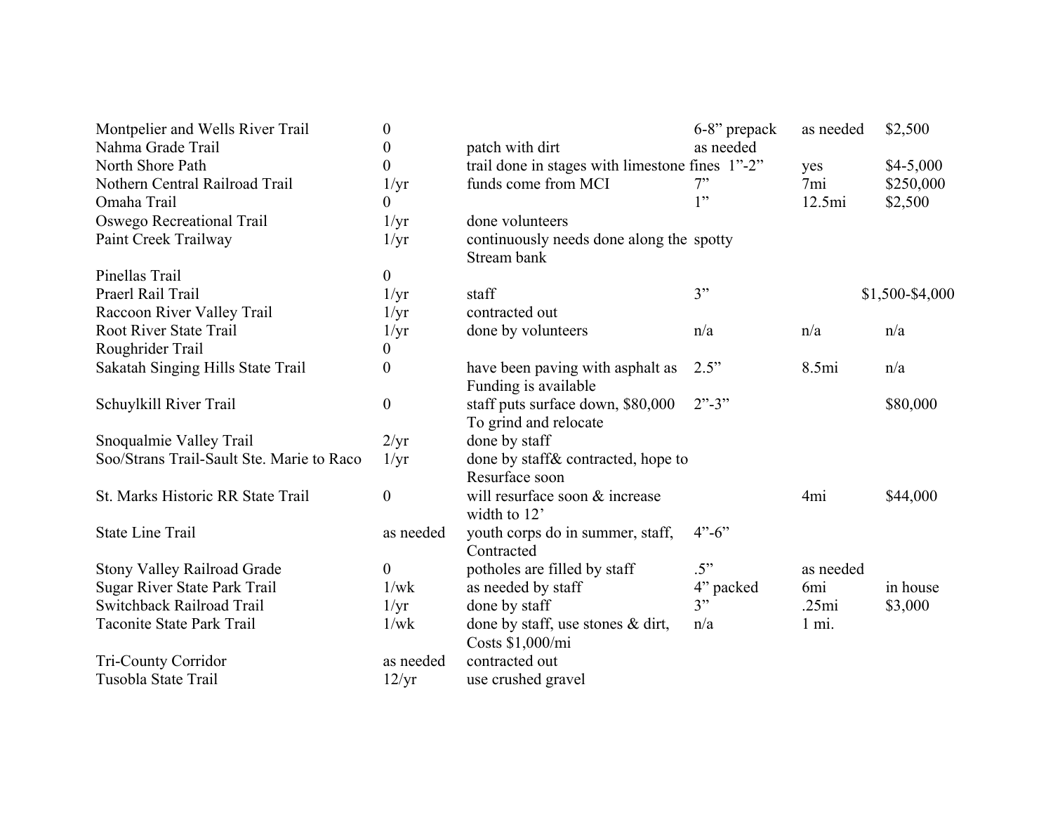| | | | | | |
|---|---|---|---|---|---|
| Montpelier and Wells River Trail | 0 | | 6-8" prepack | as needed | $2,500 |
| Nahma Grade Trail | 0 | patch with dirt | as needed | | |
| North Shore Path | 0 | trail done in stages with limestone fines | 1"-2" | yes | $4-5,000 |
| Nothern Central Railroad Trail | 1/yr | funds come from MCI | 7" | 7mi | $250,000 |
| Omaha Trail | 0 | | 1" | 12.5mi | $2,500 |
| Oswego Recreational Trail | 1/yr | done volunteers | | | |
| Paint Creek Trailway | 1/yr | continuously needs done along the Stream bank | spotty | | |
| Pinellas Trail | 0 | | | | |
| Praerl Rail Trail | 1/yr | staff | 3" | | $1,500-$4,000 |
| Raccoon River Valley Trail | 1/yr | contracted out | | | |
| Root River State Trail | 1/yr | done by volunteers | n/a | n/a | n/a |
| Roughrider Trail | 0 | | | | |
| Sakatah Singing Hills State Trail | 0 | have been paving with asphalt as Funding is available | 2.5" | 8.5mi | n/a |
| Schuylkill River Trail | 0 | staff puts surface down, $80,000 To grind and relocate | 2"-3" | | $80,000 |
| Snoqualmie Valley Trail | 2/yr | done by staff | | | |
| Soo/Strans Trail-Sault Ste. Marie to Raco | 1/yr | done by staff& contracted, hope to Resurface soon | | | |
| St. Marks Historic RR State Trail | 0 | will resurface soon & increase width to 12' | | 4mi | $44,000 |
| State Line Trail | as needed | youth corps do in summer, staff, Contracted | 4"-6" | | |
| Stony Valley Railroad Grade | 0 | potholes are filled by staff | .5" | as needed | |
| Sugar River State Park Trail | 1/wk | as needed by staff | 4" packed | 6mi | in house |
| Switchback Railroad Trail | 1/yr | done by staff | 3" | .25mi | $3,000 |
| Taconite State Park Trail | 1/wk | done by staff, use stones & dirt, Costs $1,000/mi | n/a | 1 mi. | |
| Tri-County Corridor | as needed | contracted out | | | |
| Tusobla State Trail | 12/yr | use crushed gravel | | | |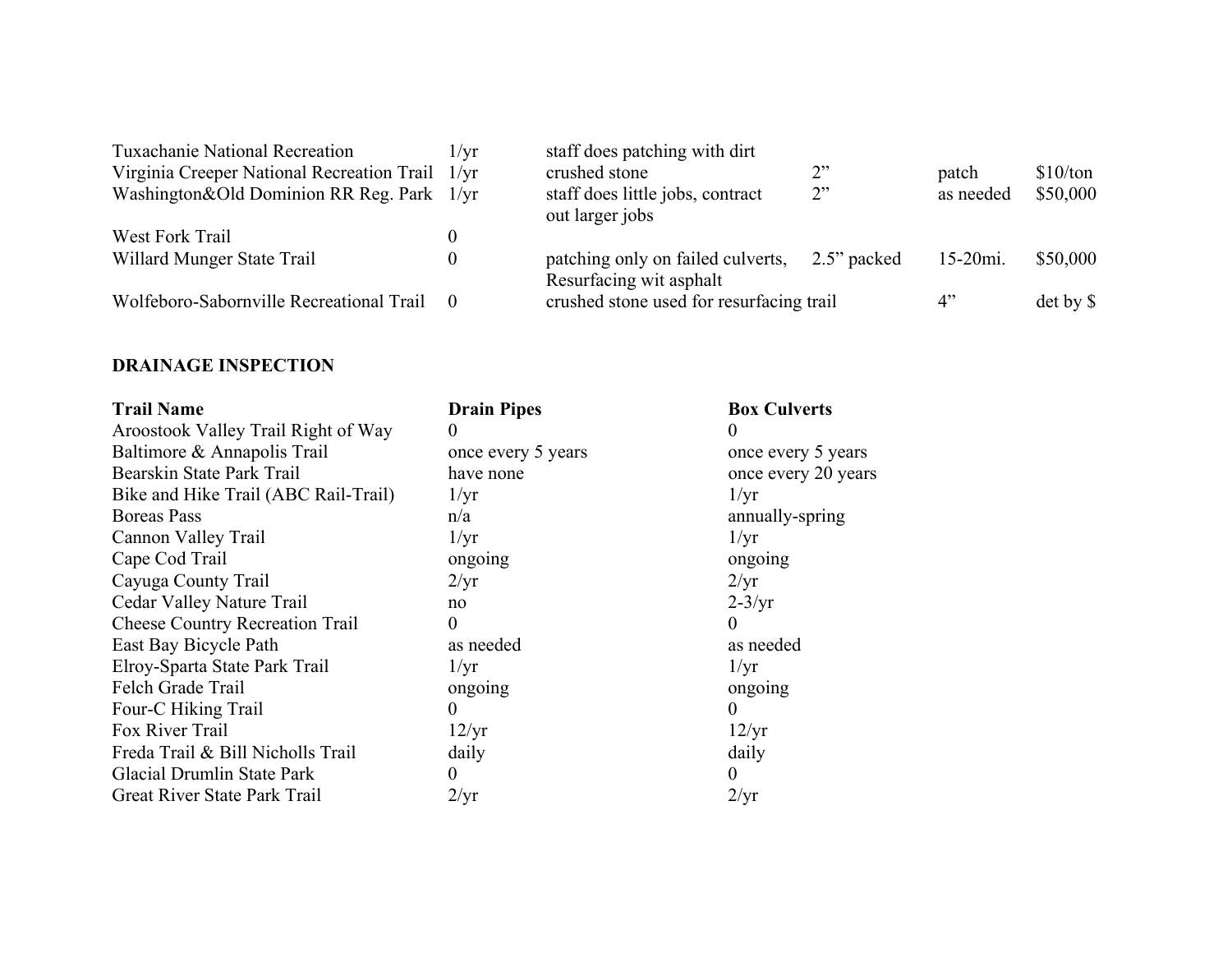| | | | | | |
|---|---|---|---|---|---|
| Tuxachanie National Recreation | 1/yr | staff does patching with dirt | | | |
| Virginia Creeper National Recreation Trail | 1/yr | crushed stone | 2" | patch | $10/ton |
| Washington&Old Dominion RR Reg. Park | 1/yr | staff does little jobs, contract out larger jobs | 2" | as needed | $50,000 |
| West Fork Trail | 0 | | | | |
| Willard Munger State Trail | 0 | patching only on failed culverts, Resurfacing wit asphalt | 2.5" packed | 15-20mi. | $50,000 |
| Wolfeboro-Sabornville Recreational Trail | 0 | crushed stone used for resurfacing trail | | 4" | det by $ |

**DRAINAGE INSPECTION**

| Trail Name | Drain Pipes | Box Culverts |
|---|---|---|
| Aroostook Valley Trail Right of Way | 0 | 0 |
| Baltimore & Annapolis Trail | once every 5 years | once every 5 years |
| Bearskin State Park Trail | have none | once every 20 years |
| Bike and Hike Trail (ABC Rail-Trail) | 1/yr | 1/yr |
| Boreas Pass | n/a | annually-spring |
| Cannon Valley Trail | 1/yr | 1/yr |
| Cape Cod Trail | ongoing | ongoing |
| Cayuga County Trail | 2/yr | 2/yr |
| Cedar Valley Nature Trail | no | 2-3/yr |
| Cheese Country Recreation Trail | 0 | 0 |
| East Bay Bicycle Path | as needed | as needed |
| Elroy-Sparta State Park Trail | 1/yr | 1/yr |
| Felch Grade Trail | ongoing | ongoing |
| Four-C Hiking Trail | 0 | 0 |
| Fox River Trail | 12/yr | 12/yr |
| Freda Trail & Bill Nicholls Trail | daily | daily |
| Glacial Drumlin State Park | 0 | 0 |
| Great River State Park Trail | 2/yr | 2/yr |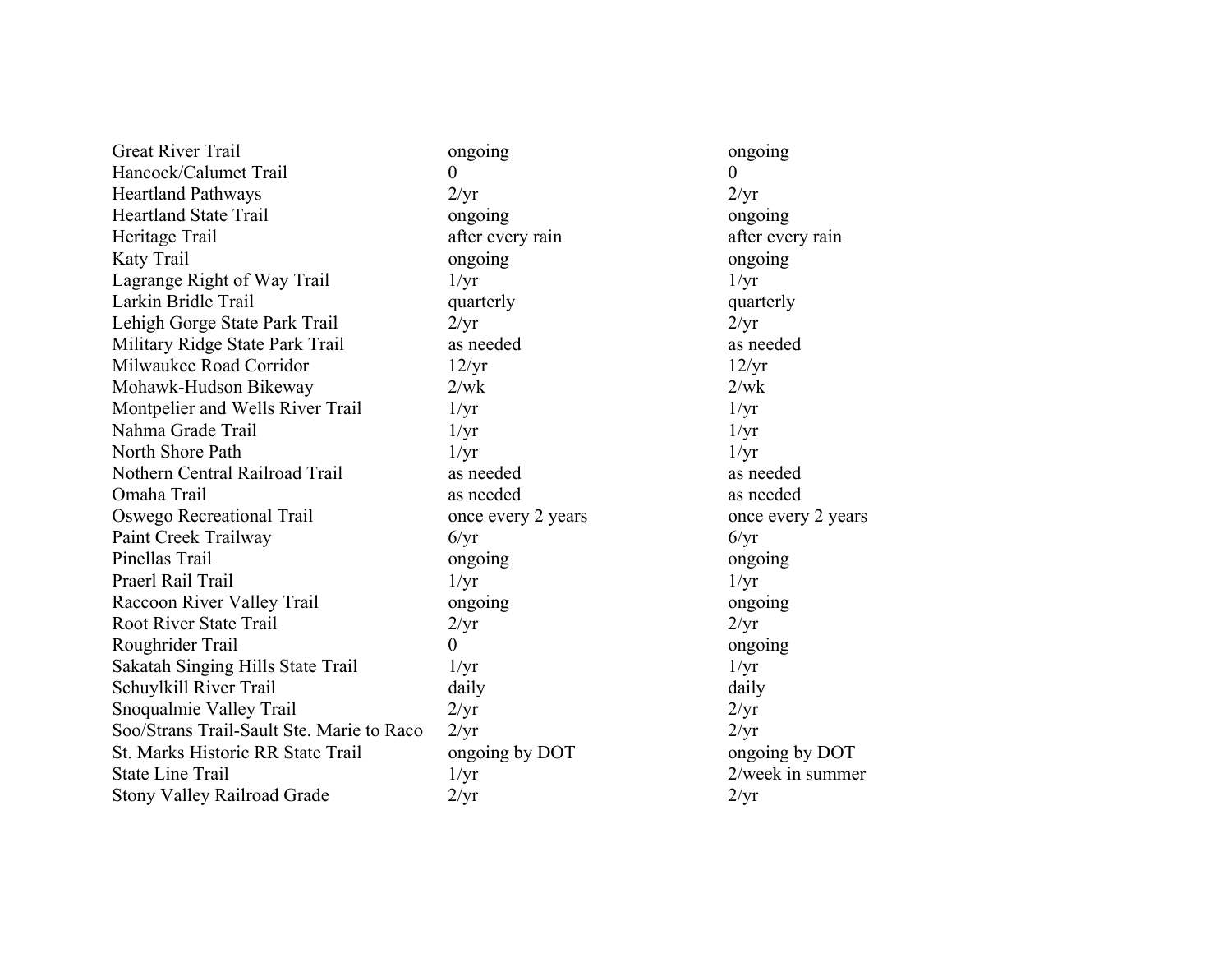| | | |
|---|---|---|
| Great River Trail | ongoing | ongoing |
| Hancock/Calumet Trail | 0 | 0 |
| Heartland Pathways | 2/yr | 2/yr |
| Heartland State Trail | ongoing | ongoing |
| Heritage Trail | after every rain | after every rain |
| Katy Trail | ongoing | ongoing |
| Lagrange Right of Way Trail | 1/yr | 1/yr |
| Larkin Bridle Trail | quarterly | quarterly |
| Lehigh Gorge State Park Trail | 2/yr | 2/yr |
| Military Ridge State Park Trail | as needed | as needed |
| Milwaukee Road Corridor | 12/yr | 12/yr |
| Mohawk-Hudson Bikeway | 2/wk | 2/wk |
| Montpelier and Wells River Trail | 1/yr | 1/yr |
| Nahma Grade Trail | 1/yr | 1/yr |
| North Shore Path | 1/yr | 1/yr |
| Nothern Central Railroad Trail | as needed | as needed |
| Omaha Trail | as needed | as needed |
| Oswego Recreational Trail | once every 2 years | once every 2 years |
| Paint Creek Trailway | 6/yr | 6/yr |
| Pinellas Trail | ongoing | ongoing |
| Praerl Rail Trail | 1/yr | 1/yr |
| Raccoon River Valley Trail | ongoing | ongoing |
| Root River State Trail | 2/yr | 2/yr |
| Roughrider Trail | 0 | ongoing |
| Sakatah Singing Hills State Trail | 1/yr | 1/yr |
| Schuylkill River Trail | daily | daily |
| Snoqualmie Valley Trail | 2/yr | 2/yr |
| Soo/Strans Trail-Sault Ste. Marie to Raco | 2/yr | 2/yr |
| St. Marks Historic RR State Trail | ongoing by DOT | ongoing by DOT |
| State Line Trail | 1/yr | 2/week in summer |
| Stony Valley Railroad Grade | 2/yr | 2/yr |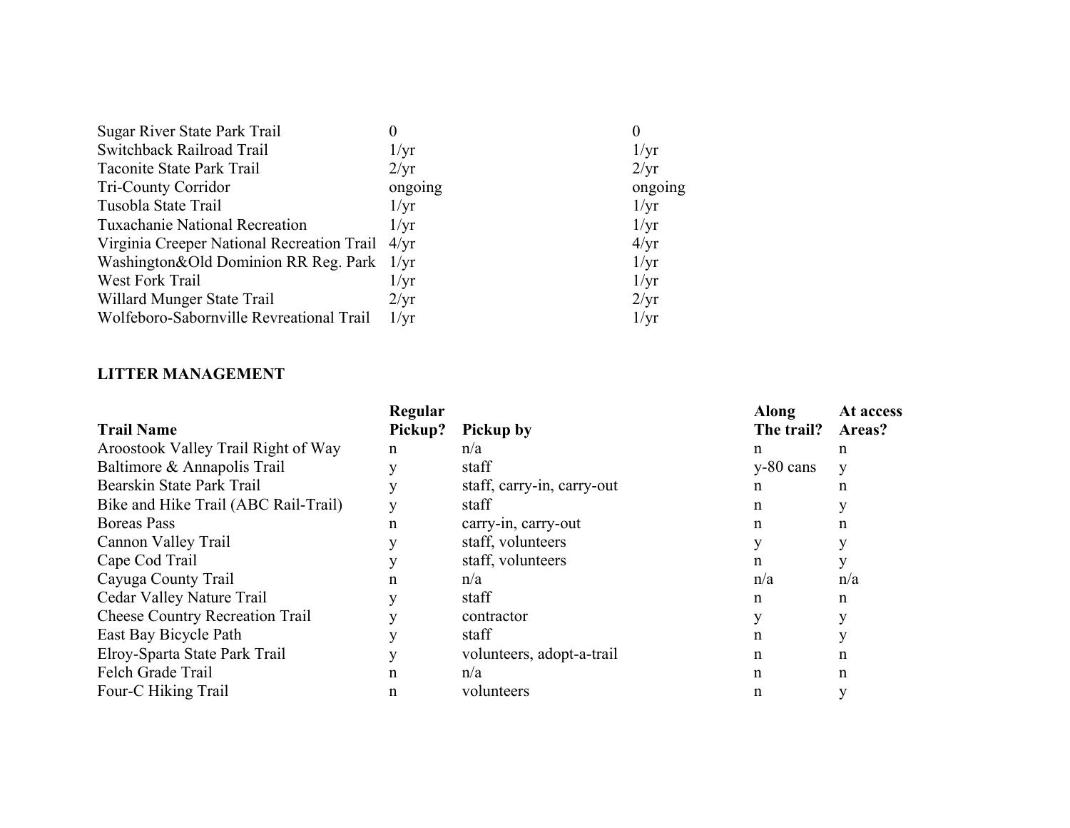| | | |
|---|---|---|
| Sugar River State Park Trail | 0 | 0 |
| Switchback Railroad Trail | 1/yr | 1/yr |
| Taconite State Park Trail | 2/yr | 2/yr |
| Tri-County Corridor | ongoing | ongoing |
| Tusobla State Trail | 1/yr | 1/yr |
| Tuxachanie National Recreation | 1/yr | 1/yr |
| Virginia Creeper National Recreation Trail | 4/yr | 4/yr |
| Washington&Old Dominion RR Reg. Park | 1/yr | 1/yr |
| West Fork Trail | 1/yr | 1/yr |
| Willard Munger State Trail | 2/yr | 2/yr |
| Wolfeboro-Sabornville Revreational Trail | 1/yr | 1/yr |

**LITTER MANAGEMENT**

| Trail Name | Regular Pickup? | Pickup by | Along The trail? | At access Areas? |
|---|---|---|---|---|
| Aroostook Valley Trail Right of Way | n | n/a | n | n |
| Baltimore & Annapolis Trail | y | staff | y-80 cans | y |
| Bearskin State Park Trail | y | staff, carry-in, carry-out | n | n |
| Bike and Hike Trail (ABC Rail-Trail) | y | staff | n | y |
| Boreas Pass | n | carry-in, carry-out | n | n |
| Cannon Valley Trail | y | staff, volunteers | y | y |
| Cape Cod Trail | y | staff, volunteers | n | y |
| Cayuga County Trail | n | n/a | n/a | n/a |
| Cedar Valley Nature Trail | y | staff | n | n |
| Cheese Country Recreation Trail | y | contractor | y | y |
| East Bay Bicycle Path | y | staff | n | y |
| Elroy-Sparta State Park Trail | y | volunteers, adopt-a-trail | n | n |
| Felch Grade Trail | n | n/a | n | n |
| Four-C Hiking Trail | n | volunteers | n | y |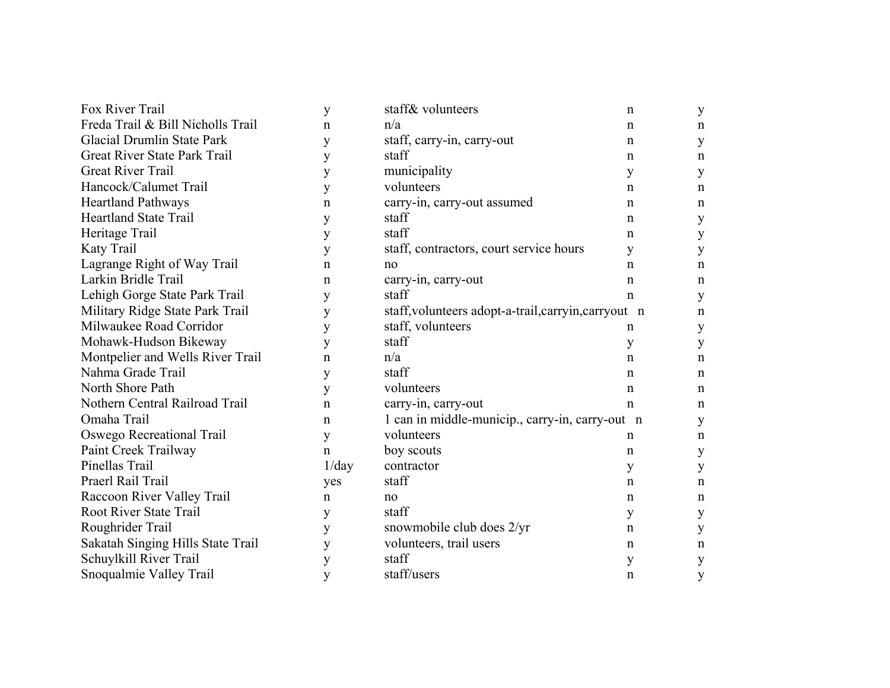| | | | | |
|---|---|---|---|---|
| Fox River Trail | y | staff& volunteers | n | y |
| Freda Trail & Bill Nicholls Trail | n | n/a | n | n |
| Glacial Drumlin State Park | y | staff, carry-in, carry-out | n | y |
| Great River State Park Trail | y | staff | n | n |
| Great River Trail | y | municipality | y | y |
| Hancock/Calumet Trail | y | volunteers | n | n |
| Heartland Pathways | n | carry-in, carry-out assumed | n | n |
| Heartland State Trail | y | staff | n | y |
| Heritage Trail | y | staff | n | y |
| Katy Trail | y | staff, contractors, court service hours | y | y |
| Lagrange Right of Way Trail | n | no | n | n |
| Larkin Bridle Trail | n | carry-in, carry-out | n | n |
| Lehigh Gorge State Park Trail | y | staff | n | y |
| Military Ridge State Park Trail | y | staff,volunteers adopt-a-trail,carryin,carryout | n | n |
| Milwaukee Road Corridor | y | staff, volunteers | n | y |
| Mohawk-Hudson Bikeway | y | staff | y | y |
| Montpelier and Wells River Trail | n | n/a | n | n |
| Nahma Grade Trail | y | staff | n | n |
| North Shore Path | y | volunteers | n | n |
| Nothern Central Railroad Trail | n | carry-in, carry-out | n | n |
| Omaha Trail | n | 1 can in middle-municip., carry-in, carry-out | n | y |
| Oswego Recreational Trail | y | volunteers | n | n |
| Paint Creek Trailway | n | boy scouts | n | y |
| Pinellas Trail | 1/day | contractor | y | y |
| Praerl Rail Trail | yes | staff | n | n |
| Raccoon River Valley Trail | n | no | n | n |
| Root River State Trail | y | staff | y | y |
| Roughrider Trail | y | snowmobile club does 2/yr | n | y |
| Sakatah Singing Hills State Trail | y | volunteers, trail users | n | n |
| Schuylkill River Trail | y | staff | y | y |
| Snoqualmie Valley Trail | y | staff/users | n | y |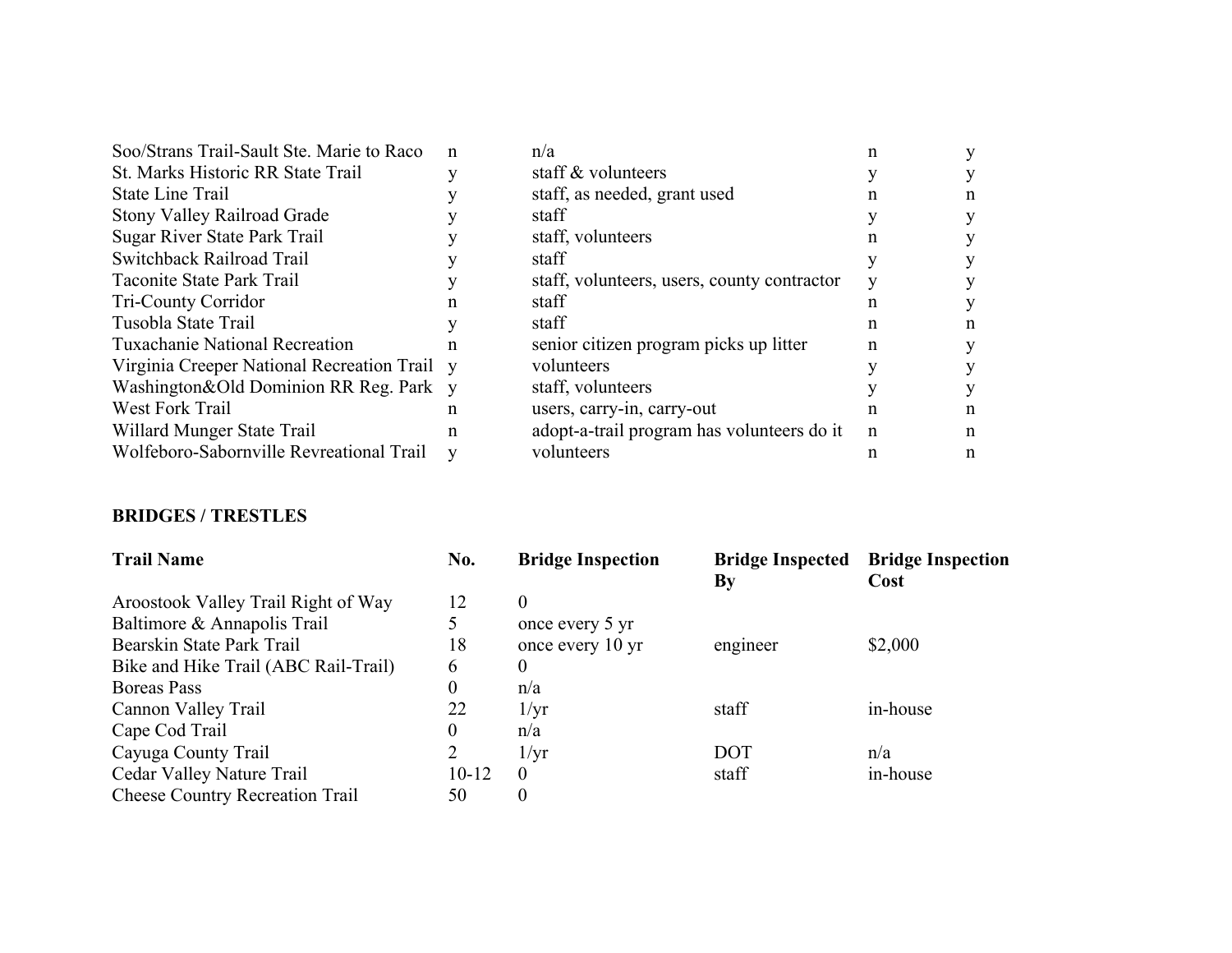| | | | | |
|---|---|---|---|---|
| Soo/Strans Trail-Sault Ste. Marie to Raco | n | n/a | n | y |
| St. Marks Historic RR State Trail | y | staff & volunteers | y | y |
| State Line Trail | y | staff, as needed, grant used | n | n |
| Stony Valley Railroad Grade | y | staff | y | y |
| Sugar River State Park Trail | y | staff, volunteers | n | y |
| Switchback Railroad Trail | y | staff | y | y |
| Taconite State Park Trail | y | staff, volunteers, users, county contractor | y | y |
| Tri-County Corridor | n | staff | n | y |
| Tusobla State Trail | y | staff | n | n |
| Tuxachanie National Recreation | n | senior citizen program picks up litter | n | y |
| Virginia Creeper National Recreation Trail | y | volunteers | y | y |
| Washington&Old Dominion RR Reg. Park | y | staff, volunteers | y | y |
| West Fork Trail | n | users, carry-in, carry-out | n | n |
| Willard Munger State Trail | n | adopt-a-trail program has volunteers do it | n | n |
| Wolfeboro-Sabornville Revreational Trail | y | volunteers | n | n |

**BRIDGES / TRESTLES**

| Trail Name | No. | Bridge Inspection | Bridge Inspected By | Bridge Inspection Cost |
|---|---|---|---|---|
| Aroostook Valley Trail Right of Way | 12 | 0 | | |
| Baltimore & Annapolis Trail | 5 | once every 5 yr | | |
| Bearskin State Park Trail | 18 | once every 10 yr | engineer | $2,000 |
| Bike and Hike Trail (ABC Rail-Trail) | 6 | 0 | | |
| Boreas Pass | 0 | n/a | | |
| Cannon Valley Trail | 22 | 1/yr | staff | in-house |
| Cape Cod Trail | 0 | n/a | | |
| Cayuga County Trail | 2 | 1/yr | DOT | n/a |
| Cedar Valley Nature Trail | 10-12 | 0 | staff | in-house |
| Cheese Country Recreation Trail | 50 | 0 | | |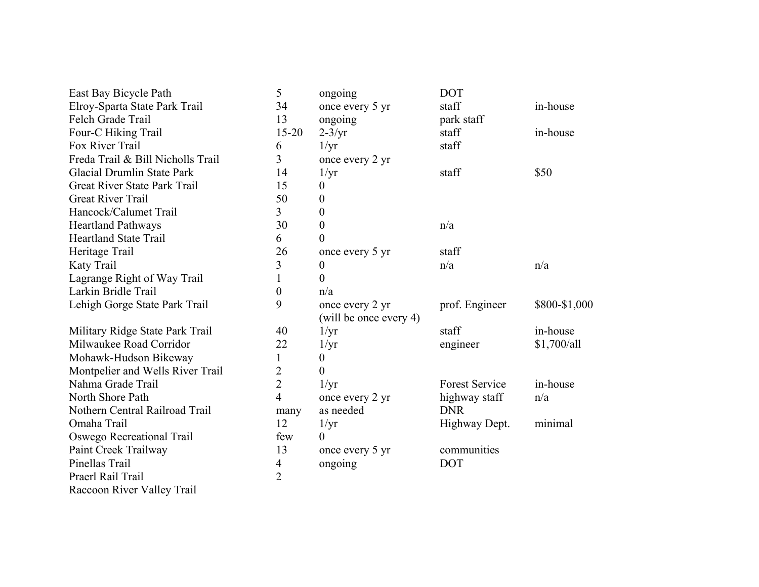| | | | | |
|---|---|---|---|---|
| East Bay Bicycle Path | 5 | ongoing | DOT | |
| Elroy-Sparta State Park Trail | 34 | once every 5 yr | staff | in-house |
| Felch Grade Trail | 13 | ongoing | park staff | |
| Four-C Hiking Trail | 15-20 | 2-3/yr | staff | in-house |
| Fox River Trail | 6 | 1/yr | staff | |
| Freda Trail & Bill Nicholls Trail | 3 | once every 2 yr | | |
| Glacial Drumlin State Park | 14 | 1/yr | staff | $50 |
| Great River State Park Trail | 15 | 0 | | |
| Great River Trail | 50 | 0 | | |
| Hancock/Calumet Trail | 3 | 0 | | |
| Heartland Pathways | 30 | 0 | n/a | |
| Heartland State Trail | 6 | 0 | | |
| Heritage Trail | 26 | once every 5 yr | staff | |
| Katy Trail | 3 | 0 | n/a | n/a |
| Lagrange Right of Way Trail | 1 | 0 | | |
| Larkin Bridle Trail | 0 | n/a | | |
| Lehigh Gorge State Park Trail | 9 | once every 2 yr (will be once every 4) | prof. Engineer | $800-$1,000 |
| Military Ridge State Park Trail | 40 | 1/yr | staff | in-house |
| Milwaukee Road Corridor | 22 | 1/yr | engineer | $1,700/all |
| Mohawk-Hudson Bikeway | 1 | 0 | | |
| Montpelier and Wells River Trail | 2 | 0 | | |
| Nahma Grade Trail | 2 | 1/yr | Forest Service | in-house |
| North Shore Path | 4 | once every 2 yr | highway staff | n/a |
| Nothern Central Railroad Trail | many | as needed | DNR | |
| Omaha Trail | 12 | 1/yr | Highway Dept. | minimal |
| Oswego Recreational Trail | few | 0 | | |
| Paint Creek Trailway | 13 | once every 5 yr | communities | |
| Pinellas Trail | 4 | ongoing | DOT | |
| Praerl Rail Trail | 2 | | | |
| Raccoon River Valley Trail | | | | |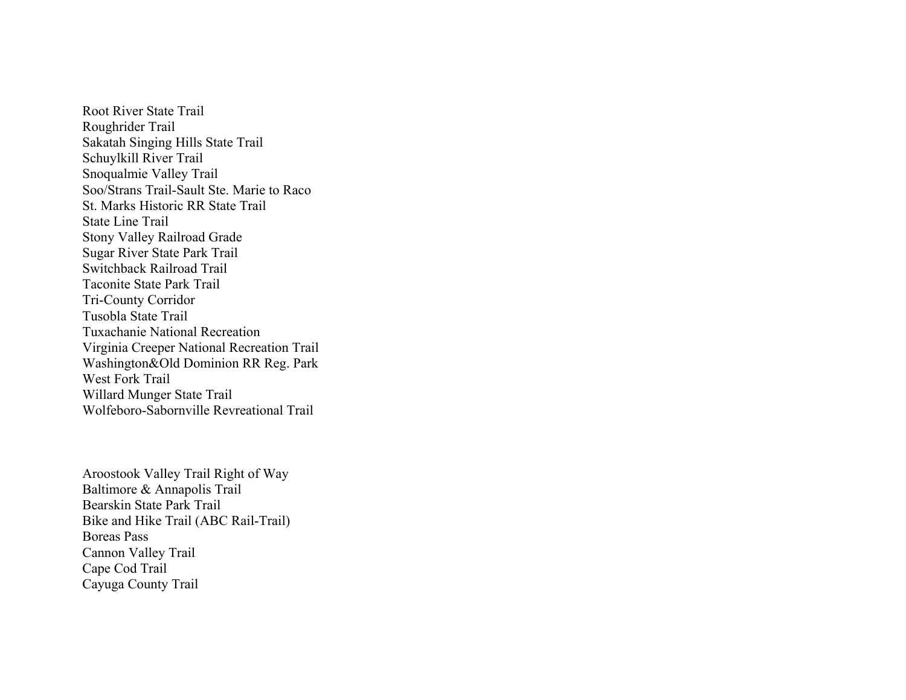Root River State Trail
Roughrider Trail
Sakatah Singing Hills State Trail
Schuylkill River Trail
Snoqualmie Valley Trail
Soo/Strans Trail-Sault Ste. Marie to Raco
St. Marks Historic RR State Trail
State Line Trail
Stony Valley Railroad Grade
Sugar River State Park Trail
Switchback Railroad Trail
Taconite State Park Trail
Tri-County Corridor
Tusobla State Trail
Tuxachanie National Recreation
Virginia Creeper National Recreation Trail
Washington&Old Dominion RR Reg. Park
West Fork Trail
Willard Munger State Trail
Wolfeboro-Sabornville Revreational Trail

Aroostook Valley Trail Right of Way
Baltimore & Annapolis Trail
Bearskin State Park Trail
Bike and Hike Trail (ABC Rail-Trail)
Boreas Pass
Cannon Valley Trail
Cape Cod Trail
Cayuga County Trail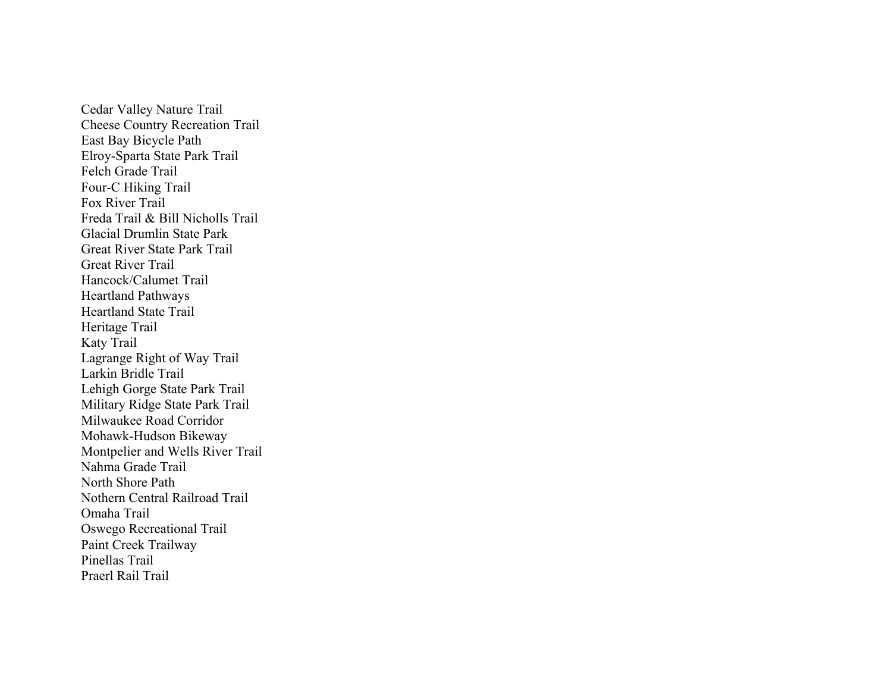Cedar Valley Nature Trail
Cheese Country Recreation Trail
East Bay Bicycle Path
Elroy-Sparta State Park Trail
Felch Grade Trail
Four-C Hiking Trail
Fox River Trail
Freda Trail & Bill Nicholls Trail
Glacial Drumlin State Park
Great River State Park Trail
Great River Trail
Hancock/Calumet Trail
Heartland Pathways
Heartland State Trail
Heritage Trail
Katy Trail
Lagrange Right of Way Trail
Larkin Bridle Trail
Lehigh Gorge State Park Trail
Military Ridge State Park Trail
Milwaukee Road Corridor
Mohawk-Hudson Bikeway
Montpelier and Wells River Trail
Nahma Grade Trail
North Shore Path
Nothern Central Railroad Trail
Omaha Trail
Oswego Recreational Trail
Paint Creek Trailway
Pinellas Trail
Praerl Rail Trail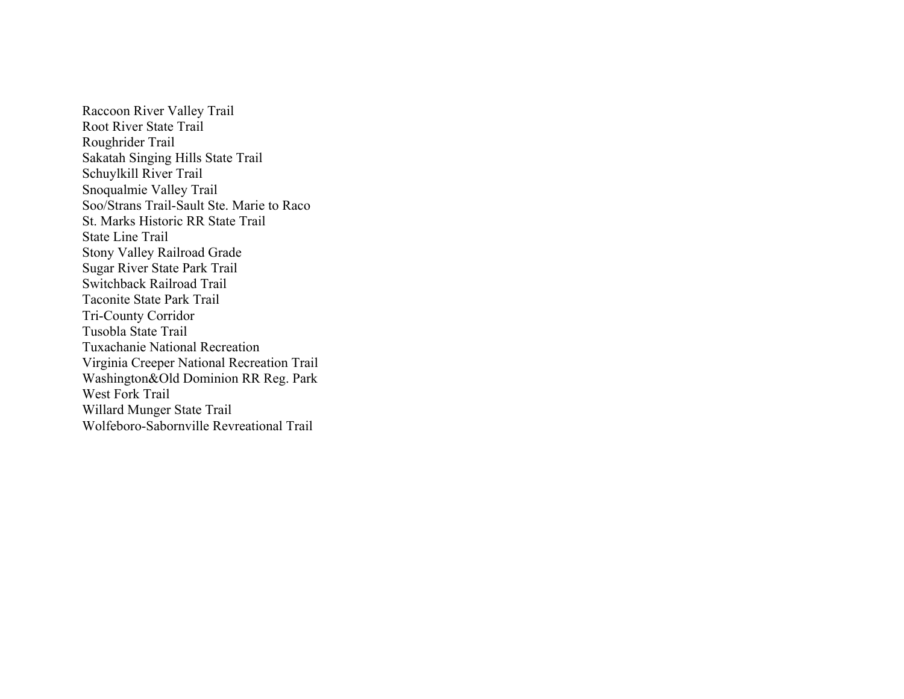Raccoon River Valley Trail
Root River State Trail
Roughrider Trail
Sakatah Singing Hills State Trail
Schuylkill River Trail
Snoqualmie Valley Trail
Soo/Strans Trail-Sault Ste. Marie to Raco
St. Marks Historic RR State Trail
State Line Trail
Stony Valley Railroad Grade
Sugar River State Park Trail
Switchback Railroad Trail
Taconite State Park Trail
Tri-County Corridor
Tusobla State Trail
Tuxachanie National Recreation
Virginia Creeper National Recreation Trail
Washington&Old Dominion RR Reg. Park
West Fork Trail
Willard Munger State Trail
Wolfeboro-Sabornville Revreational Trail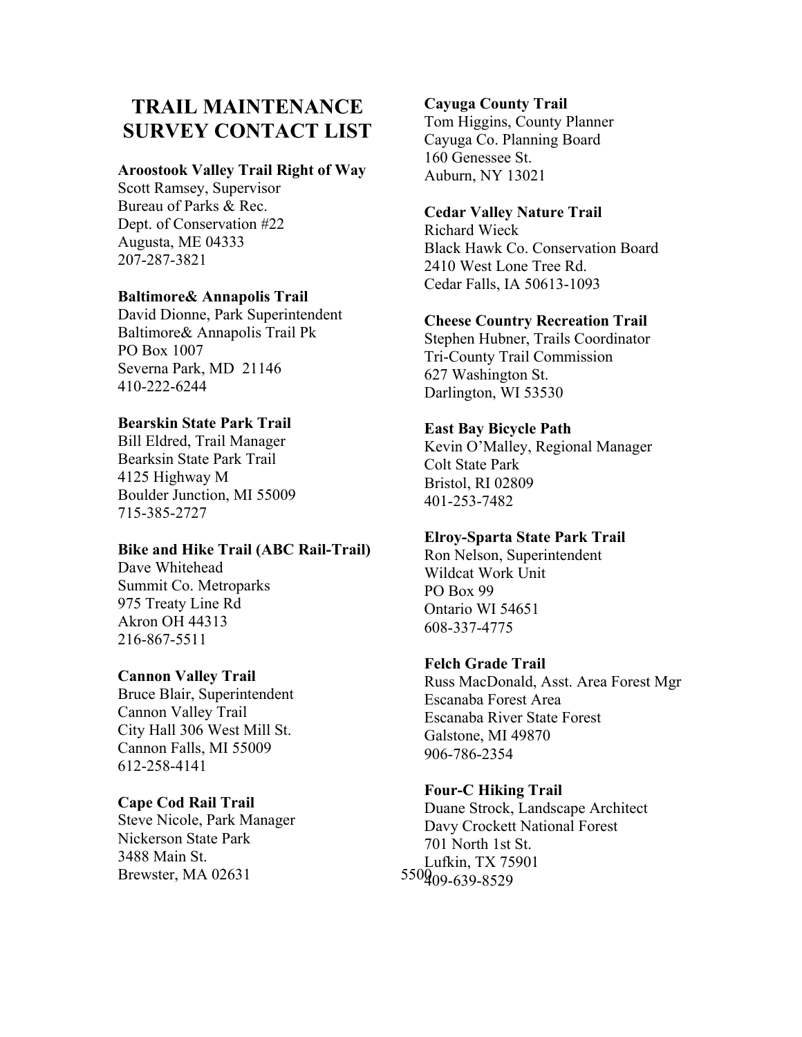# TRAIL MAINTENANCE SURVEY CONTACT LIST

**Aroostook Valley Trail Right of Way**
Scott Ramsey, Supervisor
Bureau of Parks & Rec.
Dept. of Conservation #22
Augusta, ME 04333
207-287-3821

**Baltimore& Annapolis Trail**
David Dionne, Park Superintendent
Baltimore& Annapolis Trail Pk
PO Box 1007
Severna Park, MD 21146
410-222-6244

**Bearskin State Park Trail**
Bill Eldred, Trail Manager
Bearksin State Park Trail
4125 Highway M
Boulder Junction, MI 55009
715-385-2727

**Bike and Hike Trail (ABC Rail-Trail)**
Dave Whitehead
Summit Co. Metroparks
975 Treaty Line Rd
Akron OH 44313
216-867-5511

**Cannon Valley Trail**
Bruce Blair, Superintendent
Cannon Valley Trail
City Hall 306 West Mill St.
Cannon Falls, MI 55009
612-258-4141

**Cape Cod Rail Trail**
Steve Nicole, Park Manager
Nickerson State Park
3488 Main St.
Brewster, MA 02631
5500

**Cayuga County Trail**
Tom Higgins, County Planner
Cayuga Co. Planning Board
160 Genessee St.
Auburn, NY 13021

**Cedar Valley Nature Trail**
Richard Wieck
Black Hawk Co. Conservation Board
2410 West Lone Tree Rd.
Cedar Falls, IA 50613-1093

**Cheese Country Recreation Trail**
Stephen Hubner, Trails Coordinator
Tri-County Trail Commission
627 Washington St.
Darlington, WI 53530

**East Bay Bicycle Path**
Kevin O'Malley, Regional Manager
Colt State Park
Bristol, RI 02809
401-253-7482

**Elroy-Sparta State Park Trail**
Ron Nelson, Superintendent
Wildcat Work Unit
PO Box 99
Ontario WI 54651
608-337-4775

**Felch Grade Trail**
Russ MacDonald, Asst. Area Forest Mgr
Escanaba Forest Area
Escanaba River State Forest
Galstone, MI 49870
906-786-2354

**Four-C Hiking Trail**
Duane Strock, Landscape Architect
Davy Crockett National Forest
701 North 1st St.
Lufkin, TX 75901
409-639-8529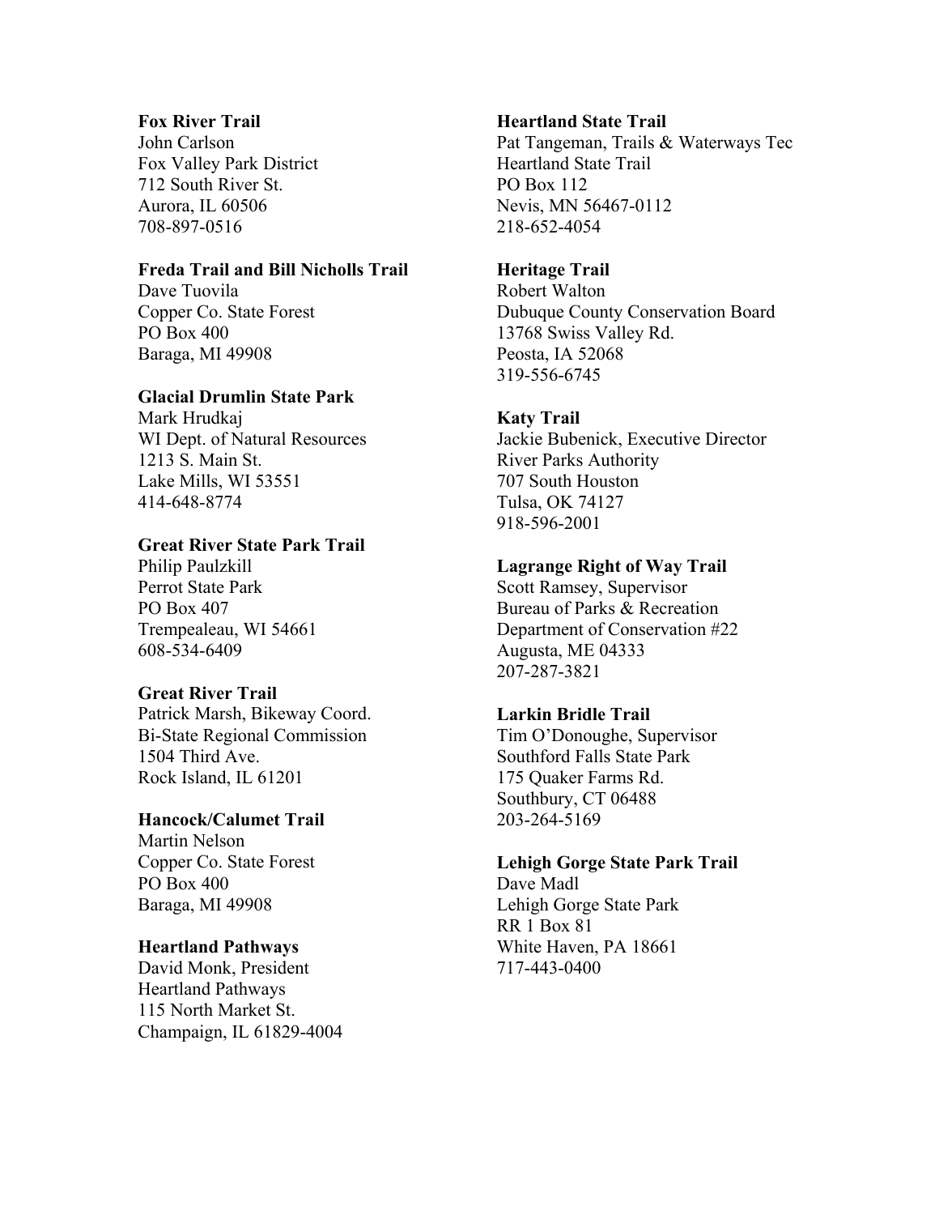**Fox River Trail**
John Carlson
Fox Valley Park District
712 South River St.
Aurora, IL 60506
708-897-0516

**Freda Trail and Bill Nicholls Trail**
Dave Tuovila
Copper Co. State Forest
PO Box 400
Baraga, MI 49908

**Glacial Drumlin State Park**
Mark Hrudkaj
WI Dept. of Natural Resources
1213 S. Main St.
Lake Mills, WI 53551
414-648-8774

**Great River State Park Trail**
Philip Paulzkill
Perrot State Park
PO Box 407
Trempealeau, WI 54661
608-534-6409

**Great River Trail**
Patrick Marsh, Bikeway Coord.
Bi-State Regional Commission
1504 Third Ave.
Rock Island, IL 61201

**Hancock/Calumet Trail**
Martin Nelson
Copper Co. State Forest
PO Box 400
Baraga, MI 49908

**Heartland Pathways**
David Monk, President
Heartland Pathways
115 North Market St.
Champaign, IL 61829-4004

**Heartland State Trail**
Pat Tangeman, Trails & Waterways Tec
Heartland State Trail
PO Box 112
Nevis, MN 56467-0112
218-652-4054

**Heritage Trail**
Robert Walton
Dubuque County Conservation Board
13768 Swiss Valley Rd.
Peosta, IA 52068
319-556-6745

**Katy Trail**
Jackie Bubenick, Executive Director
River Parks Authority
707 South Houston
Tulsa, OK 74127
918-596-2001

**Lagrange Right of Way Trail**
Scott Ramsey, Supervisor
Bureau of Parks & Recreation
Department of Conservation #22
Augusta, ME 04333
207-287-3821

**Larkin Bridle Trail**
Tim O'Donoughe, Supervisor
Southford Falls State Park
175 Quaker Farms Rd.
Southbury, CT 06488
203-264-5169

**Lehigh Gorge State Park Trail**
Dave Madl
Lehigh Gorge State Park
RR 1 Box 81
White Haven, PA 18661
717-443-0400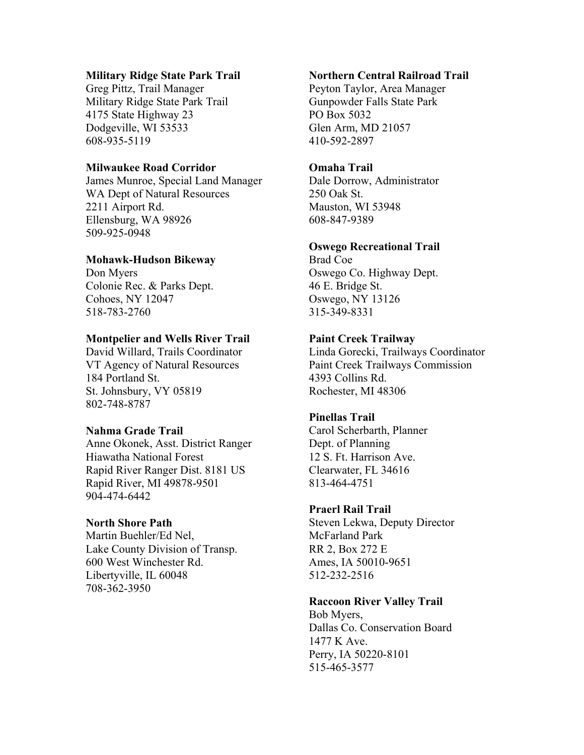**Military Ridge State Park Trail**
Greg Pittz, Trail Manager
Military Ridge State Park Trail
4175 State Highway 23
Dodgeville, WI 53533
608-935-5119

**Milwaukee Road Corridor**
James Munroe, Special Land Manager
WA Dept of Natural Resources
2211 Airport Rd.
Ellensburg, WA 98926
509-925-0948

**Mohawk-Hudson Bikeway**
Don Myers
Colonie Rec. & Parks Dept.
Cohoes, NY 12047
518-783-2760

**Montpelier and Wells River Trail**
David Willard, Trails Coordinator
VT Agency of Natural Resources
184 Portland St.
St. Johnsbury, VY 05819
802-748-8787

**Nahma Grade Trail**
Anne Okonek, Asst. District Ranger
Hiawatha National Forest
Rapid River Ranger Dist. 8181 US
Rapid River, MI 49878-9501
904-474-6442

**North Shore Path**
Martin Buehler/Ed Nel,
Lake County Division of Transp.
600 West Winchester Rd.
Libertyville, IL 60048
708-362-3950

**Northern Central Railroad Trail**
Peyton Taylor, Area Manager
Gunpowder Falls State Park
PO Box 5032
Glen Arm, MD 21057
410-592-2897

**Omaha Trail**
Dale Dorrow, Administrator
250 Oak St.
Mauston, WI 53948
608-847-9389

**Oswego Recreational Trail**
Brad Coe
Oswego Co. Highway Dept.
46 E. Bridge St.
Oswego, NY 13126
315-349-8331

**Paint Creek Trailway**
Linda Gorecki, Trailways Coordinator
Paint Creek Trailways Commission
4393 Collins Rd.
Rochester, MI 48306

**Pinellas Trail**
Carol Scherbarth, Planner
Dept. of Planning
12 S. Ft. Harrison Ave.
Clearwater, FL 34616
813-464-4751

**Praerl Rail Trail**
Steven Lekwa, Deputy Director
McFarland Park
RR 2, Box 272 E
Ames, IA 50010-9651
512-232-2516

**Raccoon River Valley Trail**
Bob Myers,
Dallas Co. Conservation Board
1477 K Ave.
Perry, IA 50220-8101
515-465-3577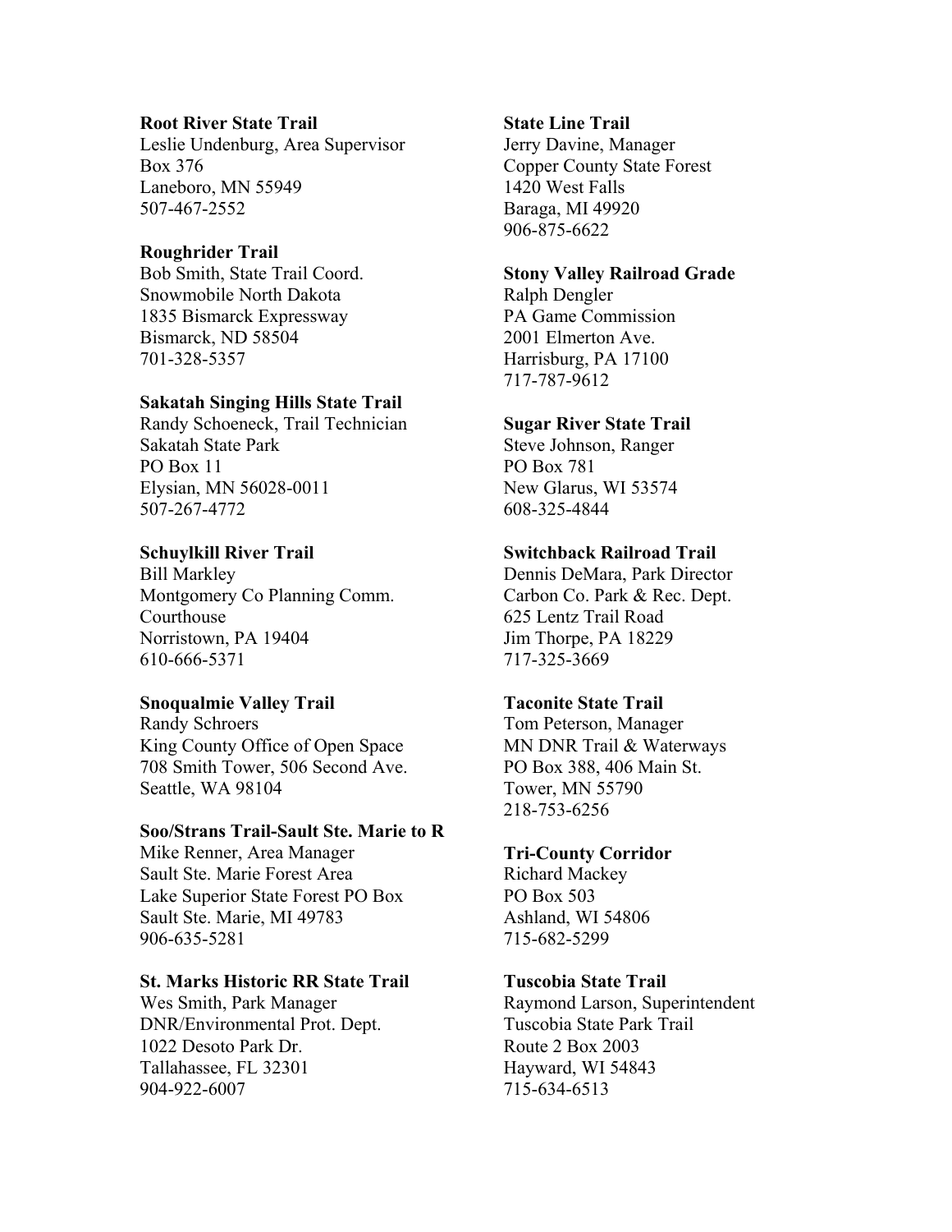**Root River State Trail**
Leslie Undenburg, Area Supervisor
Box 376
Laneboro, MN 55949
507-467-2552

**Roughrider Trail**
Bob Smith, State Trail Coord.
Snowmobile North Dakota
1835 Bismarck Expressway
Bismarck, ND 58504
701-328-5357

**Sakatah Singing Hills State Trail**
Randy Schoeneck, Trail Technician
Sakatah State Park
PO Box 11
Elysian, MN 56028-0011
507-267-4772

**Schuylkill River Trail**
Bill Markley
Montgomery Co Planning Comm.
Courthouse
Norristown, PA 19404
610-666-5371

**Snoqualmie Valley Trail**
Randy Schroers
King County Office of Open Space
708 Smith Tower, 506 Second Ave.
Seattle, WA 98104

**Soo/Strans Trail-Sault Ste. Marie to R**
Mike Renner, Area Manager
Sault Ste. Marie Forest Area
Lake Superior State Forest PO Box
Sault Ste. Marie, MI 49783
906-635-5281

**St. Marks Historic RR State Trail**
Wes Smith, Park Manager
DNR/Environmental Prot. Dept.
1022 Desoto Park Dr.
Tallahassee, FL 32301
904-922-6007

**State Line Trail**
Jerry Davine, Manager
Copper County State Forest
1420 West Falls
Baraga, MI 49920
906-875-6622

**Stony Valley Railroad Grade**
Ralph Dengler
PA Game Commission
2001 Elmerton Ave.
Harrisburg, PA 17100
717-787-9612

**Sugar River State Trail**
Steve Johnson, Ranger
PO Box 781
New Glarus, WI 53574
608-325-4844

**Switchback Railroad Trail**
Dennis DeMara, Park Director
Carbon Co. Park & Rec. Dept.
625 Lentz Trail Road
Jim Thorpe, PA 18229
717-325-3669

**Taconite State Trail**
Tom Peterson, Manager
MN DNR Trail & Waterways
PO Box 388, 406 Main St.
Tower, MN 55790
218-753-6256

**Tri-County Corridor**
Richard Mackey
PO Box 503
Ashland, WI 54806
715-682-5299

**Tuscobia State Trail**
Raymond Larson, Superintendent
Tuscobia State Park Trail
Route 2 Box 2003
Hayward, WI 54843
715-634-6513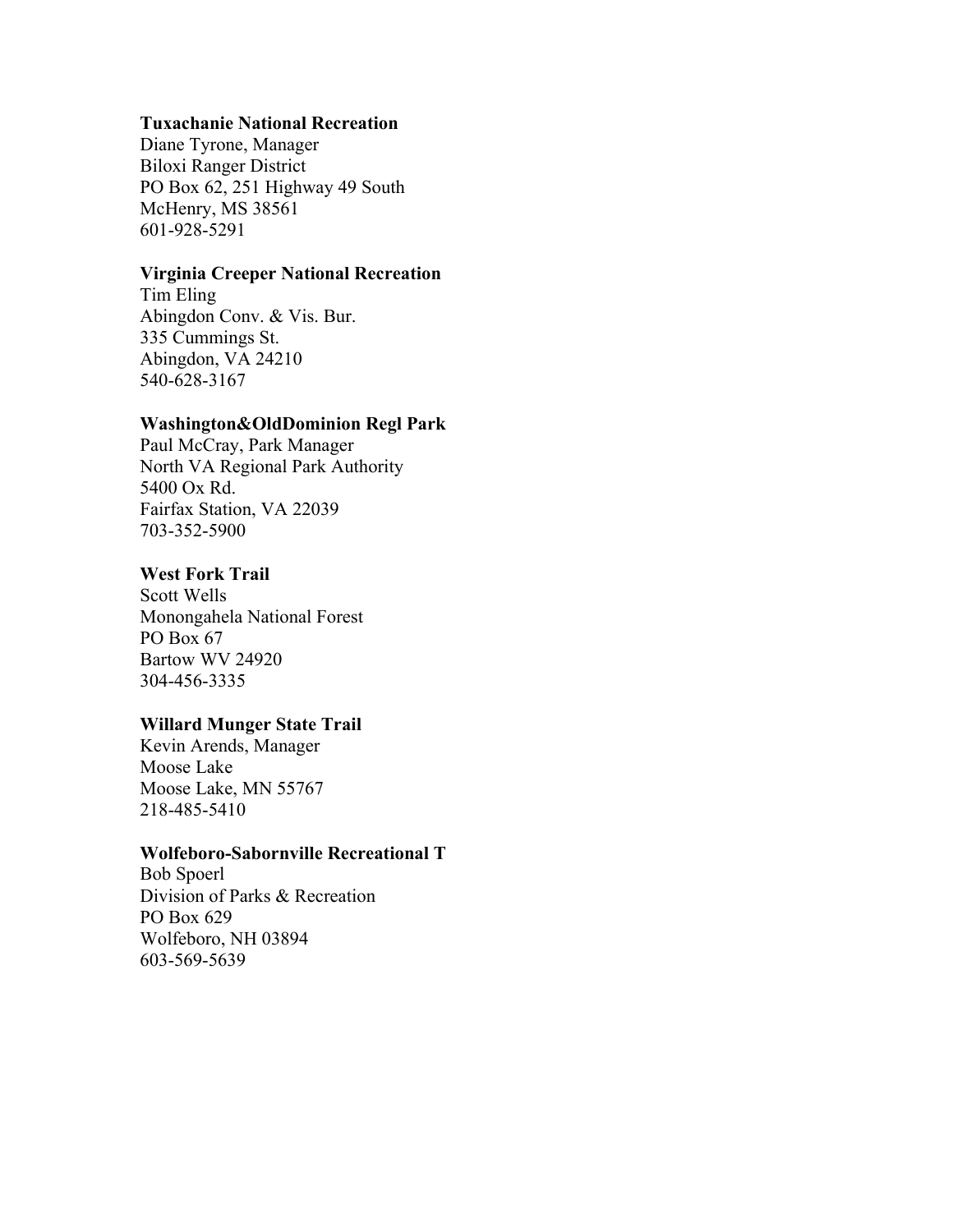**Tuxachanie National Recreation**
Diane Tyrone, Manager
Biloxi Ranger District
PO Box 62, 251 Highway 49 South
McHenry, MS 38561
601-928-5291

**Virginia Creeper National Recreation**
Tim Eling
Abingdon Conv. & Vis. Bur.
335 Cummings St.
Abingdon, VA 24210
540-628-3167

**Washington&OldDominion Regl Park**
Paul McCray, Park Manager
North VA Regional Park Authority
5400 Ox Rd.
Fairfax Station, VA 22039
703-352-5900

**West Fork Trail**
Scott Wells
Monongahela National Forest
PO Box 67
Bartow WV 24920
304-456-3335

**Willard Munger State Trail**
Kevin Arends, Manager
Moose Lake
Moose Lake, MN 55767
218-485-5410

**Wolfeboro-Sabornville Recreational T**
Bob Spoerl
Division of Parks & Recreation
PO Box 629
Wolfeboro, NH 03894
603-569-5639